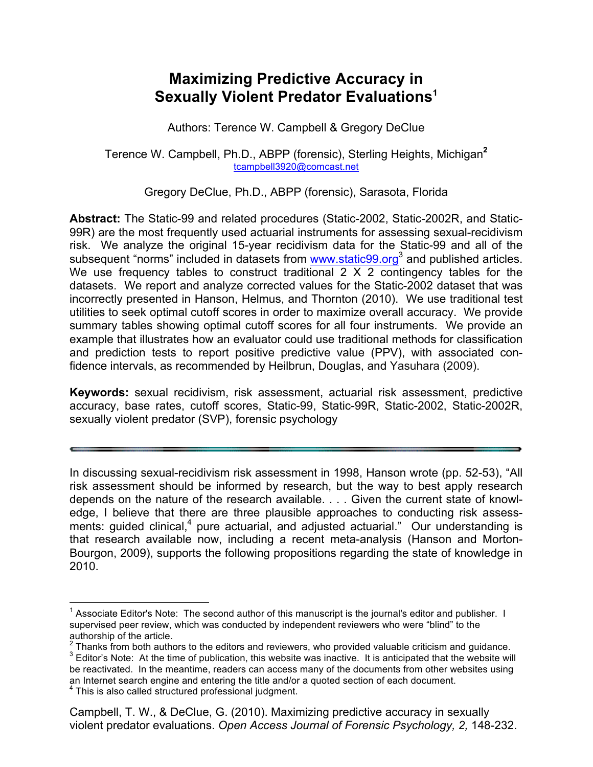# Maximizing Predictive Accuracy in Sexually Violent Predator Evaluations[1]

Authors: Terence W. Campbell & Gregory DeClue

Terence W. Campbell, Ph.D., ABPP (forensic), Sterling Heights, Michigan[2]
tcampbell3920@comcast.net

Gregory DeClue, Ph.D., ABPP (forensic), Sarasota, Florida

**Abstract:** The Static-99 and related procedures (Static-2002, Static-2002R, and Static-99R) are the most frequently used actuarial instruments for assessing sexual-recidivism risk. We analyze the original 15-year recidivism data for the Static-99 and all of the subsequent "norms" included in datasets from www.static99.org[3] and published articles. We use frequency tables to construct traditional 2 X 2 contingency tables for the datasets. We report and analyze corrected values for the Static-2002 dataset that was incorrectly presented in Hanson, Helmus, and Thornton (2010). We use traditional test utilities to seek optimal cutoff scores in order to maximize overall accuracy. We provide summary tables showing optimal cutoff scores for all four instruments. We provide an example that illustrates how an evaluator could use traditional methods for classification and prediction tests to report positive predictive value (PPV), with associated confidence intervals, as recommended by Heilbrun, Douglas, and Yasuhara (2009).

**Keywords:** sexual recidivism, risk assessment, actuarial risk assessment, predictive accuracy, base rates, cutoff scores, Static-99, Static-99R, Static-2002, Static-2002R, sexually violent predator (SVP), forensic psychology

---

In discussing sexual-recidivism risk assessment in 1998, Hanson wrote (pp. 52-53), "All risk assessment should be informed by research, but the way to best apply research depends on the nature of the research available. . . . Given the current state of knowledge, I believe that there are three plausible approaches to conducting risk assessments: guided clinical,[4] pure actuarial, and adjusted actuarial." Our understanding is that research available now, including a recent meta-analysis (Hanson and Morton-Bourgon, 2009), supports the following propositions regarding the state of knowledge in 2010.

---

[1] Associate Editor's Note: The second author of this manuscript is the journal's editor and publisher. I supervised peer review, which was conducted by independent reviewers who were "blind" to the authorship of the article.

[2] Thanks from both authors to the editors and reviewers, who provided valuable criticism and guidance.

[3] Editor's Note: At the time of publication, this website was inactive. It is anticipated that the website will be reactivated. In the meantime, readers can access many of the documents from other websites using an Internet search engine and entering the title and/or a quoted section of each document.

[4] This is also called structured professional judgment.

Campbell, T. W., & DeClue, G. (2010). Maximizing predictive accuracy in sexually violent predator evaluations. *Open Access Journal of Forensic Psychology, 2,* 148-232.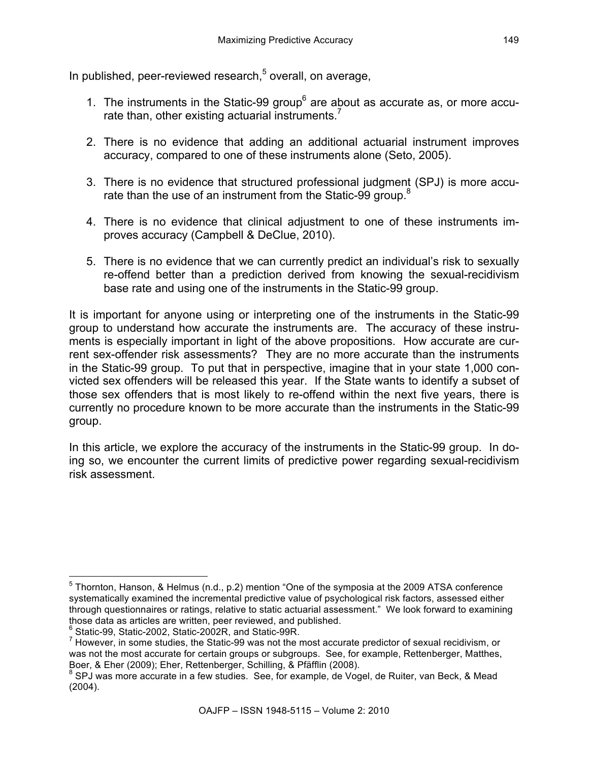In published, peer-reviewed research,[5] overall, on average,

1. The instruments in the Static-99 group[6] are about as accurate as, or more accurate than, other existing actuarial instruments.[7]

2. There is no evidence that adding an additional actuarial instrument improves accuracy, compared to one of these instruments alone (Seto, 2005).

3. There is no evidence that structured professional judgment (SPJ) is more accurate than the use of an instrument from the Static-99 group.[8]

4. There is no evidence that clinical adjustment to one of these instruments improves accuracy (Campbell & DeClue, 2010).

5. There is no evidence that we can currently predict an individual's risk to sexually re-offend better than a prediction derived from knowing the sexual-recidivism base rate and using one of the instruments in the Static-99 group.

It is important for anyone using or interpreting one of the instruments in the Static-99 group to understand how accurate the instruments are. The accuracy of these instruments is especially important in light of the above propositions. How accurate are current sex-offender risk assessments? They are no more accurate than the instruments in the Static-99 group. To put that in perspective, imagine that in your state 1,000 convicted sex offenders will be released this year. If the State wants to identify a subset of those sex offenders that is most likely to re-offend within the next five years, there is currently no procedure known to be more accurate than the instruments in the Static-99 group.

In this article, we explore the accuracy of the instruments in the Static-99 group. In doing so, we encounter the current limits of predictive power regarding sexual-recidivism risk assessment.

---

[5] Thornton, Hanson, & Helmus (n.d., p.2) mention "One of the symposia at the 2009 ATSA conference systematically examined the incremental predictive value of psychological risk factors, assessed either through questionnaires or ratings, relative to static actuarial assessment." We look forward to examining those data as articles are written, peer reviewed, and published.

[6] Static-99, Static-2002, Static-2002R, and Static-99R.

[7] However, in some studies, the Static-99 was not the most accurate predictor of sexual recidivism, or was not the most accurate for certain groups or subgroups. See, for example, Rettenberger, Matthes, Boer, & Eher (2009); Eher, Rettenberger, Schilling, & Pfäfflin (2008).

[8] SPJ was more accurate in a few studies. See, for example, de Vogel, de Ruiter, van Beck, & Mead (2004).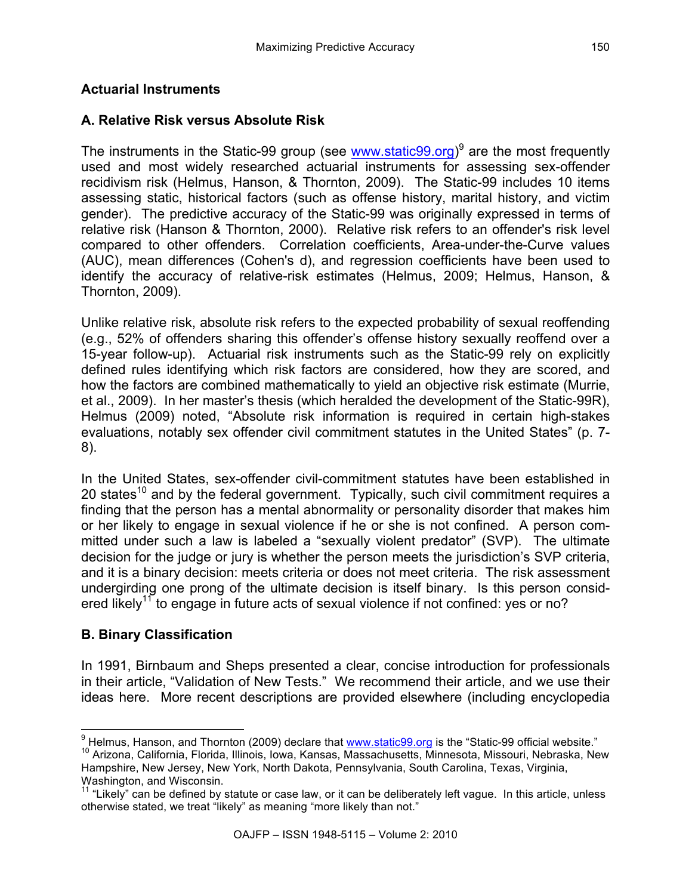## Actuarial Instruments

### A. Relative Risk versus Absolute Risk

The instruments in the Static-99 group (see www.static99.org)[9] are the most frequently used and most widely researched actuarial instruments for assessing sex-offender recidivism risk (Helmus, Hanson, & Thornton, 2009). The Static-99 includes 10 items assessing static, historical factors (such as offense history, marital history, and victim gender). The predictive accuracy of the Static-99 was originally expressed in terms of relative risk (Hanson & Thornton, 2000). Relative risk refers to an offender's risk level compared to other offenders. Correlation coefficients, Area-under-the-Curve values (AUC), mean differences (Cohen's d), and regression coefficients have been used to identify the accuracy of relative-risk estimates (Helmus, 2009; Helmus, Hanson, & Thornton, 2009).

Unlike relative risk, absolute risk refers to the expected probability of sexual reoffending (e.g., 52% of offenders sharing this offender's offense history sexually reoffend over a 15-year follow-up). Actuarial risk instruments such as the Static-99 rely on explicitly defined rules identifying which risk factors are considered, how they are scored, and how the factors are combined mathematically to yield an objective risk estimate (Murrie, et al., 2009). In her master's thesis (which heralded the development of the Static-99R), Helmus (2009) noted, "Absolute risk information is required in certain high-stakes evaluations, notably sex offender civil commitment statutes in the United States" (p. 7-8).

In the United States, sex-offender civil-commitment statutes have been established in 20 states[10] and by the federal government. Typically, such civil commitment requires a finding that the person has a mental abnormality or personality disorder that makes him or her likely to engage in sexual violence if he or she is not confined. A person committed under such a law is labeled a "sexually violent predator" (SVP). The ultimate decision for the judge or jury is whether the person meets the jurisdiction's SVP criteria, and it is a binary decision: meets criteria or does not meet criteria. The risk assessment undergirding one prong of the ultimate decision is itself binary. Is this person considered likely[11] to engage in future acts of sexual violence if not confined: yes or no?

### B. Binary Classification

In 1991, Birnbaum and Sheps presented a clear, concise introduction for professionals in their article, "Validation of New Tests." We recommend their article, and we use their ideas here. More recent descriptions are provided elsewhere (including encyclopedia

---

[9] Helmus, Hanson, and Thornton (2009) declare that www.static99.org is the "Static-99 official website."

[10] Arizona, California, Florida, Illinois, Iowa, Kansas, Massachusetts, Minnesota, Missouri, Nebraska, New Hampshire, New Jersey, New York, North Dakota, Pennsylvania, South Carolina, Texas, Virginia, Washington, and Wisconsin.

[11] "Likely" can be defined by statute or case law, or it can be deliberately left vague. In this article, unless otherwise stated, we treat "likely" as meaning "more likely than not."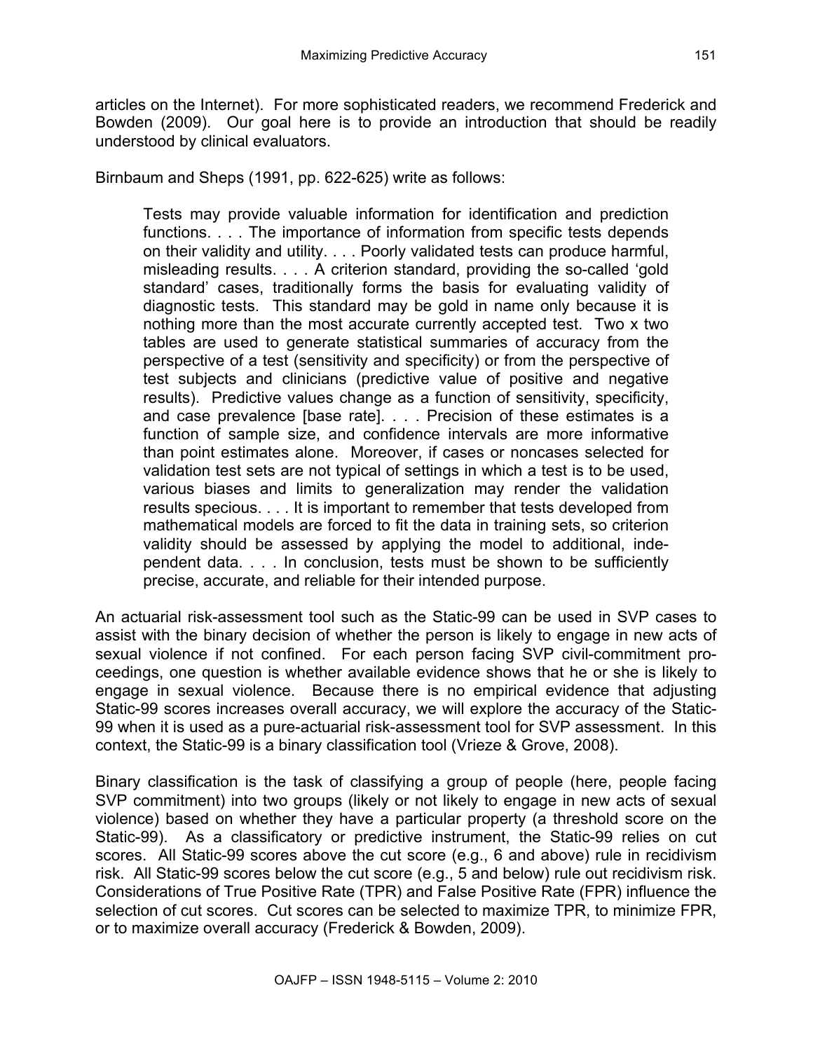articles on the Internet). For more sophisticated readers, we recommend Frederick and Bowden (2009). Our goal here is to provide an introduction that should be readily understood by clinical evaluators.

Birnbaum and Sheps (1991, pp. 622-625) write as follows:

> Tests may provide valuable information for identification and prediction functions. . . . The importance of information from specific tests depends on their validity and utility. . . . Poorly validated tests can produce harmful, misleading results. . . . A criterion standard, providing the so-called 'gold standard' cases, traditionally forms the basis for evaluating validity of diagnostic tests. This standard may be gold in name only because it is nothing more than the most accurate currently accepted test. Two x two tables are used to generate statistical summaries of accuracy from the perspective of a test (sensitivity and specificity) or from the perspective of test subjects and clinicians (predictive value of positive and negative results). Predictive values change as a function of sensitivity, specificity, and case prevalence [base rate]. . . . Precision of these estimates is a function of sample size, and confidence intervals are more informative than point estimates alone. Moreover, if cases or noncases selected for validation test sets are not typical of settings in which a test is to be used, various biases and limits to generalization may render the validation results specious. . . . It is important to remember that tests developed from mathematical models are forced to fit the data in training sets, so criterion validity should be assessed by applying the model to additional, independent data. . . . In conclusion, tests must be shown to be sufficiently precise, accurate, and reliable for their intended purpose.

An actuarial risk-assessment tool such as the Static-99 can be used in SVP cases to assist with the binary decision of whether the person is likely to engage in new acts of sexual violence if not confined. For each person facing SVP civil-commitment proceedings, one question is whether available evidence shows that he or she is likely to engage in sexual violence. Because there is no empirical evidence that adjusting Static-99 scores increases overall accuracy, we will explore the accuracy of the Static-99 when it is used as a pure-actuarial risk-assessment tool for SVP assessment. In this context, the Static-99 is a binary classification tool (Vrieze & Grove, 2008).

Binary classification is the task of classifying a group of people (here, people facing SVP commitment) into two groups (likely or not likely to engage in new acts of sexual violence) based on whether they have a particular property (a threshold score on the Static-99). As a classificatory or predictive instrument, the Static-99 relies on cut scores. All Static-99 scores above the cut score (e.g., 6 and above) rule in recidivism risk. All Static-99 scores below the cut score (e.g., 5 and below) rule out recidivism risk. Considerations of True Positive Rate (TPR) and False Positive Rate (FPR) influence the selection of cut scores. Cut scores can be selected to maximize TPR, to minimize FPR, or to maximize overall accuracy (Frederick & Bowden, 2009).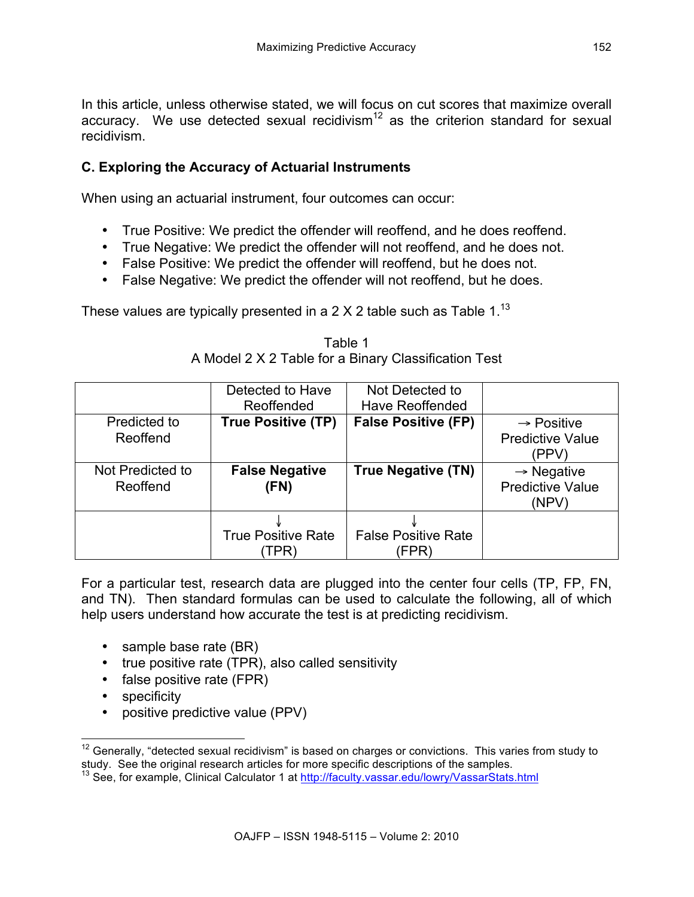In this article, unless otherwise stated, we will focus on cut scores that maximize overall accuracy. We use detected sexual recidivism[12] as the criterion standard for sexual recidivism.

### C. Exploring the Accuracy of Actuarial Instruments

When using an actuarial instrument, four outcomes can occur:

- True Positive: We predict the offender will reoffend, and he does reoffend.
- True Negative: We predict the offender will not reoffend, and he does not.
- False Positive: We predict the offender will reoffend, but he does not.
- False Negative: We predict the offender will not reoffend, but he does.

These values are typically presented in a 2 X 2 table such as Table 1.[13]

Table 1
A Model 2 X 2 Table for a Binary Classification Test

| | Detected to Have Reoffended | Not Detected to Have Reoffended | |
|---|---|---|---|
| Predicted to Reoffend | **True Positive (TP)** | **False Positive (FP)** | → Positive Predictive Value (PPV) |
| Not Predicted to Reoffend | **False Negative (FN)** | **True Negative (TN)** | → Negative Predictive Value (NPV) |
| | ↓ True Positive Rate (TPR) | ↓ False Positive Rate (FPR) | |

For a particular test, research data are plugged into the center four cells (TP, FP, FN, and TN). Then standard formulas can be used to calculate the following, all of which help users understand how accurate the test is at predicting recidivism.

- sample base rate (BR)
- true positive rate (TPR), also called sensitivity
- false positive rate (FPR)
- specificity
- positive predictive value (PPV)

---

[12] Generally, "detected sexual recidivism" is based on charges or convictions. This varies from study to study. See the original research articles for more specific descriptions of the samples.

[13] See, for example, Clinical Calculator 1 at http://faculty.vassar.edu/lowry/VassarStats.html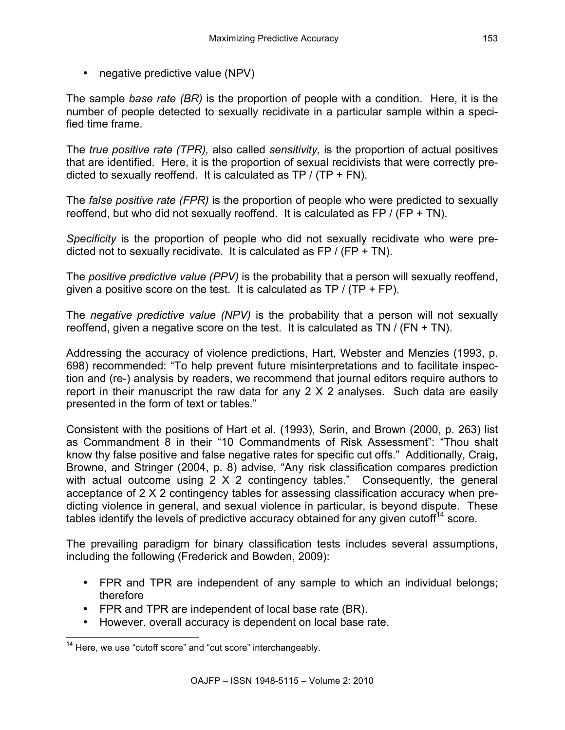- negative predictive value (NPV)

The sample *base rate (BR)* is the proportion of people with a condition. Here, it is the number of people detected to sexually recidivate in a particular sample within a specified time frame.

The *true positive rate (TPR),* also called *sensitivity,* is the proportion of actual positives that are identified. Here, it is the proportion of sexual recidivists that were correctly predicted to sexually reoffend. It is calculated as TP / (TP + FN).

The *false positive rate (FPR)* is the proportion of people who were predicted to sexually reoffend, but who did not sexually reoffend. It is calculated as FP / (FP + TN).

*Specificity* is the proportion of people who did not sexually recidivate who were predicted not to sexually recidivate. It is calculated as FP / (FP + TN).

The *positive predictive value (PPV)* is the probability that a person will sexually reoffend, given a positive score on the test. It is calculated as TP / (TP + FP).

The *negative predictive value (NPV)* is the probability that a person will not sexually reoffend, given a negative score on the test. It is calculated as TN / (FN + TN).

Addressing the accuracy of violence predictions, Hart, Webster and Menzies (1993, p. 698) recommended: "To help prevent future misinterpretations and to facilitate inspection and (re-) analysis by readers, we recommend that journal editors require authors to report in their manuscript the raw data for any 2 X 2 analyses. Such data are easily presented in the form of text or tables."

Consistent with the positions of Hart et al. (1993), Serin, and Brown (2000, p. 263) list as Commandment 8 in their "10 Commandments of Risk Assessment": "Thou shalt know thy false positive and false negative rates for specific cut offs." Additionally, Craig, Browne, and Stringer (2004, p. 8) advise, "Any risk classification compares prediction with actual outcome using 2 X 2 contingency tables." Consequently, the general acceptance of 2 X 2 contingency tables for assessing classification accuracy when predicting violence in general, and sexual violence in particular, is beyond dispute. These tables identify the levels of predictive accuracy obtained for any given cutoff[14] score.

The prevailing paradigm for binary classification tests includes several assumptions, including the following (Frederick and Bowden, 2009):

- FPR and TPR are independent of any sample to which an individual belongs; therefore
- FPR and TPR are independent of local base rate (BR).
- However, overall accuracy is dependent on local base rate.

[14] Here, we use "cutoff score" and "cut score" interchangeably.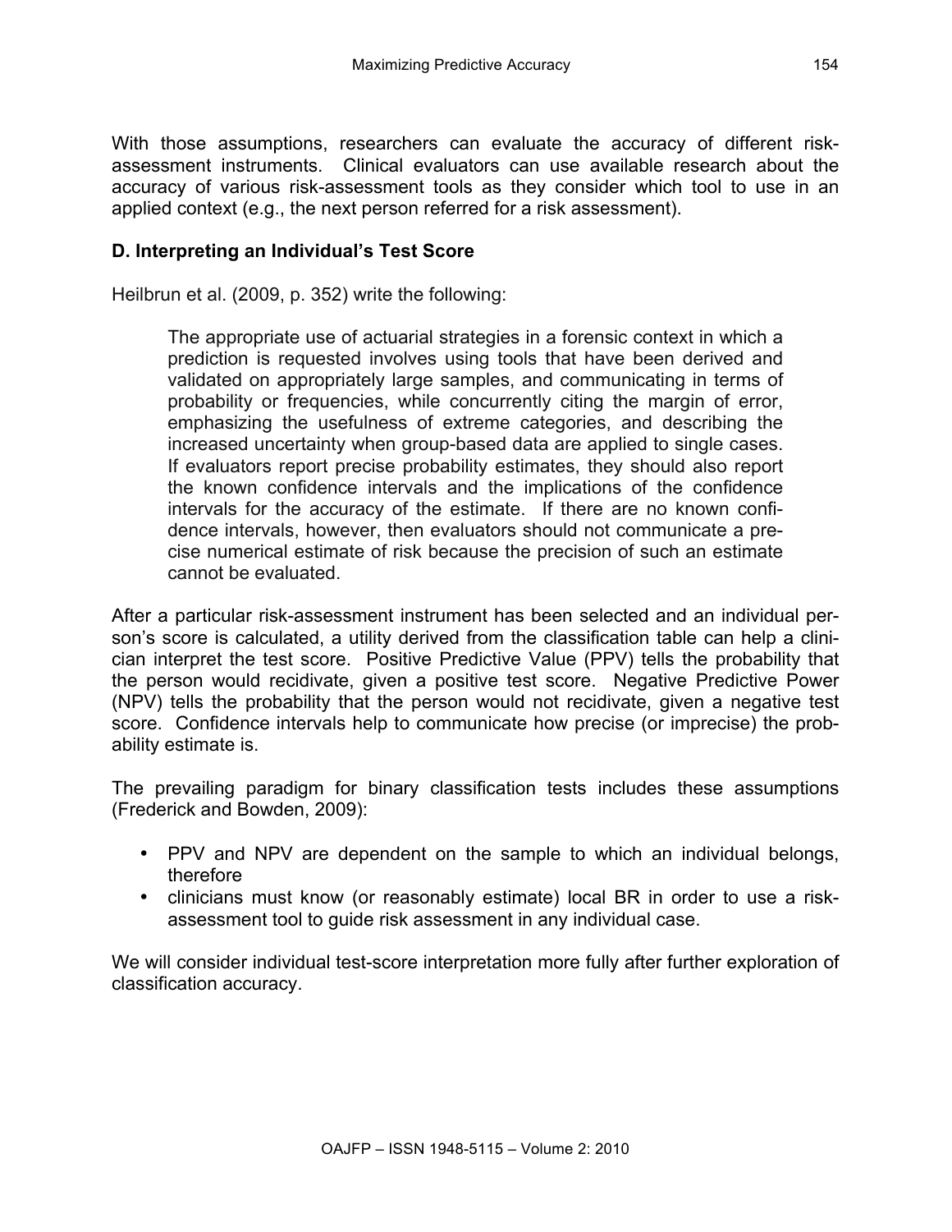With those assumptions, researchers can evaluate the accuracy of different risk-assessment instruments. Clinical evaluators can use available research about the accuracy of various risk-assessment tools as they consider which tool to use in an applied context (e.g., the next person referred for a risk assessment).

### D. Interpreting an Individual's Test Score

Heilbrun et al. (2009, p. 352) write the following:

> The appropriate use of actuarial strategies in a forensic context in which a prediction is requested involves using tools that have been derived and validated on appropriately large samples, and communicating in terms of probability or frequencies, while concurrently citing the margin of error, emphasizing the usefulness of extreme categories, and describing the increased uncertainty when group-based data are applied to single cases. If evaluators report precise probability estimates, they should also report the known confidence intervals and the implications of the confidence intervals for the accuracy of the estimate. If there are no known confidence intervals, however, then evaluators should not communicate a precise numerical estimate of risk because the precision of such an estimate cannot be evaluated.

After a particular risk-assessment instrument has been selected and an individual person's score is calculated, a utility derived from the classification table can help a clinician interpret the test score. Positive Predictive Value (PPV) tells the probability that the person would recidivate, given a positive test score. Negative Predictive Power (NPV) tells the probability that the person would not recidivate, given a negative test score. Confidence intervals help to communicate how precise (or imprecise) the probability estimate is.

The prevailing paradigm for binary classification tests includes these assumptions (Frederick and Bowden, 2009):

- PPV and NPV are dependent on the sample to which an individual belongs, therefore
- clinicians must know (or reasonably estimate) local BR in order to use a risk-assessment tool to guide risk assessment in any individual case.

We will consider individual test-score interpretation more fully after further exploration of classification accuracy.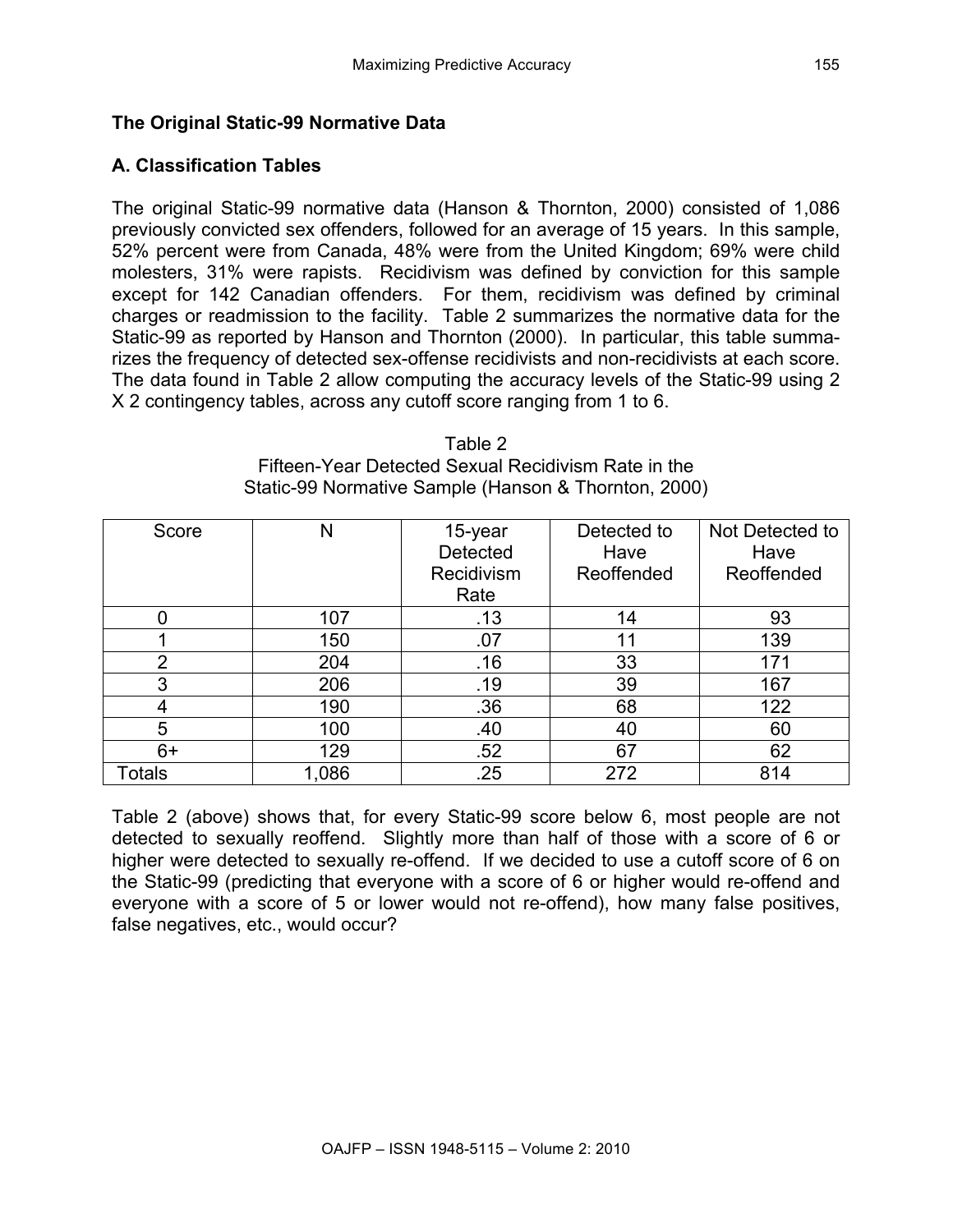## The Original Static-99 Normative Data

### A. Classification Tables

The original Static-99 normative data (Hanson & Thornton, 2000) consisted of 1,086 previously convicted sex offenders, followed for an average of 15 years. In this sample, 52% percent were from Canada, 48% were from the United Kingdom; 69% were child molesters, 31% were rapists. Recidivism was defined by conviction for this sample except for 142 Canadian offenders. For them, recidivism was defined by criminal charges or readmission to the facility. Table 2 summarizes the normative data for the Static-99 as reported by Hanson and Thornton (2000). In particular, this table summarizes the frequency of detected sex-offense recidivists and non-recidivists at each score. The data found in Table 2 allow computing the accuracy levels of the Static-99 using 2 X 2 contingency tables, across any cutoff score ranging from 1 to 6.

Table 2
Fifteen-Year Detected Sexual Recidivism Rate in the Static-99 Normative Sample (Hanson & Thornton, 2000)

| Score | N | 15-year Detected Recidivism Rate | Detected to Have Reoffended | Not Detected to Have Reoffended |
|---|---|---|---|---|
| 0 | 107 | .13 | 14 | 93 |
| 1 | 150 | .07 | 11 | 139 |
| 2 | 204 | .16 | 33 | 171 |
| 3 | 206 | .19 | 39 | 167 |
| 4 | 190 | .36 | 68 | 122 |
| 5 | 100 | .40 | 40 | 60 |
| 6+ | 129 | .52 | 67 | 62 |
| Totals | 1,086 | .25 | 272 | 814 |

Table 2 (above) shows that, for every Static-99 score below 6, most people are not detected to sexually reoffend. Slightly more than half of those with a score of 6 or higher were detected to sexually re-offend. If we decided to use a cutoff score of 6 on the Static-99 (predicting that everyone with a score of 6 or higher would re-offend and everyone with a score of 5 or lower would not re-offend), how many false positives, false negatives, etc., would occur?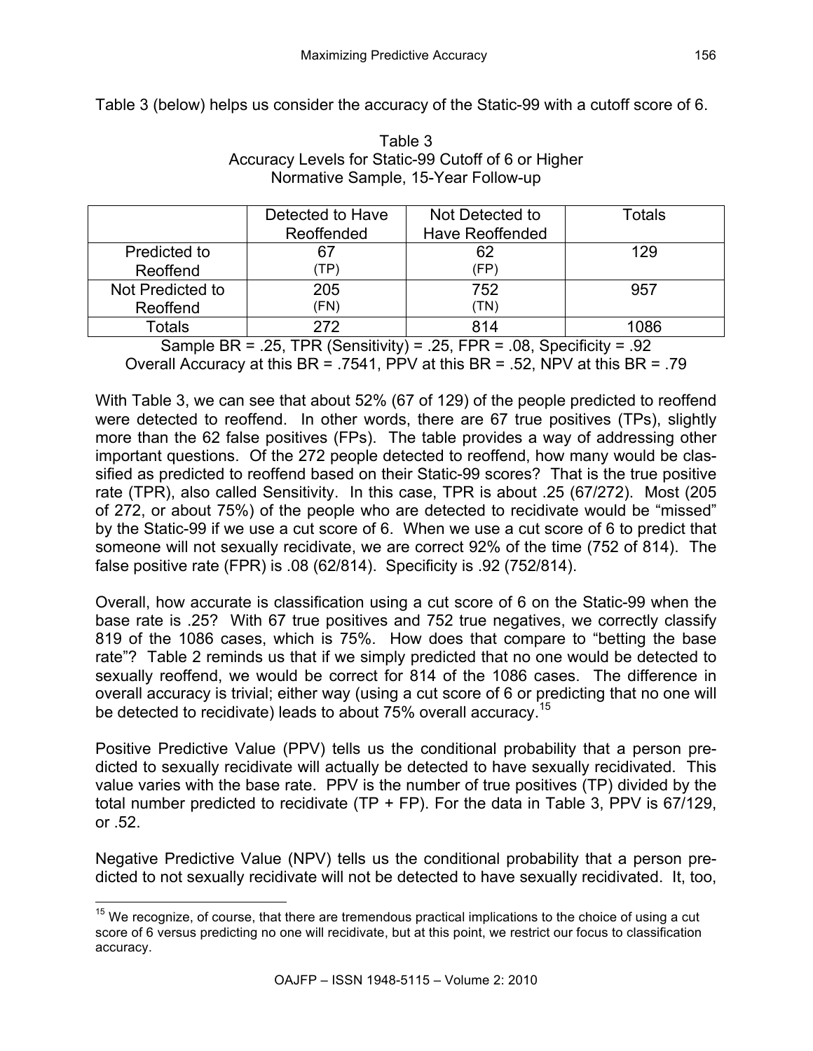Table 3 (below) helps us consider the accuracy of the Static-99 with a cutoff score of 6.

Table 3
Accuracy Levels for Static-99 Cutoff of 6 or Higher
Normative Sample, 15-Year Follow-up

| | Detected to Have Reoffended | Not Detected to Have Reoffended | Totals |
|---|---|---|---|
| Predicted to Reoffend | 67 (TP) | 62 (FP) | 129 |
| Not Predicted to Reoffend | 205 (FN) | 752 (TN) | 957 |
| Totals | 272 | 814 | 1086 |

Sample BR = .25, TPR (Sensitivity) = .25, FPR = .08, Specificity = .92
Overall Accuracy at this BR = .7541, PPV at this BR = .52, NPV at this BR = .79

With Table 3, we can see that about 52% (67 of 129) of the people predicted to reoffend were detected to reoffend. In other words, there are 67 true positives (TPs), slightly more than the 62 false positives (FPs). The table provides a way of addressing other important questions. Of the 272 people detected to reoffend, how many would be classified as predicted to reoffend based on their Static-99 scores? That is the true positive rate (TPR), also called Sensitivity. In this case, TPR is about .25 (67/272). Most (205 of 272, or about 75%) of the people who are detected to recidivate would be "missed" by the Static-99 if we use a cut score of 6. When we use a cut score of 6 to predict that someone will not sexually recidivate, we are correct 92% of the time (752 of 814). The false positive rate (FPR) is .08 (62/814). Specificity is .92 (752/814).

Overall, how accurate is classification using a cut score of 6 on the Static-99 when the base rate is .25? With 67 true positives and 752 true negatives, we correctly classify 819 of the 1086 cases, which is 75%. How does that compare to "betting the base rate"? Table 2 reminds us that if we simply predicted that no one would be detected to sexually reoffend, we would be correct for 814 of the 1086 cases. The difference in overall accuracy is trivial; either way (using a cut score of 6 or predicting that no one will be detected to recidivate) leads to about 75% overall accuracy.[15]

Positive Predictive Value (PPV) tells us the conditional probability that a person predicted to sexually recidivate will actually be detected to have sexually recidivated. This value varies with the base rate. PPV is the number of true positives (TP) divided by the total number predicted to recidivate (TP + FP). For the data in Table 3, PPV is 67/129, or .52.

Negative Predictive Value (NPV) tells us the conditional probability that a person predicted to not sexually recidivate will not be detected to have sexually recidivated. It, too,

[15] We recognize, of course, that there are tremendous practical implications to the choice of using a cut score of 6 versus predicting no one will recidivate, but at this point, we restrict our focus to classification accuracy.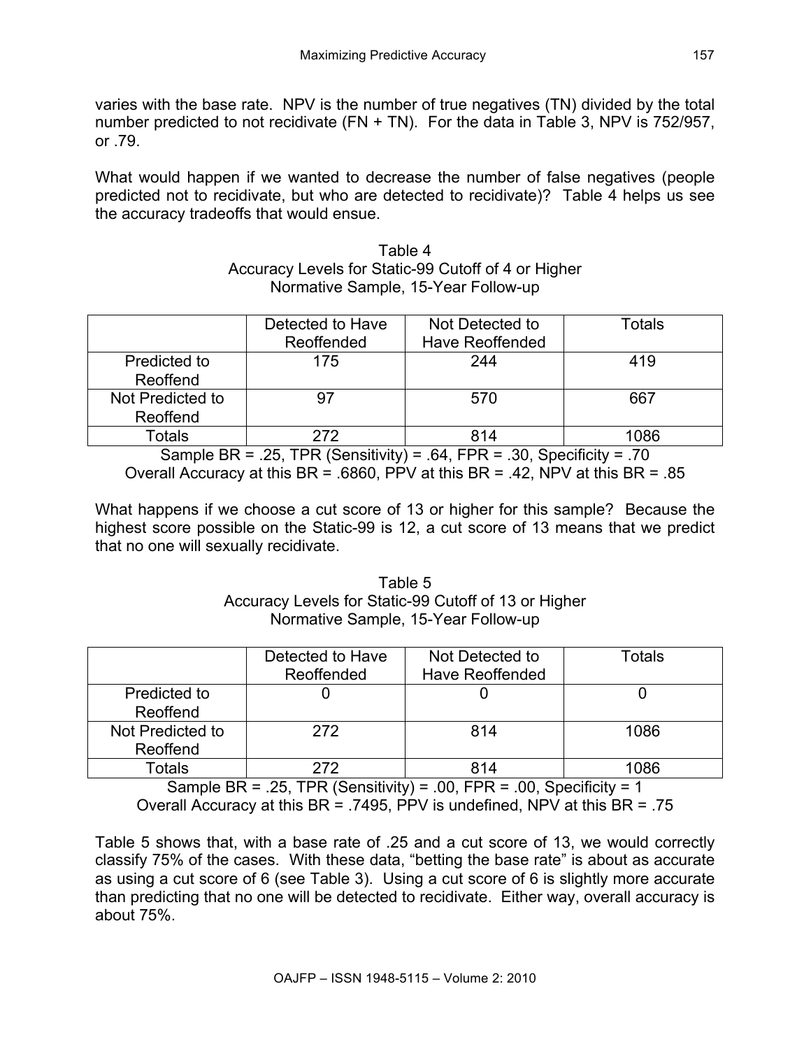varies with the base rate. NPV is the number of true negatives (TN) divided by the total number predicted to not recidivate (FN + TN). For the data in Table 3, NPV is 752/957, or .79.

What would happen if we wanted to decrease the number of false negatives (people predicted not to recidivate, but who are detected to recidivate)? Table 4 helps us see the accuracy tradeoffs that would ensue.

Table 4
Accuracy Levels for Static-99 Cutoff of 4 or Higher
Normative Sample, 15-Year Follow-up

| | Detected to Have Reoffended | Not Detected to Have Reoffended | Totals |
|---|---|---|---|
| Predicted to Reoffend | 175 | 244 | 419 |
| Not Predicted to Reoffend | 97 | 570 | 667 |
| Totals | 272 | 814 | 1086 |

Sample BR = .25, TPR (Sensitivity) = .64, FPR = .30, Specificity = .70
Overall Accuracy at this BR = .6860, PPV at this BR = .42, NPV at this BR = .85

What happens if we choose a cut score of 13 or higher for this sample? Because the highest score possible on the Static-99 is 12, a cut score of 13 means that we predict that no one will sexually recidivate.

Table 5
Accuracy Levels for Static-99 Cutoff of 13 or Higher
Normative Sample, 15-Year Follow-up

| | Detected to Have Reoffended | Not Detected to Have Reoffended | Totals |
|---|---|---|---|
| Predicted to Reoffend | 0 | 0 | 0 |
| Not Predicted to Reoffend | 272 | 814 | 1086 |
| Totals | 272 | 814 | 1086 |

Sample BR = .25, TPR (Sensitivity) = .00, FPR = .00, Specificity = 1
Overall Accuracy at this BR = .7495, PPV is undefined, NPV at this BR = .75

Table 5 shows that, with a base rate of .25 and a cut score of 13, we would correctly classify 75% of the cases. With these data, "betting the base rate" is about as accurate as using a cut score of 6 (see Table 3). Using a cut score of 6 is slightly more accurate than predicting that no one will be detected to recidivate. Either way, overall accuracy is about 75%.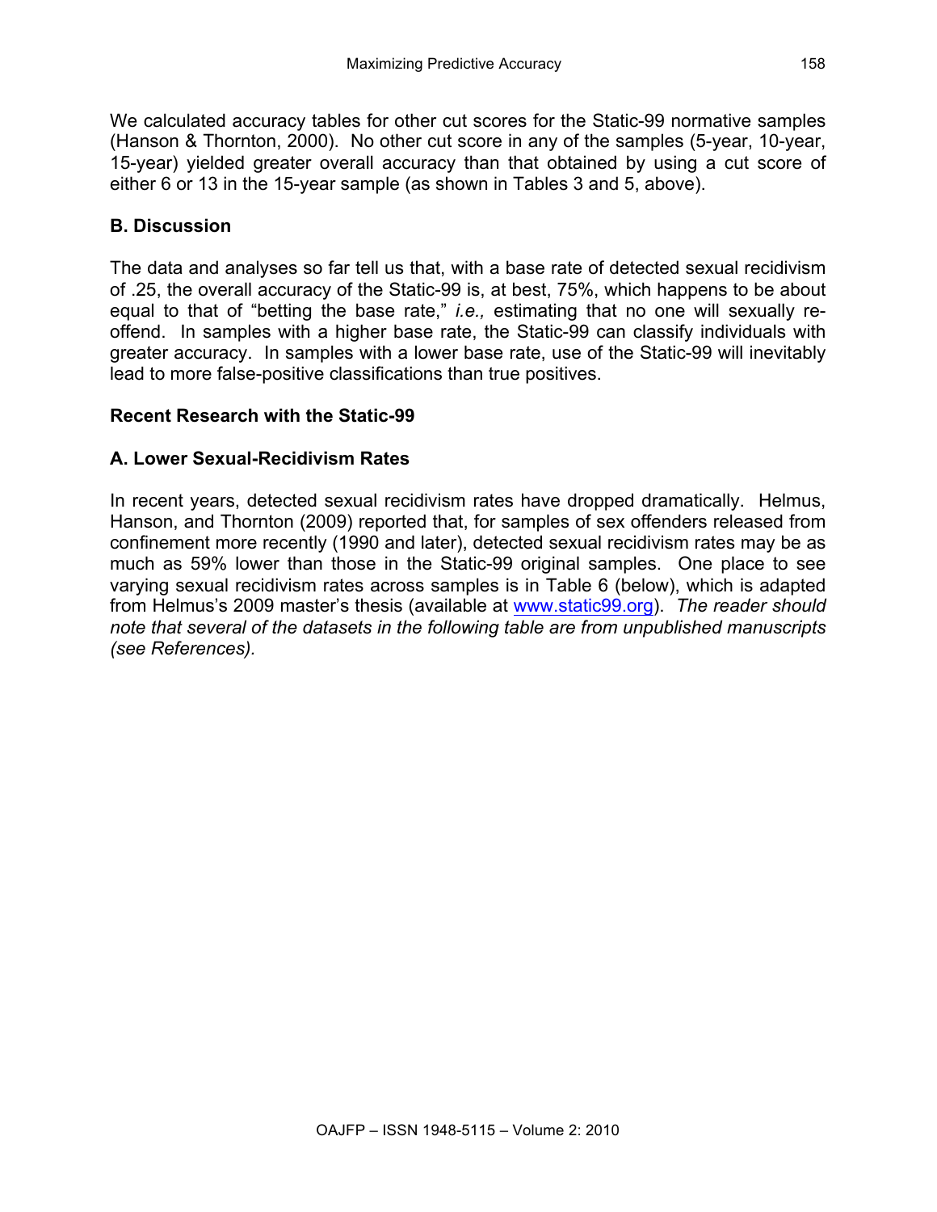We calculated accuracy tables for other cut scores for the Static-99 normative samples (Hanson & Thornton, 2000). No other cut score in any of the samples (5-year, 10-year, 15-year) yielded greater overall accuracy than that obtained by using a cut score of either 6 or 13 in the 15-year sample (as shown in Tables 3 and 5, above).

### B. Discussion

The data and analyses so far tell us that, with a base rate of detected sexual recidivism of .25, the overall accuracy of the Static-99 is, at best, 75%, which happens to be about equal to that of "betting the base rate," *i.e.,* estimating that no one will sexually re-offend. In samples with a higher base rate, the Static-99 can classify individuals with greater accuracy. In samples with a lower base rate, use of the Static-99 will inevitably lead to more false-positive classifications than true positives.

## Recent Research with the Static-99

### A. Lower Sexual-Recidivism Rates

In recent years, detected sexual recidivism rates have dropped dramatically. Helmus, Hanson, and Thornton (2009) reported that, for samples of sex offenders released from confinement more recently (1990 and later), detected sexual recidivism rates may be as much as 59% lower than those in the Static-99 original samples. One place to see varying sexual recidivism rates across samples is in Table 6 (below), which is adapted from Helmus's 2009 master's thesis (available at www.static99.org). *The reader should note that several of the datasets in the following table are from unpublished manuscripts (see References).*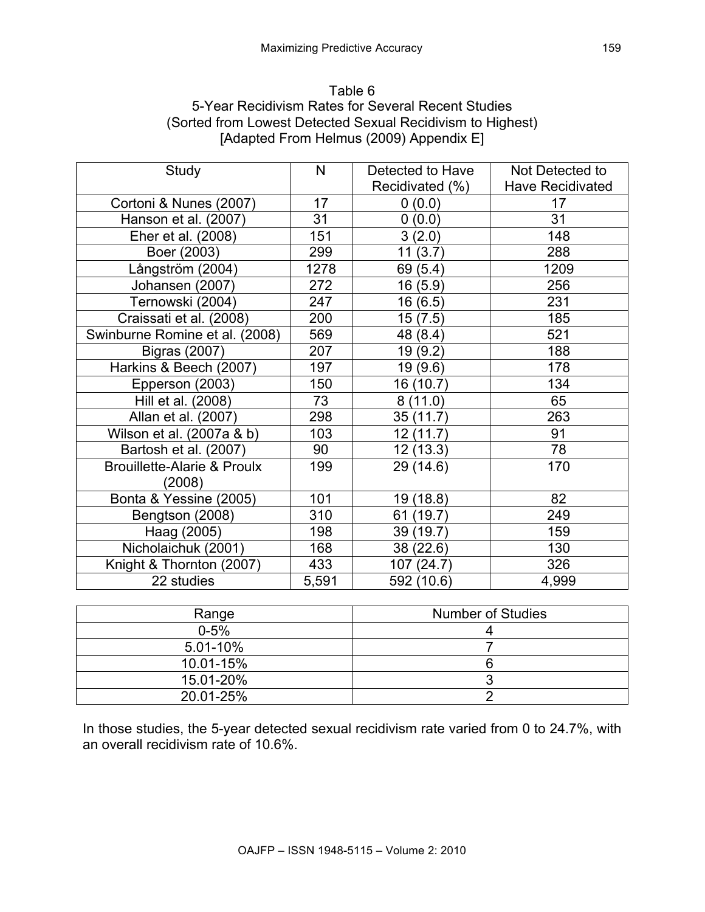Table 6
5-Year Recidivism Rates for Several Recent Studies
(Sorted from Lowest Detected Sexual Recidivism to Highest)
[Adapted From Helmus (2009) Appendix E]

| Study | N | Detected to Have Recidivated (%) | Not Detected to Have Recidivated |
|---|---|---|---|
| Cortoni & Nunes (2007) | 17 | 0 (0.0) | 17 |
| Hanson et al. (2007) | 31 | 0 (0.0) | 31 |
| Eher et al. (2008) | 151 | 3 (2.0) | 148 |
| Boer (2003) | 299 | 11 (3.7) | 288 |
| Långström (2004) | 1278 | 69 (5.4) | 1209 |
| Johansen (2007) | 272 | 16 (5.9) | 256 |
| Ternowski (2004) | 247 | 16 (6.5) | 231 |
| Craissati et al. (2008) | 200 | 15 (7.5) | 185 |
| Swinburne Romine et al. (2008) | 569 | 48 (8.4) | 521 |
| Bigras (2007) | 207 | 19 (9.2) | 188 |
| Harkins & Beech (2007) | 197 | 19 (9.6) | 178 |
| Epperson (2003) | 150 | 16 (10.7) | 134 |
| Hill et al. (2008) | 73 | 8 (11.0) | 65 |
| Allan et al. (2007) | 298 | 35 (11.7) | 263 |
| Wilson et al. (2007a & b) | 103 | 12 (11.7) | 91 |
| Bartosh et al. (2007) | 90 | 12 (13.3) | 78 |
| Brouillette-Alarie & Proulx (2008) | 199 | 29 (14.6) | 170 |
| Bonta & Yessine (2005) | 101 | 19 (18.8) | 82 |
| Bengtson (2008) | 310 | 61 (19.7) | 249 |
| Haag (2005) | 198 | 39 (19.7) | 159 |
| Nicholaichuk (2001) | 168 | 38 (22.6) | 130 |
| Knight & Thornton (2007) | 433 | 107 (24.7) | 326 |
| 22 studies | 5,591 | 592 (10.6) | 4,999 |

| Range | Number of Studies |
|---|---|
| 0-5% | 4 |
| 5.01-10% | 7 |
| 10.01-15% | 6 |
| 15.01-20% | 3 |
| 20.01-25% | 2 |

In those studies, the 5-year detected sexual recidivism rate varied from 0 to 24.7%, with an overall recidivism rate of 10.6%.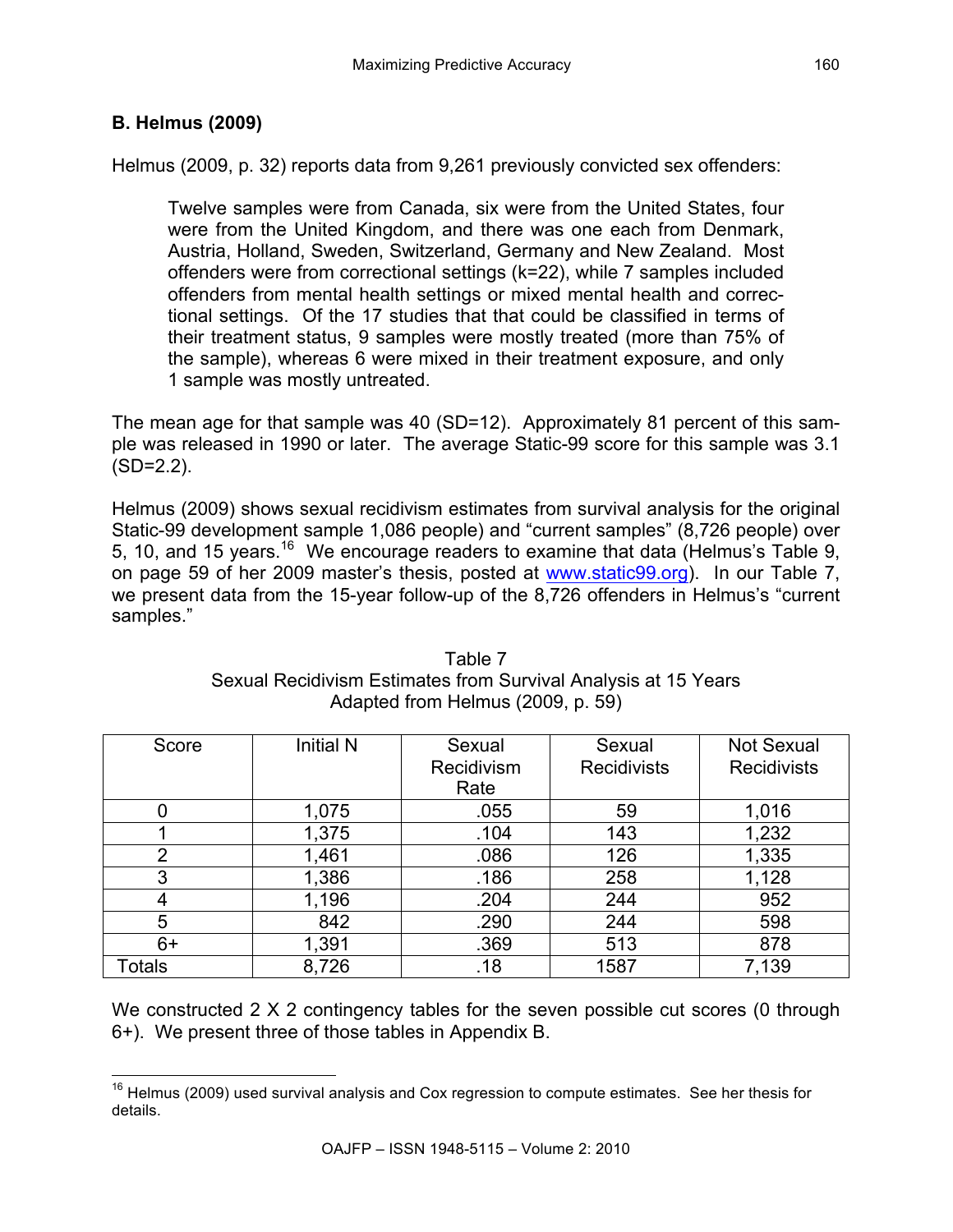## B. Helmus (2009)

Helmus (2009, p. 32) reports data from 9,261 previously convicted sex offenders:

> Twelve samples were from Canada, six were from the United States, four were from the United Kingdom, and there was one each from Denmark, Austria, Holland, Sweden, Switzerland, Germany and New Zealand. Most offenders were from correctional settings (k=22), while 7 samples included offenders from mental health settings or mixed mental health and correctional settings. Of the 17 studies that that could be classified in terms of their treatment status, 9 samples were mostly treated (more than 75% of the sample), whereas 6 were mixed in their treatment exposure, and only 1 sample was mostly untreated.

The mean age for that sample was 40 (SD=12). Approximately 81 percent of this sample was released in 1990 or later. The average Static-99 score for this sample was 3.1 (SD=2.2).

Helmus (2009) shows sexual recidivism estimates from survival analysis for the original Static-99 development sample 1,086 people) and "current samples" (8,726 people) over 5, 10, and 15 years.[16] We encourage readers to examine that data (Helmus's Table 9, on page 59 of her 2009 master's thesis, posted at www.static99.org). In our Table 7, we present data from the 15-year follow-up of the 8,726 offenders in Helmus's "current samples."

Table 7
Sexual Recidivism Estimates from Survival Analysis at 15 Years
Adapted from Helmus (2009, p. 59)

| Score | Initial N | Sexual Recidivism Rate | Sexual Recidivists | Not Sexual Recidivists |
|---|---|---|---|---|
| 0 | 1,075 | .055 | 59 | 1,016 |
| 1 | 1,375 | .104 | 143 | 1,232 |
| 2 | 1,461 | .086 | 126 | 1,335 |
| 3 | 1,386 | .186 | 258 | 1,128 |
| 4 | 1,196 | .204 | 244 | 952 |
| 5 | 842 | .290 | 244 | 598 |
| 6+ | 1,391 | .369 | 513 | 878 |
| Totals | 8,726 | .18 | 1587 | 7,139 |

We constructed 2 X 2 contingency tables for the seven possible cut scores (0 through 6+). We present three of those tables in Appendix B.

[16] Helmus (2009) used survival analysis and Cox regression to compute estimates. See her thesis for details.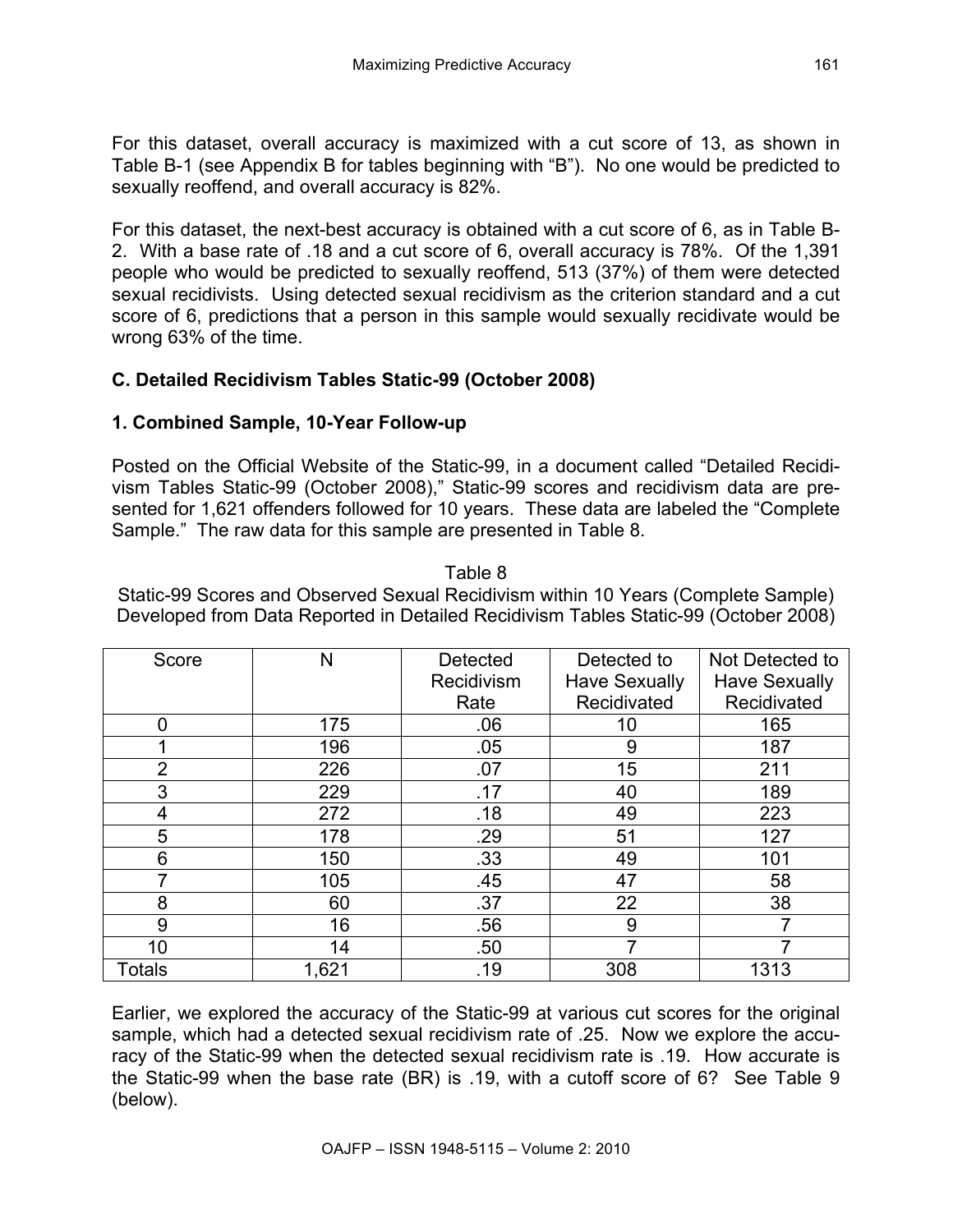For this dataset, overall accuracy is maximized with a cut score of 13, as shown in Table B-1 (see Appendix B for tables beginning with "B"). No one would be predicted to sexually reoffend, and overall accuracy is 82%.

For this dataset, the next-best accuracy is obtained with a cut score of 6, as in Table B-2. With a base rate of .18 and a cut score of 6, overall accuracy is 78%. Of the 1,391 people who would be predicted to sexually reoffend, 513 (37%) of them were detected sexual recidivists. Using detected sexual recidivism as the criterion standard and a cut score of 6, predictions that a person in this sample would sexually recidivate would be wrong 63% of the time.

### C. Detailed Recidivism Tables Static-99 (October 2008)

#### 1. Combined Sample, 10-Year Follow-up

Posted on the Official Website of the Static-99, in a document called "Detailed Recidivism Tables Static-99 (October 2008)," Static-99 scores and recidivism data are presented for 1,621 offenders followed for 10 years. These data are labeled the "Complete Sample." The raw data for this sample are presented in Table 8.

Table 8
Static-99 Scores and Observed Sexual Recidivism within 10 Years (Complete Sample) Developed from Data Reported in Detailed Recidivism Tables Static-99 (October 2008)

| Score | N | Detected Recidivism Rate | Detected to Have Sexually Recidivated | Not Detected to Have Sexually Recidivated |
|---|---|---|---|---|
| 0 | 175 | .06 | 10 | 165 |
| 1 | 196 | .05 | 9 | 187 |
| 2 | 226 | .07 | 15 | 211 |
| 3 | 229 | .17 | 40 | 189 |
| 4 | 272 | .18 | 49 | 223 |
| 5 | 178 | .29 | 51 | 127 |
| 6 | 150 | .33 | 49 | 101 |
| 7 | 105 | .45 | 47 | 58 |
| 8 | 60 | .37 | 22 | 38 |
| 9 | 16 | .56 | 9 | 7 |
| 10 | 14 | .50 | 7 | 7 |
| Totals | 1,621 | .19 | 308 | 1313 |

Earlier, we explored the accuracy of the Static-99 at various cut scores for the original sample, which had a detected sexual recidivism rate of .25. Now we explore the accuracy of the Static-99 when the detected sexual recidivism rate is .19. How accurate is the Static-99 when the base rate (BR) is .19, with a cutoff score of 6? See Table 9 (below).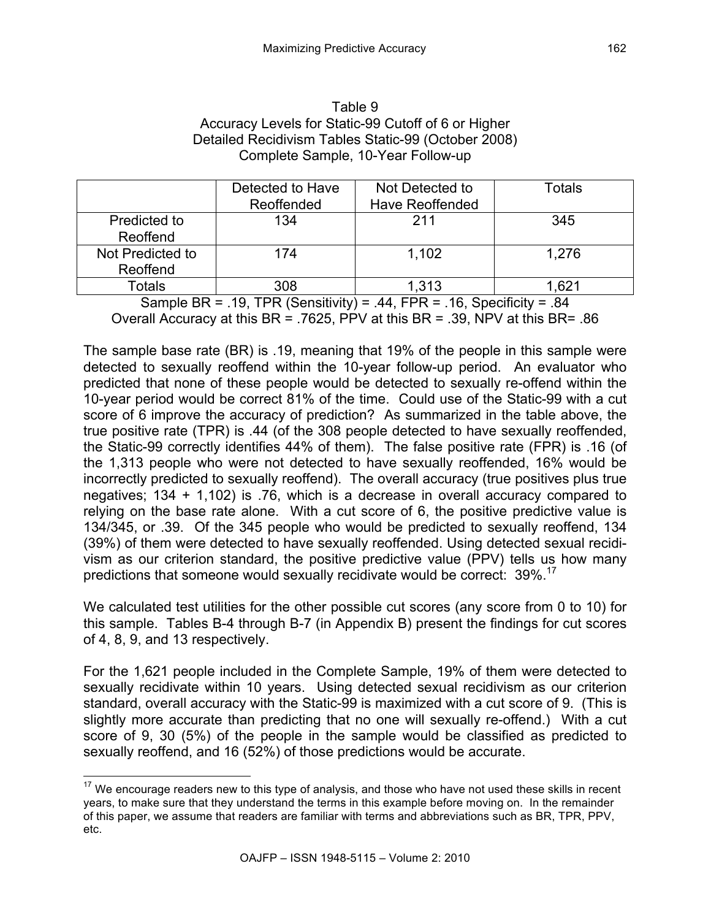Table 9
Accuracy Levels for Static-99 Cutoff of 6 or Higher
Detailed Recidivism Tables Static-99 (October 2008)
Complete Sample, 10-Year Follow-up

| | Detected to Have Reoffended | Not Detected to Have Reoffended | Totals |
|---|---|---|---|
| Predicted to Reoffend | 134 | 211 | 345 |
| Not Predicted to Reoffend | 174 | 1,102 | 1,276 |
| Totals | 308 | 1,313 | 1,621 |

Sample BR = .19, TPR (Sensitivity) = .44, FPR = .16, Specificity = .84
Overall Accuracy at this BR = .7625, PPV at this BR = .39, NPV at this BR= .86

The sample base rate (BR) is .19, meaning that 19% of the people in this sample were detected to sexually reoffend within the 10-year follow-up period. An evaluator who predicted that none of these people would be detected to sexually re-offend within the 10-year period would be correct 81% of the time. Could use of the Static-99 with a cut score of 6 improve the accuracy of prediction? As summarized in the table above, the true positive rate (TPR) is .44 (of the 308 people detected to have sexually reoffended, the Static-99 correctly identifies 44% of them). The false positive rate (FPR) is .16 (of the 1,313 people who were not detected to have sexually reoffended, 16% would be incorrectly predicted to sexually reoffend). The overall accuracy (true positives plus true negatives; 134 + 1,102) is .76, which is a decrease in overall accuracy compared to relying on the base rate alone. With a cut score of 6, the positive predictive value is 134/345, or .39. Of the 345 people who would be predicted to sexually reoffend, 134 (39%) of them were detected to have sexually reoffended. Using detected sexual recidivism as our criterion standard, the positive predictive value (PPV) tells us how many predictions that someone would sexually recidivate would be correct: 39%.[17]

We calculated test utilities for the other possible cut scores (any score from 0 to 10) for this sample. Tables B-4 through B-7 (in Appendix B) present the findings for cut scores of 4, 8, 9, and 13 respectively.

For the 1,621 people included in the Complete Sample, 19% of them were detected to sexually recidivate within 10 years. Using detected sexual recidivism as our criterion standard, overall accuracy with the Static-99 is maximized with a cut score of 9. (This is slightly more accurate than predicting that no one will sexually re-offend.) With a cut score of 9, 30 (5%) of the people in the sample would be classified as predicted to sexually reoffend, and 16 (52%) of those predictions would be accurate.

[17] We encourage readers new to this type of analysis, and those who have not used these skills in recent years, to make sure that they understand the terms in this example before moving on. In the remainder of this paper, we assume that readers are familiar with terms and abbreviations such as BR, TPR, PPV, etc.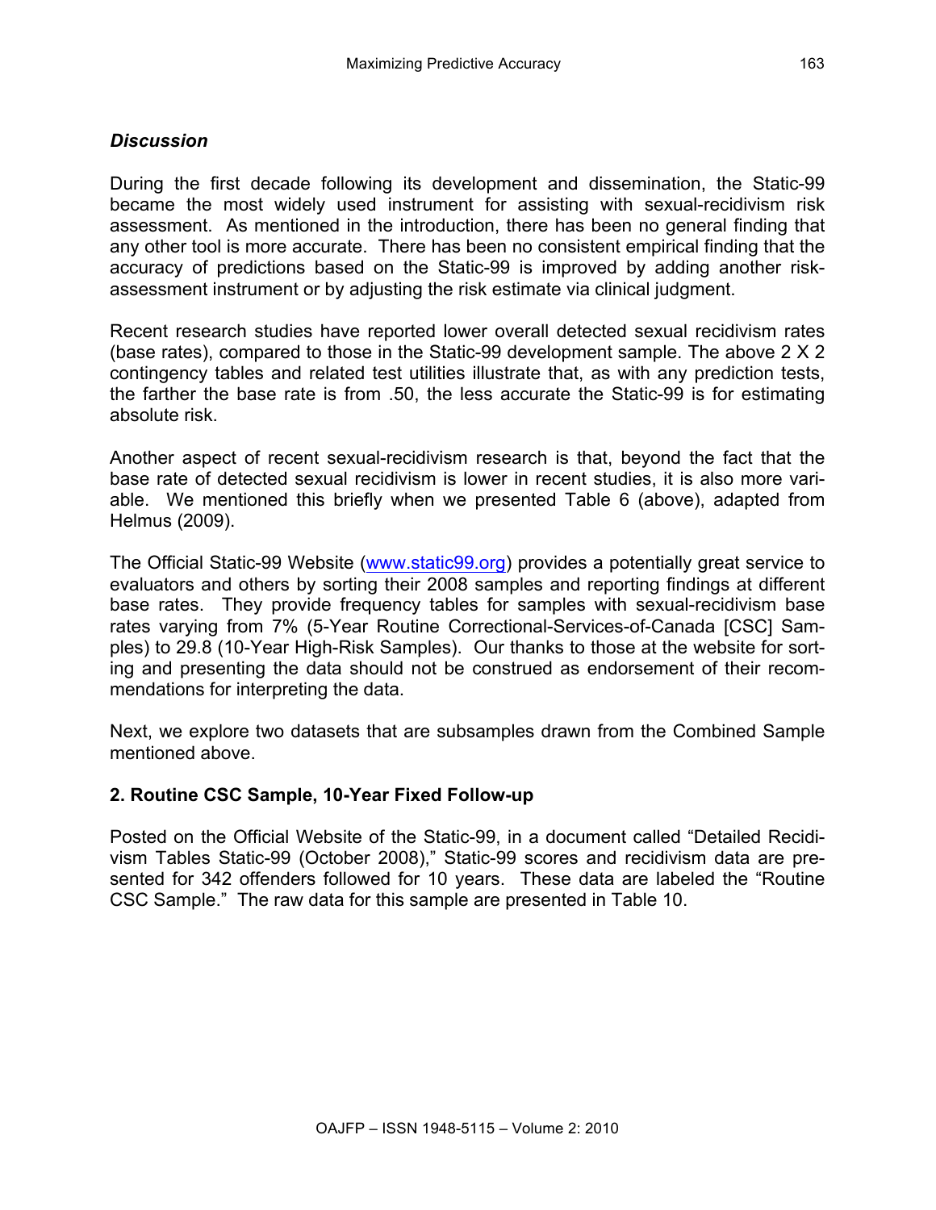### *Discussion*

During the first decade following its development and dissemination, the Static-99 became the most widely used instrument for assisting with sexual-recidivism risk assessment. As mentioned in the introduction, there has been no general finding that any other tool is more accurate. There has been no consistent empirical finding that the accuracy of predictions based on the Static-99 is improved by adding another risk-assessment instrument or by adjusting the risk estimate via clinical judgment.

Recent research studies have reported lower overall detected sexual recidivism rates (base rates), compared to those in the Static-99 development sample. The above 2 X 2 contingency tables and related test utilities illustrate that, as with any prediction tests, the farther the base rate is from .50, the less accurate the Static-99 is for estimating absolute risk.

Another aspect of recent sexual-recidivism research is that, beyond the fact that the base rate of detected sexual recidivism is lower in recent studies, it is also more variable. We mentioned this briefly when we presented Table 6 (above), adapted from Helmus (2009).

The Official Static-99 Website (www.static99.org) provides a potentially great service to evaluators and others by sorting their 2008 samples and reporting findings at different base rates. They provide frequency tables for samples with sexual-recidivism base rates varying from 7% (5-Year Routine Correctional-Services-of-Canada [CSC] Samples) to 29.8 (10-Year High-Risk Samples). Our thanks to those at the website for sorting and presenting the data should not be construed as endorsement of their recommendations for interpreting the data.

Next, we explore two datasets that are subsamples drawn from the Combined Sample mentioned above.

### 2. Routine CSC Sample, 10-Year Fixed Follow-up

Posted on the Official Website of the Static-99, in a document called "Detailed Recidivism Tables Static-99 (October 2008)," Static-99 scores and recidivism data are presented for 342 offenders followed for 10 years. These data are labeled the "Routine CSC Sample." The raw data for this sample are presented in Table 10.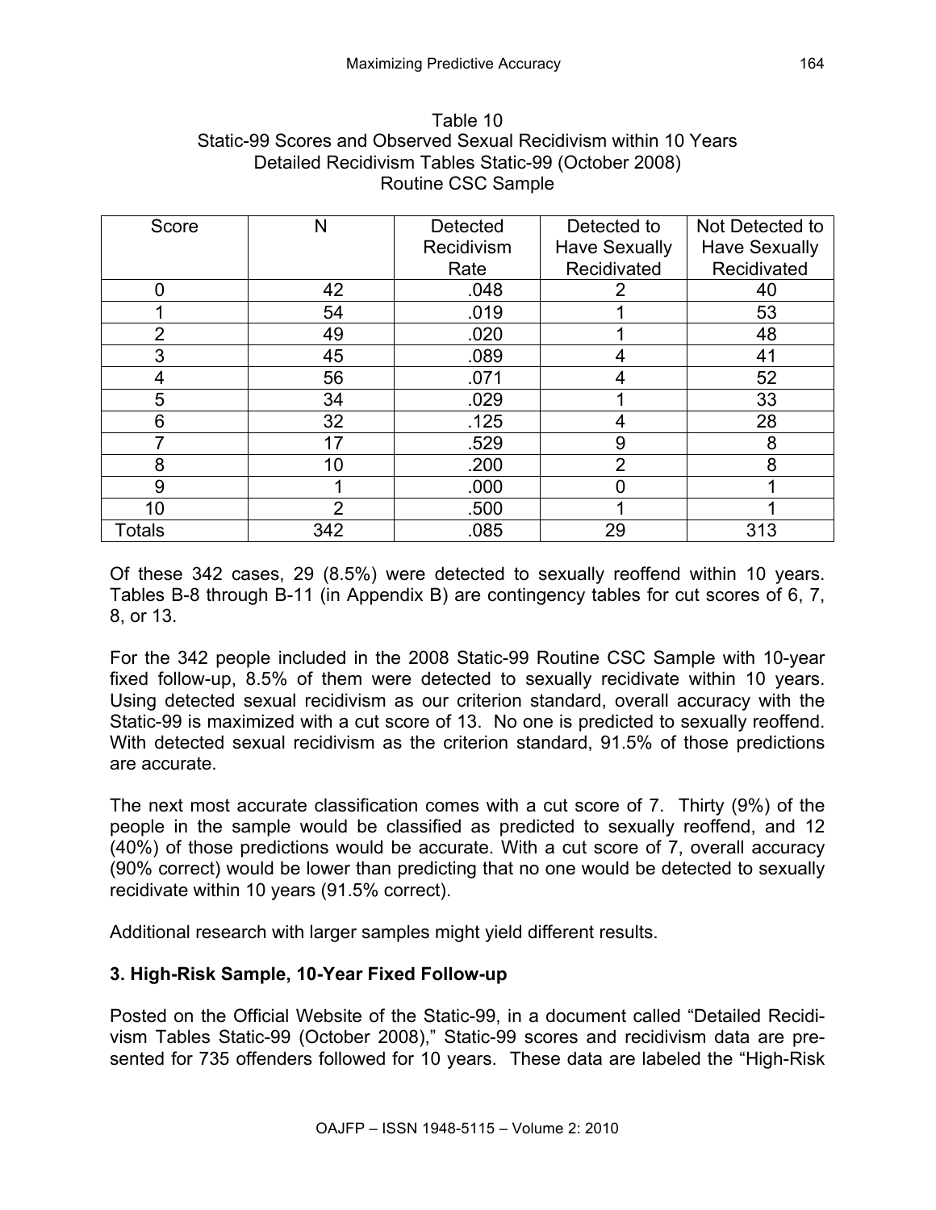Table 10
Static-99 Scores and Observed Sexual Recidivism within 10 Years
Detailed Recidivism Tables Static-99 (October 2008)
Routine CSC Sample

| Score | N | Detected Recidivism Rate | Detected to Have Sexually Recidivated | Not Detected to Have Sexually Recidivated |
|---|---|---|---|---|
| 0 | 42 | .048 | 2 | 40 |
| 1 | 54 | .019 | 1 | 53 |
| 2 | 49 | .020 | 1 | 48 |
| 3 | 45 | .089 | 4 | 41 |
| 4 | 56 | .071 | 4 | 52 |
| 5 | 34 | .029 | 1 | 33 |
| 6 | 32 | .125 | 4 | 28 |
| 7 | 17 | .529 | 9 | 8 |
| 8 | 10 | .200 | 2 | 8 |
| 9 | 1 | .000 | 0 | 1 |
| 10 | 2 | .500 | 1 | 1 |
| Totals | 342 | .085 | 29 | 313 |

Of these 342 cases, 29 (8.5%) were detected to sexually reoffend within 10 years. Tables B-8 through B-11 (in Appendix B) are contingency tables for cut scores of 6, 7, 8, or 13.

For the 342 people included in the 2008 Static-99 Routine CSC Sample with 10-year fixed follow-up, 8.5% of them were detected to sexually recidivate within 10 years. Using detected sexual recidivism as our criterion standard, overall accuracy with the Static-99 is maximized with a cut score of 13. No one is predicted to sexually reoffend. With detected sexual recidivism as the criterion standard, 91.5% of those predictions are accurate.

The next most accurate classification comes with a cut score of 7. Thirty (9%) of the people in the sample would be classified as predicted to sexually reoffend, and 12 (40%) of those predictions would be accurate. With a cut score of 7, overall accuracy (90% correct) would be lower than predicting that no one would be detected to sexually recidivate within 10 years (91.5% correct).

Additional research with larger samples might yield different results.

### 3. High-Risk Sample, 10-Year Fixed Follow-up

Posted on the Official Website of the Static-99, in a document called "Detailed Recidivism Tables Static-99 (October 2008)," Static-99 scores and recidivism data are presented for 735 offenders followed for 10 years. These data are labeled the "High-Risk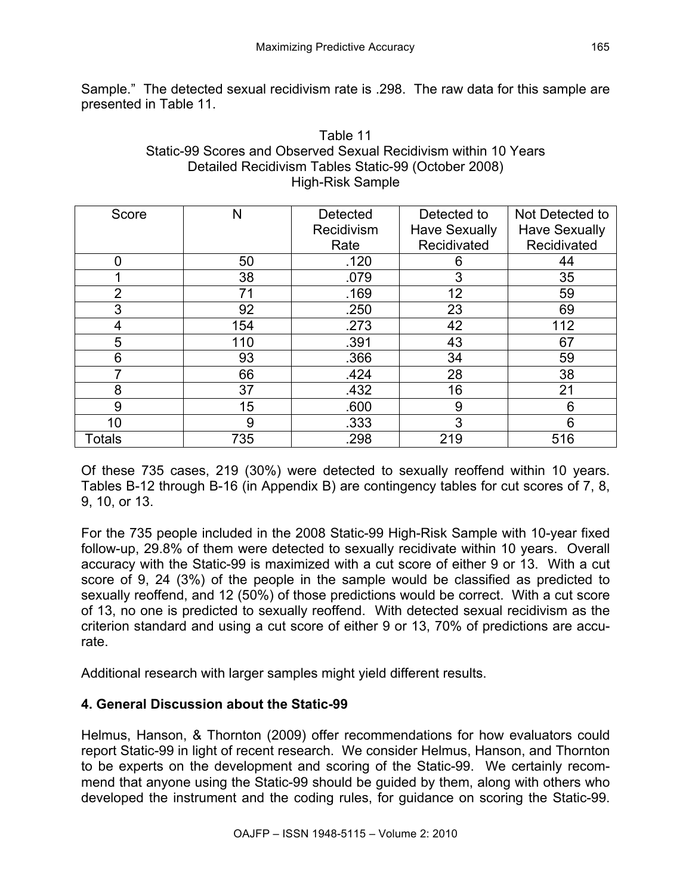Sample." The detected sexual recidivism rate is .298. The raw data for this sample are presented in Table 11.

Table 11
Static-99 Scores and Observed Sexual Recidivism within 10 Years
Detailed Recidivism Tables Static-99 (October 2008)
High-Risk Sample

| Score | N | Detected Recidivism Rate | Detected to Have Sexually Recidivated | Not Detected to Have Sexually Recidivated |
|---|---|---|---|---|
| 0 | 50 | .120 | 6 | 44 |
| 1 | 38 | .079 | 3 | 35 |
| 2 | 71 | .169 | 12 | 59 |
| 3 | 92 | .250 | 23 | 69 |
| 4 | 154 | .273 | 42 | 112 |
| 5 | 110 | .391 | 43 | 67 |
| 6 | 93 | .366 | 34 | 59 |
| 7 | 66 | .424 | 28 | 38 |
| 8 | 37 | .432 | 16 | 21 |
| 9 | 15 | .600 | 9 | 6 |
| 10 | 9 | .333 | 3 | 6 |
| Totals | 735 | .298 | 219 | 516 |

Of these 735 cases, 219 (30%) were detected to sexually reoffend within 10 years. Tables B-12 through B-16 (in Appendix B) are contingency tables for cut scores of 7, 8, 9, 10, or 13.

For the 735 people included in the 2008 Static-99 High-Risk Sample with 10-year fixed follow-up, 29.8% of them were detected to sexually recidivate within 10 years. Overall accuracy with the Static-99 is maximized with a cut score of either 9 or 13. With a cut score of 9, 24 (3%) of the people in the sample would be classified as predicted to sexually reoffend, and 12 (50%) of those predictions would be correct. With a cut score of 13, no one is predicted to sexually reoffend. With detected sexual recidivism as the criterion standard and using a cut score of either 9 or 13, 70% of predictions are accurate.

Additional research with larger samples might yield different results.

## 4. General Discussion about the Static-99

Helmus, Hanson, & Thornton (2009) offer recommendations for how evaluators could report Static-99 in light of recent research. We consider Helmus, Hanson, and Thornton to be experts on the development and scoring of the Static-99. We certainly recommend that anyone using the Static-99 should be guided by them, along with others who developed the instrument and the coding rules, for guidance on scoring the Static-99.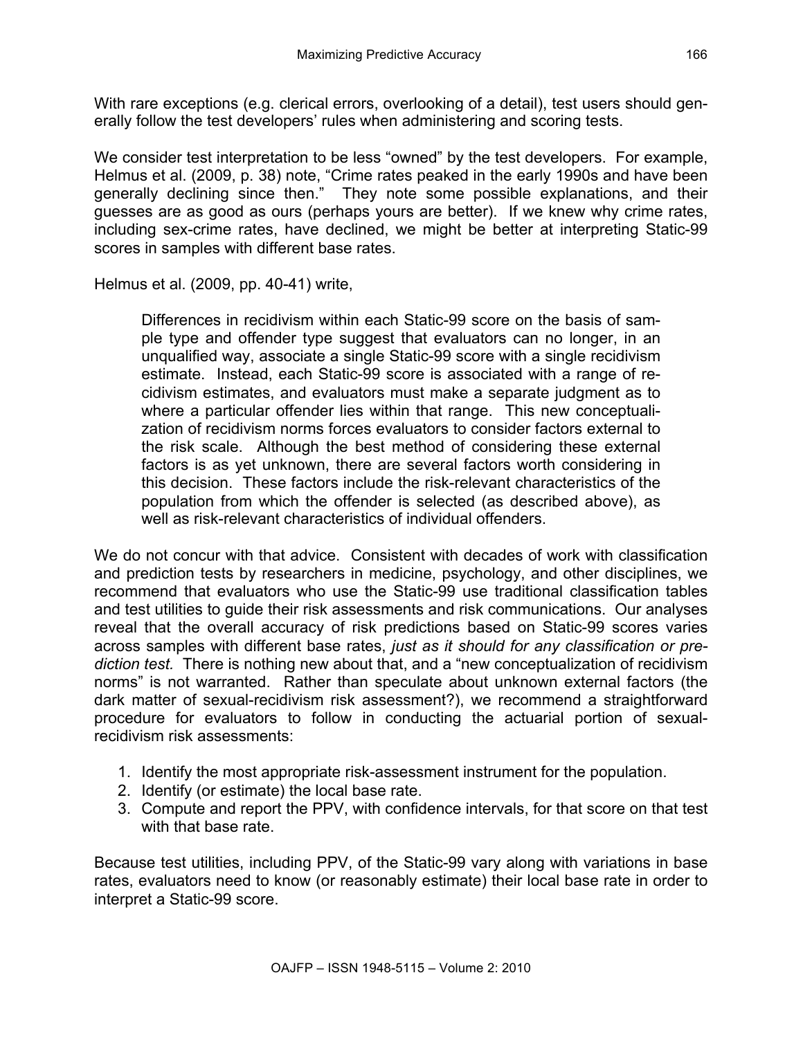With rare exceptions (e.g. clerical errors, overlooking of a detail), test users should generally follow the test developers' rules when administering and scoring tests.

We consider test interpretation to be less "owned" by the test developers. For example, Helmus et al. (2009, p. 38) note, "Crime rates peaked in the early 1990s and have been generally declining since then." They note some possible explanations, and their guesses are as good as ours (perhaps yours are better). If we knew why crime rates, including sex-crime rates, have declined, we might be better at interpreting Static-99 scores in samples with different base rates.

Helmus et al. (2009, pp. 40-41) write,

> Differences in recidivism within each Static-99 score on the basis of sample type and offender type suggest that evaluators can no longer, in an unqualified way, associate a single Static-99 score with a single recidivism estimate. Instead, each Static-99 score is associated with a range of recidivism estimates, and evaluators must make a separate judgment as to where a particular offender lies within that range. This new conceptualization of recidivism norms forces evaluators to consider factors external to the risk scale. Although the best method of considering these external factors is as yet unknown, there are several factors worth considering in this decision. These factors include the risk-relevant characteristics of the population from which the offender is selected (as described above), as well as risk-relevant characteristics of individual offenders.

We do not concur with that advice. Consistent with decades of work with classification and prediction tests by researchers in medicine, psychology, and other disciplines, we recommend that evaluators who use the Static-99 use traditional classification tables and test utilities to guide their risk assessments and risk communications. Our analyses reveal that the overall accuracy of risk predictions based on Static-99 scores varies across samples with different base rates, *just as it should for any classification or prediction test.* There is nothing new about that, and a "new conceptualization of recidivism norms" is not warranted. Rather than speculate about unknown external factors (the dark matter of sexual-recidivism risk assessment?), we recommend a straightforward procedure for evaluators to follow in conducting the actuarial portion of sexual-recidivism risk assessments:

1. Identify the most appropriate risk-assessment instrument for the population.
2. Identify (or estimate) the local base rate.
3. Compute and report the PPV, with confidence intervals, for that score on that test with that base rate.

Because test utilities, including PPV, of the Static-99 vary along with variations in base rates, evaluators need to know (or reasonably estimate) their local base rate in order to interpret a Static-99 score.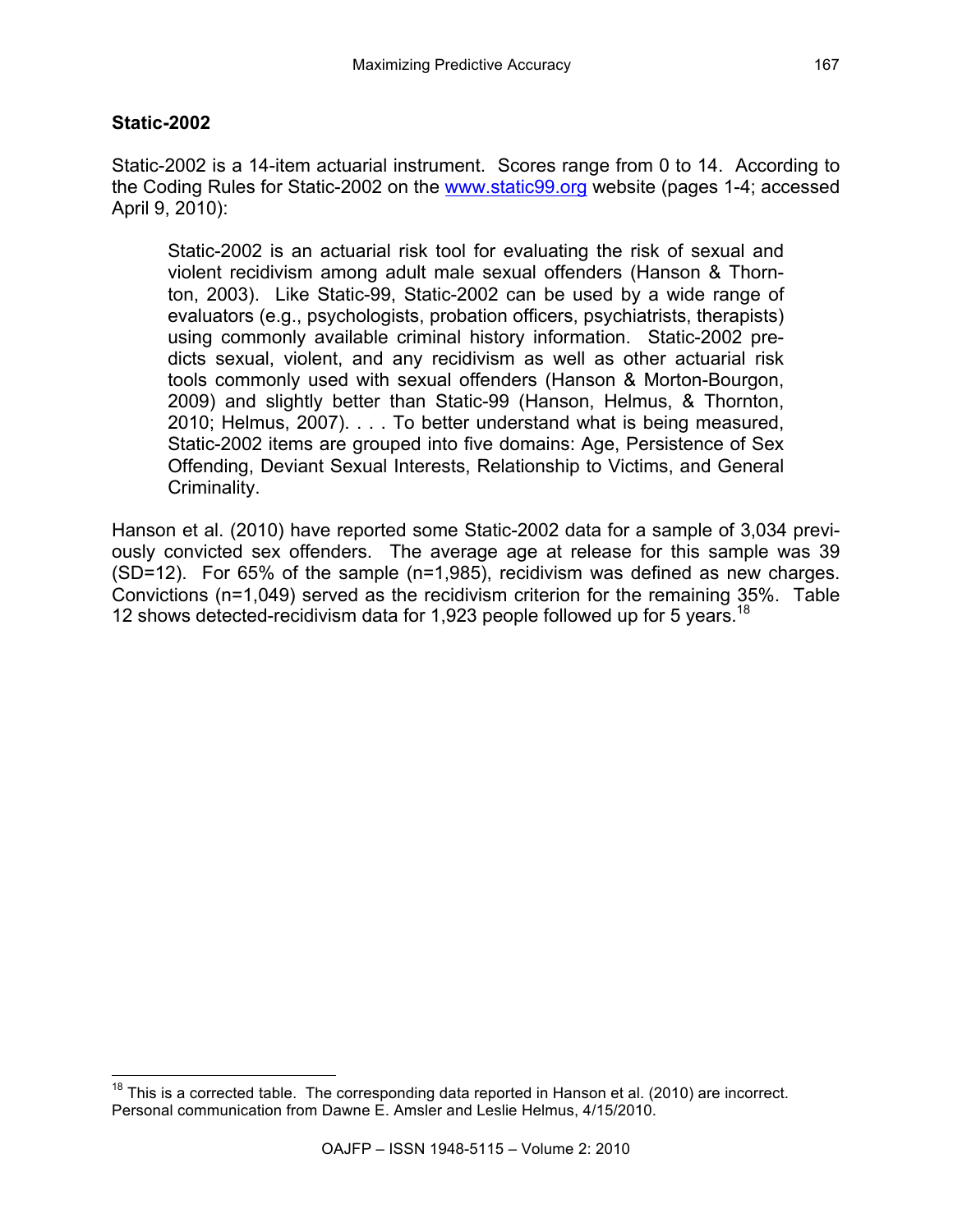### Static-2002

Static-2002 is a 14-item actuarial instrument. Scores range from 0 to 14. According to the Coding Rules for Static-2002 on the www.static99.org website (pages 1-4; accessed April 9, 2010):

> Static-2002 is an actuarial risk tool for evaluating the risk of sexual and violent recidivism among adult male sexual offenders (Hanson & Thornton, 2003). Like Static-99, Static-2002 can be used by a wide range of evaluators (e.g., psychologists, probation officers, psychiatrists, therapists) using commonly available criminal history information. Static-2002 predicts sexual, violent, and any recidivism as well as other actuarial risk tools commonly used with sexual offenders (Hanson & Morton-Bourgon, 2009) and slightly better than Static-99 (Hanson, Helmus, & Thornton, 2010; Helmus, 2007). . . . To better understand what is being measured, Static-2002 items are grouped into five domains: Age, Persistence of Sex Offending, Deviant Sexual Interests, Relationship to Victims, and General Criminality.

Hanson et al. (2010) have reported some Static-2002 data for a sample of 3,034 previously convicted sex offenders. The average age at release for this sample was 39 (SD=12). For 65% of the sample (n=1,985), recidivism was defined as new charges. Convictions (n=1,049) served as the recidivism criterion for the remaining 35%. Table 12 shows detected-recidivism data for 1,923 people followed up for 5 years.[18]

[18] This is a corrected table. The corresponding data reported in Hanson et al. (2010) are incorrect. Personal communication from Dawne E. Amsler and Leslie Helmus, 4/15/2010.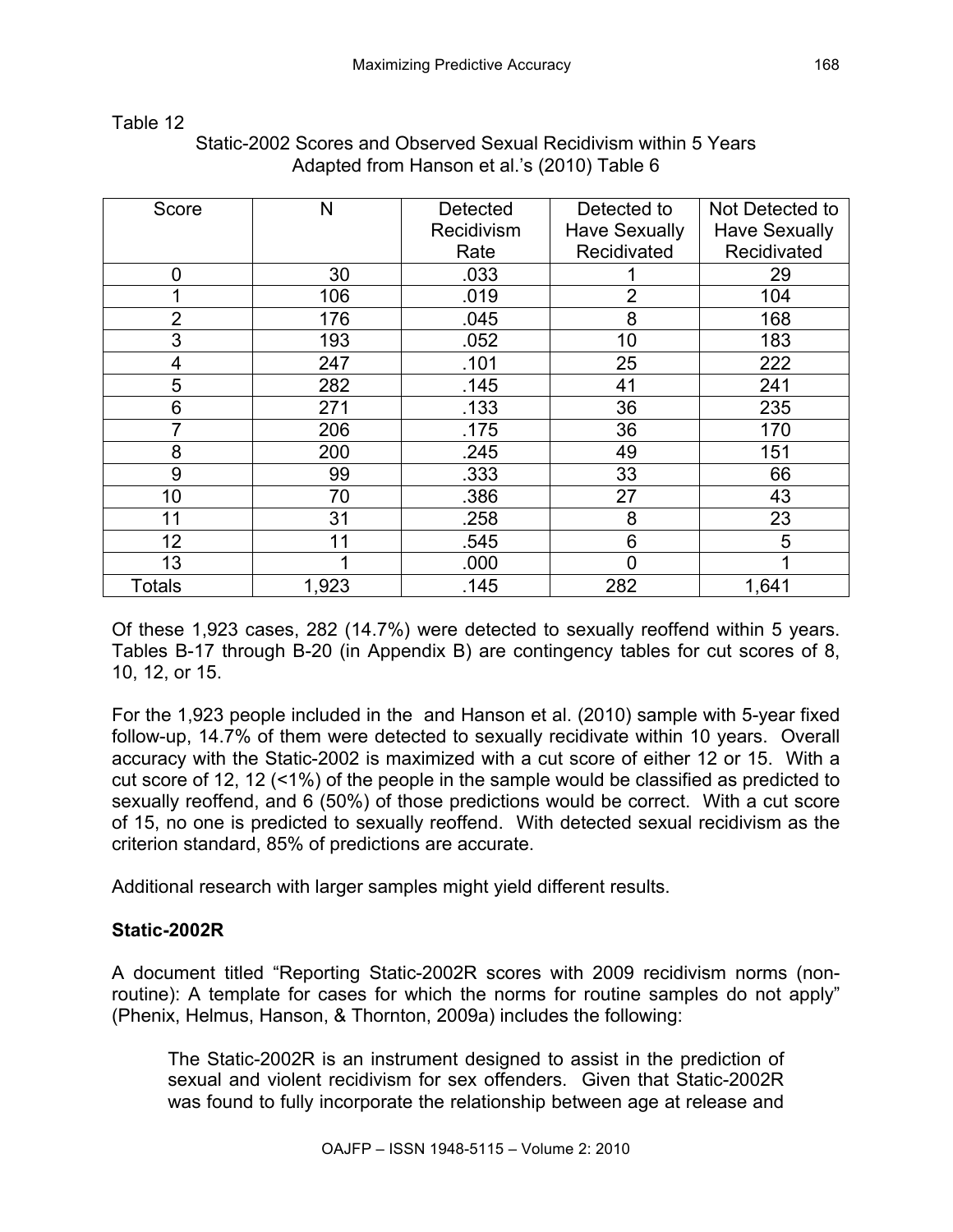Table 12

Static-2002 Scores and Observed Sexual Recidivism within 5 Years
Adapted from Hanson et al.'s (2010) Table 6

| Score | N | Detected Recidivism Rate | Detected to Have Sexually Recidivated | Not Detected to Have Sexually Recidivated |
|---|---|---|---|---|
| 0 | 30 | .033 | 1 | 29 |
| 1 | 106 | .019 | 2 | 104 |
| 2 | 176 | .045 | 8 | 168 |
| 3 | 193 | .052 | 10 | 183 |
| 4 | 247 | .101 | 25 | 222 |
| 5 | 282 | .145 | 41 | 241 |
| 6 | 271 | .133 | 36 | 235 |
| 7 | 206 | .175 | 36 | 170 |
| 8 | 200 | .245 | 49 | 151 |
| 9 | 99 | .333 | 33 | 66 |
| 10 | 70 | .386 | 27 | 43 |
| 11 | 31 | .258 | 8 | 23 |
| 12 | 11 | .545 | 6 | 5 |
| 13 | 1 | .000 | 0 | 1 |
| Totals | 1,923 | .145 | 282 | 1,641 |

Of these 1,923 cases, 282 (14.7%) were detected to sexually reoffend within 5 years. Tables B-17 through B-20 (in Appendix B) are contingency tables for cut scores of 8, 10, 12, or 15.

For the 1,923 people included in the and Hanson et al. (2010) sample with 5-year fixed follow-up, 14.7% of them were detected to sexually recidivate within 10 years. Overall accuracy with the Static-2002 is maximized with a cut score of either 12 or 15. With a cut score of 12, 12 (<1%) of the people in the sample would be classified as predicted to sexually reoffend, and 6 (50%) of those predictions would be correct. With a cut score of 15, no one is predicted to sexually reoffend. With detected sexual recidivism as the criterion standard, 85% of predictions are accurate.

Additional research with larger samples might yield different results.

**Static-2002R**

A document titled "Reporting Static-2002R scores with 2009 recidivism norms (non-routine): A template for cases for which the norms for routine samples do not apply" (Phenix, Helmus, Hanson, & Thornton, 2009a) includes the following:

> The Static-2002R is an instrument designed to assist in the prediction of sexual and violent recidivism for sex offenders. Given that Static-2002R was found to fully incorporate the relationship between age at release and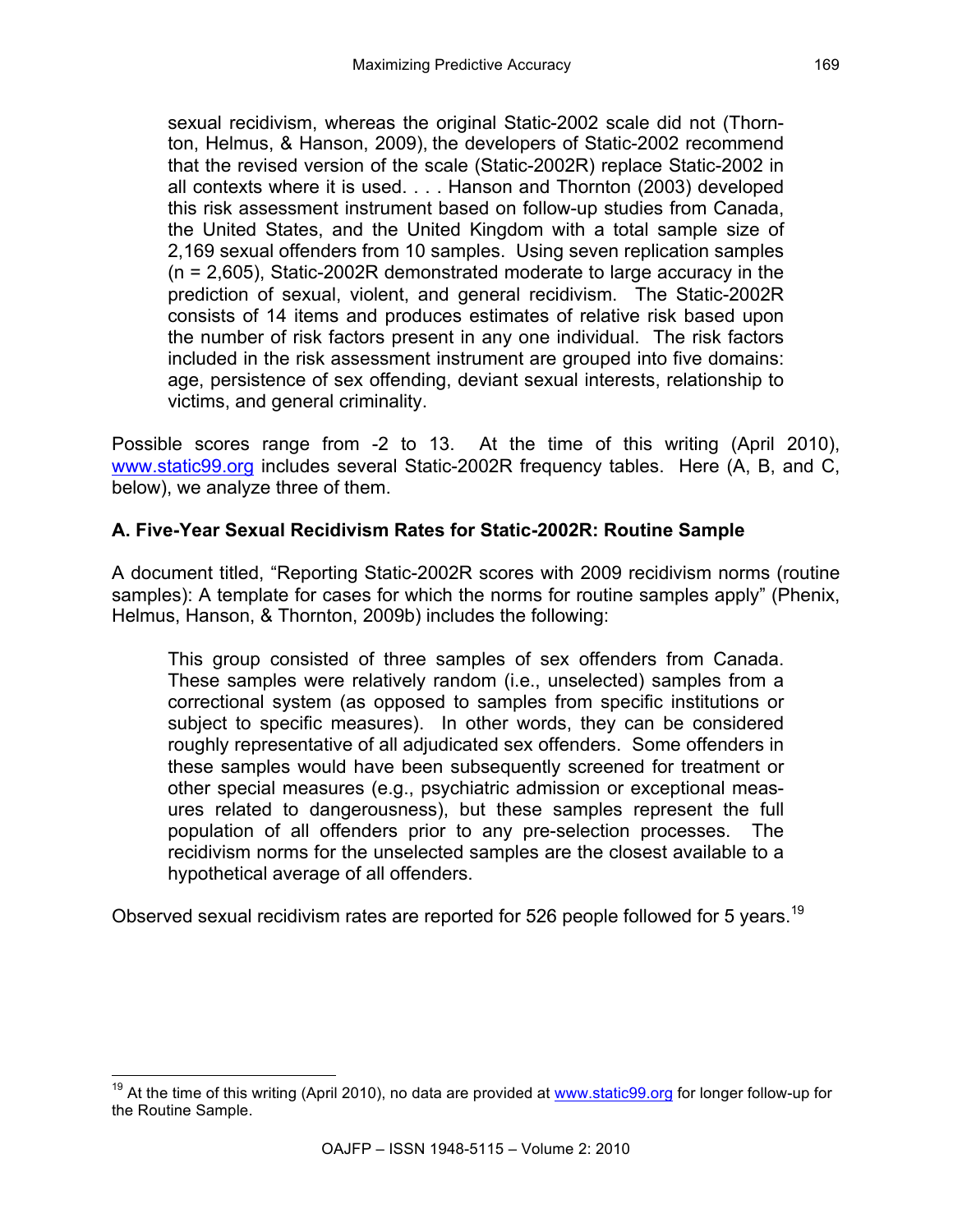> sexual recidivism, whereas the original Static-2002 scale did not (Thornton, Helmus, & Hanson, 2009), the developers of Static-2002 recommend that the revised version of the scale (Static-2002R) replace Static-2002 in all contexts where it is used. . . . Hanson and Thornton (2003) developed this risk assessment instrument based on follow-up studies from Canada, the United States, and the United Kingdom with a total sample size of 2,169 sexual offenders from 10 samples. Using seven replication samples (n = 2,605), Static-2002R demonstrated moderate to large accuracy in the prediction of sexual, violent, and general recidivism. The Static-2002R consists of 14 items and produces estimates of relative risk based upon the number of risk factors present in any one individual. The risk factors included in the risk assessment instrument are grouped into five domains: age, persistence of sex offending, deviant sexual interests, relationship to victims, and general criminality.

Possible scores range from -2 to 13. At the time of this writing (April 2010), www.static99.org includes several Static-2002R frequency tables. Here (A, B, and C, below), we analyze three of them.

### A. Five-Year Sexual Recidivism Rates for Static-2002R: Routine Sample

A document titled, "Reporting Static-2002R scores with 2009 recidivism norms (routine samples): A template for cases for which the norms for routine samples apply" (Phenix, Helmus, Hanson, & Thornton, 2009b) includes the following:

> This group consisted of three samples of sex offenders from Canada. These samples were relatively random (i.e., unselected) samples from a correctional system (as opposed to samples from specific institutions or subject to specific measures). In other words, they can be considered roughly representative of all adjudicated sex offenders. Some offenders in these samples would have been subsequently screened for treatment or other special measures (e.g., psychiatric admission or exceptional measures related to dangerousness), but these samples represent the full population of all offenders prior to any pre-selection processes. The recidivism norms for the unselected samples are the closest available to a hypothetical average of all offenders.

Observed sexual recidivism rates are reported for 526 people followed for 5 years.[19]

[19] At the time of this writing (April 2010), no data are provided at www.static99.org for longer follow-up for the Routine Sample.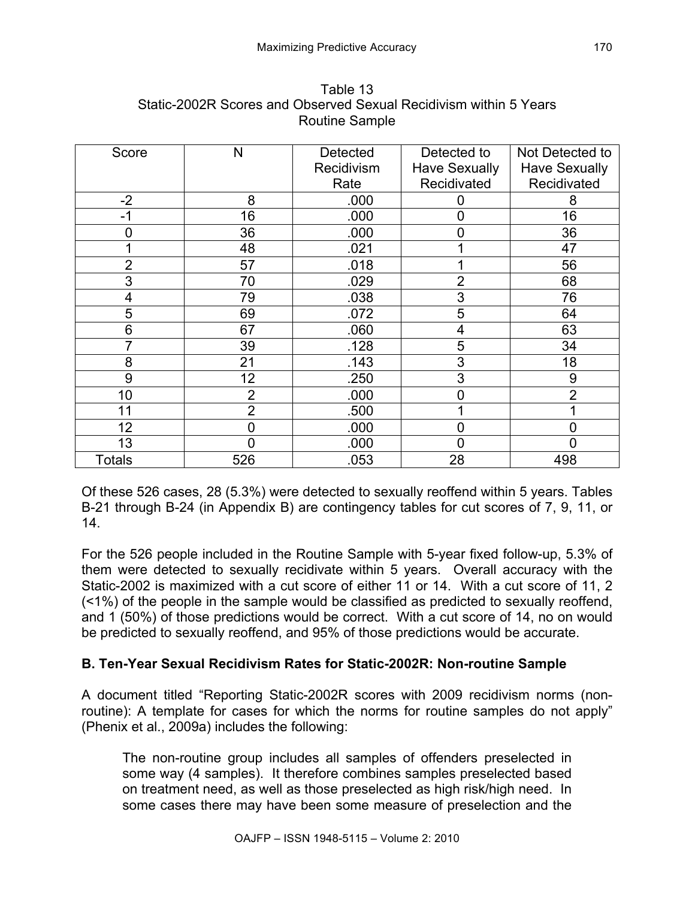Table 13
Static-2002R Scores and Observed Sexual Recidivism within 5 Years
Routine Sample

| Score | N | Detected Recidivism Rate | Detected to Have Sexually Recidivated | Not Detected to Have Sexually Recidivated |
|---|---|---|---|---|
| -2 | 8 | .000 | 0 | 8 |
| -1 | 16 | .000 | 0 | 16 |
| 0 | 36 | .000 | 0 | 36 |
| 1 | 48 | .021 | 1 | 47 |
| 2 | 57 | .018 | 1 | 56 |
| 3 | 70 | .029 | 2 | 68 |
| 4 | 79 | .038 | 3 | 76 |
| 5 | 69 | .072 | 5 | 64 |
| 6 | 67 | .060 | 4 | 63 |
| 7 | 39 | .128 | 5 | 34 |
| 8 | 21 | .143 | 3 | 18 |
| 9 | 12 | .250 | 3 | 9 |
| 10 | 2 | .000 | 0 | 2 |
| 11 | 2 | .500 | 1 | 1 |
| 12 | 0 | .000 | 0 | 0 |
| 13 | 0 | .000 | 0 | 0 |
| Totals | 526 | .053 | 28 | 498 |

Of these 526 cases, 28 (5.3%) were detected to sexually reoffend within 5 years. Tables B-21 through B-24 (in Appendix B) are contingency tables for cut scores of 7, 9, 11, or 14.

For the 526 people included in the Routine Sample with 5-year fixed follow-up, 5.3% of them were detected to sexually recidivate within 5 years. Overall accuracy with the Static-2002 is maximized with a cut score of either 11 or 14. With a cut score of 11, 2 (<1%) of the people in the sample would be classified as predicted to sexually reoffend, and 1 (50%) of those predictions would be correct. With a cut score of 14, no on would be predicted to sexually reoffend, and 95% of those predictions would be accurate.

**B. Ten-Year Sexual Recidivism Rates for Static-2002R: Non-routine Sample**

A document titled "Reporting Static-2002R scores with 2009 recidivism norms (non-routine): A template for cases for which the norms for routine samples do not apply" (Phenix et al., 2009a) includes the following:

> The non-routine group includes all samples of offenders preselected in some way (4 samples). It therefore combines samples preselected based on treatment need, as well as those preselected as high risk/high need. In some cases there may have been some measure of preselection and the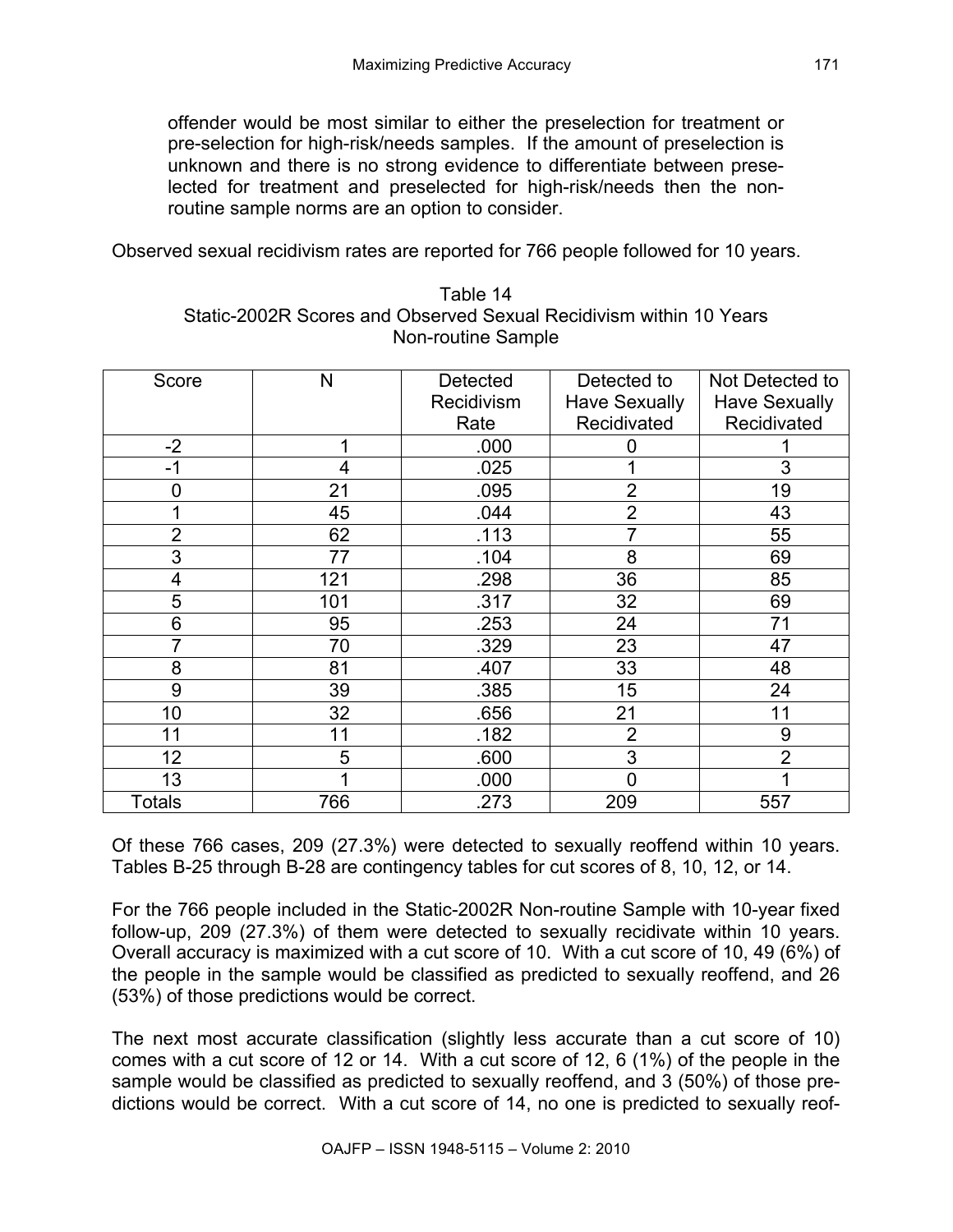offender would be most similar to either the preselection for treatment or pre-selection for high-risk/needs samples. If the amount of preselection is unknown and there is no strong evidence to differentiate between preselected for treatment and preselected for high-risk/needs then the non-routine sample norms are an option to consider.

Observed sexual recidivism rates are reported for 766 people followed for 10 years.

Table 14
Static-2002R Scores and Observed Sexual Recidivism within 10 Years
Non-routine Sample

| Score | N | Detected Recidivism Rate | Detected to Have Sexually Recidivated | Not Detected to Have Sexually Recidivated |
|---|---|---|---|---|
| -2 | 1 | .000 | 0 | 1 |
| -1 | 4 | .025 | 1 | 3 |
| 0 | 21 | .095 | 2 | 19 |
| 1 | 45 | .044 | 2 | 43 |
| 2 | 62 | .113 | 7 | 55 |
| 3 | 77 | .104 | 8 | 69 |
| 4 | 121 | .298 | 36 | 85 |
| 5 | 101 | .317 | 32 | 69 |
| 6 | 95 | .253 | 24 | 71 |
| 7 | 70 | .329 | 23 | 47 |
| 8 | 81 | .407 | 33 | 48 |
| 9 | 39 | .385 | 15 | 24 |
| 10 | 32 | .656 | 21 | 11 |
| 11 | 11 | .182 | 2 | 9 |
| 12 | 5 | .600 | 3 | 2 |
| 13 | 1 | .000 | 0 | 1 |
| Totals | 766 | .273 | 209 | 557 |

Of these 766 cases, 209 (27.3%) were detected to sexually reoffend within 10 years. Tables B-25 through B-28 are contingency tables for cut scores of 8, 10, 12, or 14.

For the 766 people included in the Static-2002R Non-routine Sample with 10-year fixed follow-up, 209 (27.3%) of them were detected to sexually recidivate within 10 years. Overall accuracy is maximized with a cut score of 10. With a cut score of 10, 49 (6%) of the people in the sample would be classified as predicted to sexually reoffend, and 26 (53%) of those predictions would be correct.

The next most accurate classification (slightly less accurate than a cut score of 10) comes with a cut score of 12 or 14. With a cut score of 12, 6 (1%) of the people in the sample would be classified as predicted to sexually reoffend, and 3 (50%) of those predictions would be correct. With a cut score of 14, no one is predicted to sexually reof-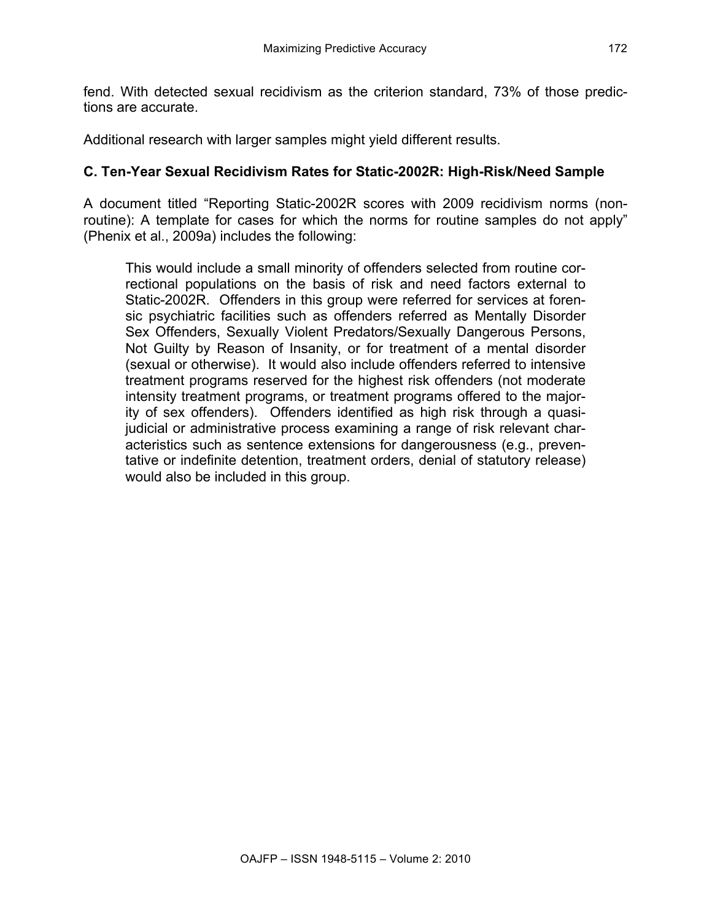fend. With detected sexual recidivism as the criterion standard, 73% of those predictions are accurate.

Additional research with larger samples might yield different results.

### C. Ten-Year Sexual Recidivism Rates for Static-2002R: High-Risk/Need Sample

A document titled "Reporting Static-2002R scores with 2009 recidivism norms (non-routine): A template for cases for which the norms for routine samples do not apply" (Phenix et al., 2009a) includes the following:

> This would include a small minority of offenders selected from routine correctional populations on the basis of risk and need factors external to Static-2002R. Offenders in this group were referred for services at forensic psychiatric facilities such as offenders referred as Mentally Disorder Sex Offenders, Sexually Violent Predators/Sexually Dangerous Persons, Not Guilty by Reason of Insanity, or for treatment of a mental disorder (sexual or otherwise). It would also include offenders referred to intensive treatment programs reserved for the highest risk offenders (not moderate intensity treatment programs, or treatment programs offered to the majority of sex offenders). Offenders identified as high risk through a quasi-judicial or administrative process examining a range of risk relevant characteristics such as sentence extensions for dangerousness (e.g., preventative or indefinite detention, treatment orders, denial of statutory release) would also be included in this group.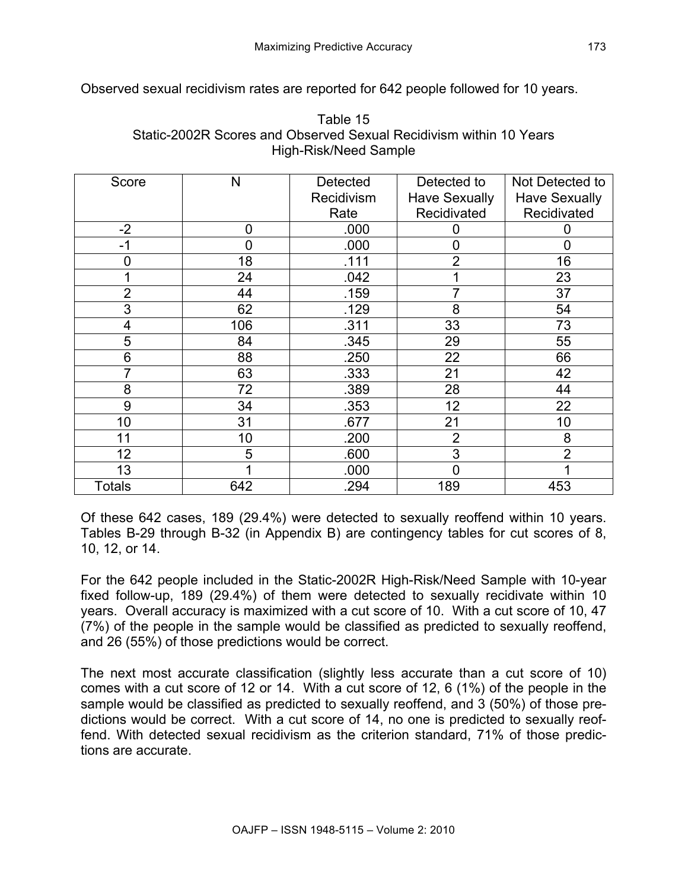Observed sexual recidivism rates are reported for 642 people followed for 10 years.

Table 15
Static-2002R Scores and Observed Sexual Recidivism within 10 Years
High-Risk/Need Sample

| Score | N | Detected Recidivism Rate | Detected to Have Sexually Recidivated | Not Detected to Have Sexually Recidivated |
|---|---|---|---|---|
| -2 | 0 | .000 | 0 | 0 |
| -1 | 0 | .000 | 0 | 0 |
| 0 | 18 | .111 | 2 | 16 |
| 1 | 24 | .042 | 1 | 23 |
| 2 | 44 | .159 | 7 | 37 |
| 3 | 62 | .129 | 8 | 54 |
| 4 | 106 | .311 | 33 | 73 |
| 5 | 84 | .345 | 29 | 55 |
| 6 | 88 | .250 | 22 | 66 |
| 7 | 63 | .333 | 21 | 42 |
| 8 | 72 | .389 | 28 | 44 |
| 9 | 34 | .353 | 12 | 22 |
| 10 | 31 | .677 | 21 | 10 |
| 11 | 10 | .200 | 2 | 8 |
| 12 | 5 | .600 | 3 | 2 |
| 13 | 1 | .000 | 0 | 1 |
| Totals | 642 | .294 | 189 | 453 |

Of these 642 cases, 189 (29.4%) were detected to sexually reoffend within 10 years. Tables B-29 through B-32 (in Appendix B) are contingency tables for cut scores of 8, 10, 12, or 14.

For the 642 people included in the Static-2002R High-Risk/Need Sample with 10-year fixed follow-up, 189 (29.4%) of them were detected to sexually recidivate within 10 years. Overall accuracy is maximized with a cut score of 10. With a cut score of 10, 47 (7%) of the people in the sample would be classified as predicted to sexually reoffend, and 26 (55%) of those predictions would be correct.

The next most accurate classification (slightly less accurate than a cut score of 10) comes with a cut score of 12 or 14. With a cut score of 12, 6 (1%) of the people in the sample would be classified as predicted to sexually reoffend, and 3 (50%) of those predictions would be correct. With a cut score of 14, no one is predicted to sexually reoffend. With detected sexual recidivism as the criterion standard, 71% of those predictions are accurate.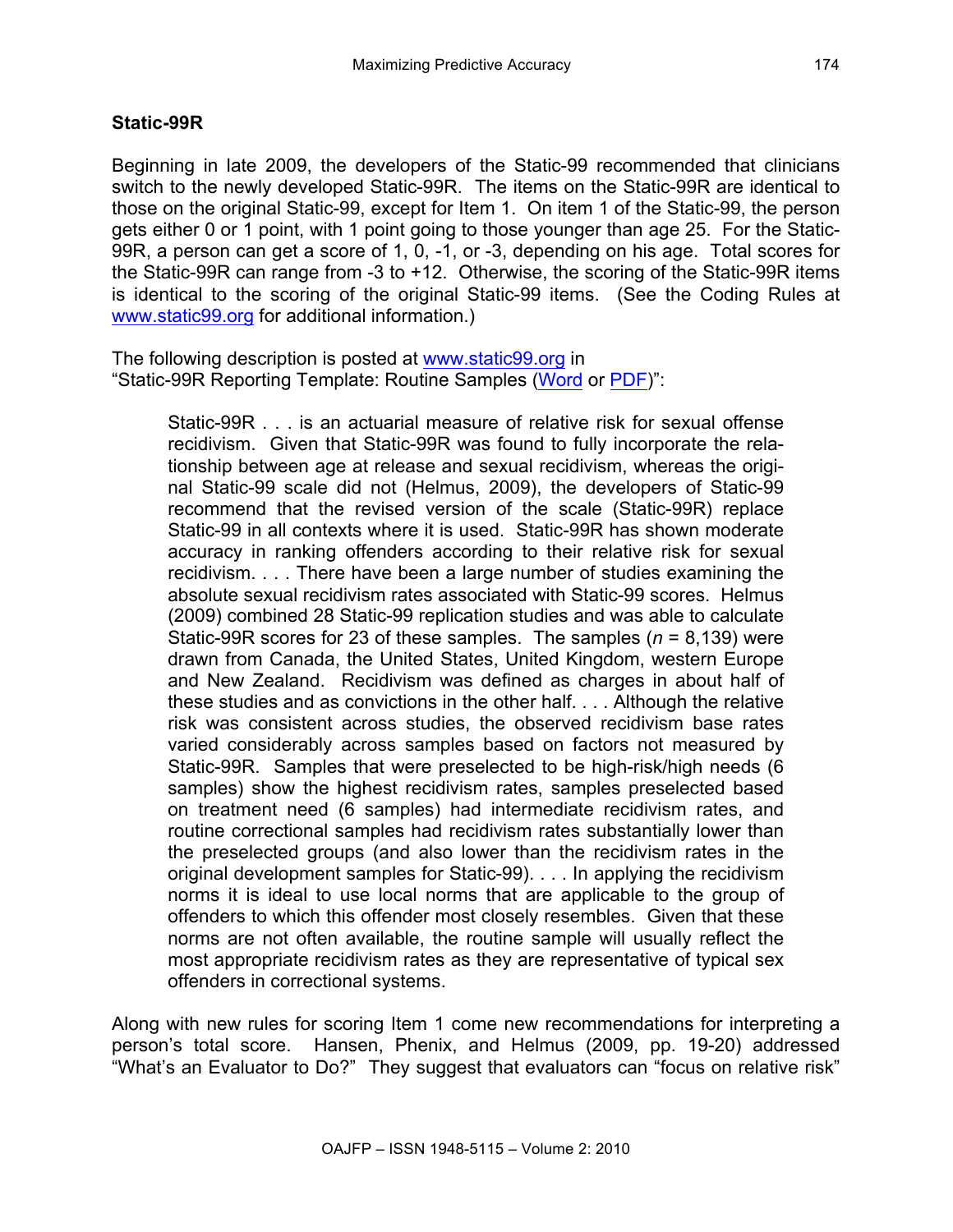## Static-99R

Beginning in late 2009, the developers of the Static-99 recommended that clinicians switch to the newly developed Static-99R. The items on the Static-99R are identical to those on the original Static-99, except for Item 1. On item 1 of the Static-99, the person gets either 0 or 1 point, with 1 point going to those younger than age 25. For the Static-99R, a person can get a score of 1, 0, -1, or -3, depending on his age. Total scores for the Static-99R can range from -3 to +12. Otherwise, the scoring of the Static-99R items is identical to the scoring of the original Static-99 items. (See the Coding Rules at www.static99.org for additional information.)

The following description is posted at www.static99.org in "Static-99R Reporting Template: Routine Samples (Word or PDF)":

> Static-99R . . . is an actuarial measure of relative risk for sexual offense recidivism. Given that Static-99R was found to fully incorporate the relationship between age at release and sexual recidivism, whereas the original Static-99 scale did not (Helmus, 2009), the developers of Static-99 recommend that the revised version of the scale (Static-99R) replace Static-99 in all contexts where it is used. Static-99R has shown moderate accuracy in ranking offenders according to their relative risk for sexual recidivism. . . . There have been a large number of studies examining the absolute sexual recidivism rates associated with Static-99 scores. Helmus (2009) combined 28 Static-99 replication studies and was able to calculate Static-99R scores for 23 of these samples. The samples (*n* = 8,139) were drawn from Canada, the United States, United Kingdom, western Europe and New Zealand. Recidivism was defined as charges in about half of these studies and as convictions in the other half. . . . Although the relative risk was consistent across studies, the observed recidivism base rates varied considerably across samples based on factors not measured by Static-99R. Samples that were preselected to be high-risk/high needs (6 samples) show the highest recidivism rates, samples preselected based on treatment need (6 samples) had intermediate recidivism rates, and routine correctional samples had recidivism rates substantially lower than the preselected groups (and also lower than the recidivism rates in the original development samples for Static-99). . . . In applying the recidivism norms it is ideal to use local norms that are applicable to the group of offenders to which this offender most closely resembles. Given that these norms are not often available, the routine sample will usually reflect the most appropriate recidivism rates as they are representative of typical sex offenders in correctional systems.

Along with new rules for scoring Item 1 come new recommendations for interpreting a person's total score. Hansen, Phenix, and Helmus (2009, pp. 19-20) addressed "What's an Evaluator to Do?" They suggest that evaluators can "focus on relative risk"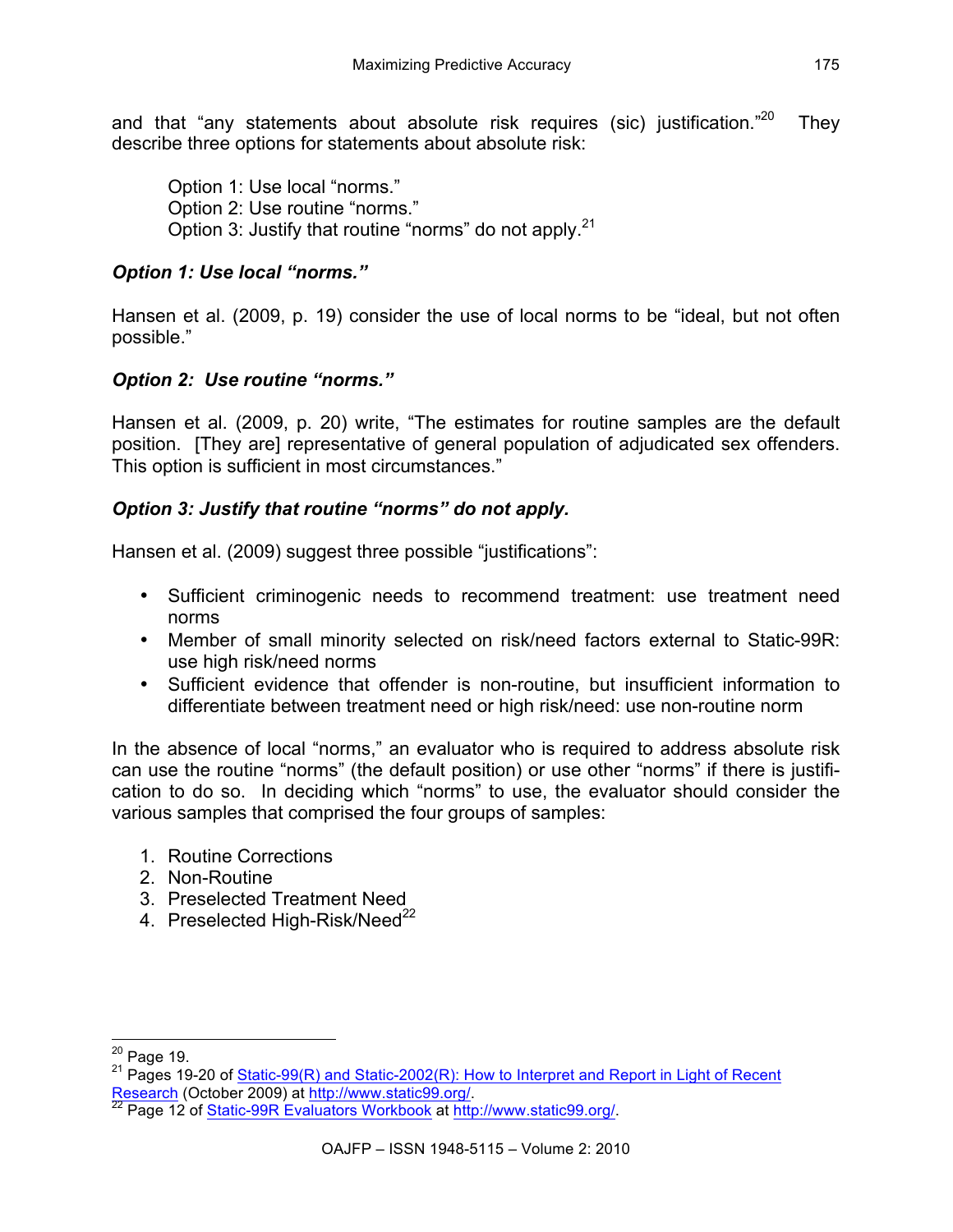and that "any statements about absolute risk requires (sic) justification."[20] They describe three options for statements about absolute risk:

> Option 1: Use local "norms."
> Option 2: Use routine "norms."
> Option 3: Justify that routine "norms" do not apply.[21]

***Option 1: Use local "norms."***

Hansen et al. (2009, p. 19) consider the use of local norms to be "ideal, but not often possible."

***Option 2: Use routine "norms."***

Hansen et al. (2009, p. 20) write, "The estimates for routine samples are the default position. [They are] representative of general population of adjudicated sex offenders. This option is sufficient in most circumstances."

***Option 3: Justify that routine "norms" do not apply.***

Hansen et al. (2009) suggest three possible "justifications":

- Sufficient criminogenic needs to recommend treatment: use treatment need norms
- Member of small minority selected on risk/need factors external to Static-99R: use high risk/need norms
- Sufficient evidence that offender is non-routine, but insufficient information to differentiate between treatment need or high risk/need: use non-routine norm

In the absence of local "norms," an evaluator who is required to address absolute risk can use the routine "norms" (the default position) or use other "norms" if there is justification to do so. In deciding which "norms" to use, the evaluator should consider the various samples that comprised the four groups of samples:

1. Routine Corrections
2. Non-Routine
3. Preselected Treatment Need
4. Preselected High-Risk/Need[22]

---

[20] Page 19.

[21] Pages 19-20 of Static-99(R) and Static-2002(R): How to Interpret and Report in Light of Recent Research (October 2009) at http://www.static99.org/.

[22] Page 12 of Static-99R Evaluators Workbook at http://www.static99.org/.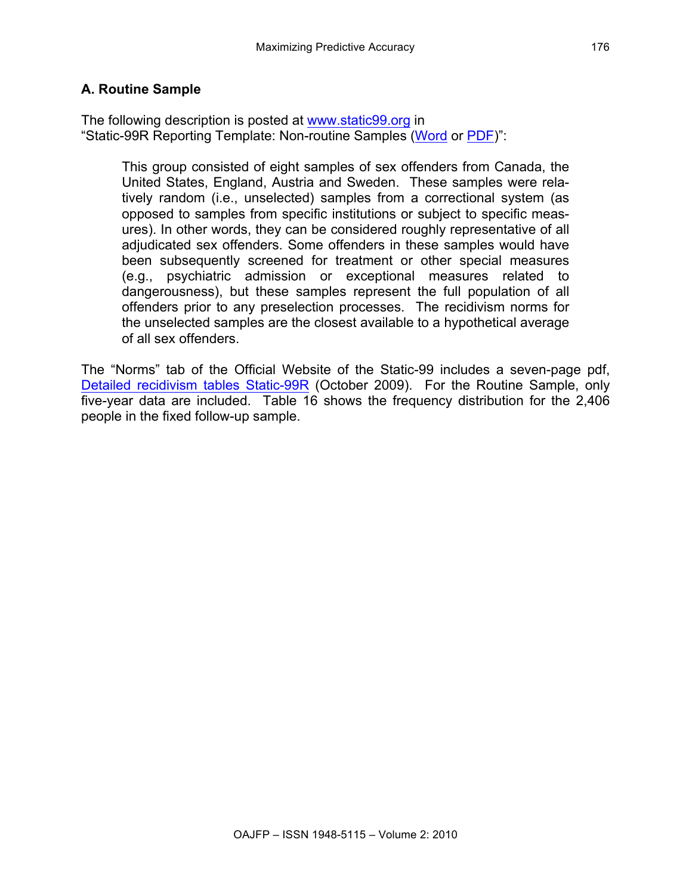## A. Routine Sample

The following description is posted at www.static99.org in "Static-99R Reporting Template: Non-routine Samples (Word or PDF)":

> This group consisted of eight samples of sex offenders from Canada, the United States, England, Austria and Sweden. These samples were relatively random (i.e., unselected) samples from a correctional system (as opposed to samples from specific institutions or subject to specific measures). In other words, they can be considered roughly representative of all adjudicated sex offenders. Some offenders in these samples would have been subsequently screened for treatment or other special measures (e.g., psychiatric admission or exceptional measures related to dangerousness), but these samples represent the full population of all offenders prior to any preselection processes. The recidivism norms for the unselected samples are the closest available to a hypothetical average of all sex offenders.

The "Norms" tab of the Official Website of the Static-99 includes a seven-page pdf, Detailed recidivism tables Static-99R (October 2009). For the Routine Sample, only five-year data are included. Table 16 shows the frequency distribution for the 2,406 people in the fixed follow-up sample.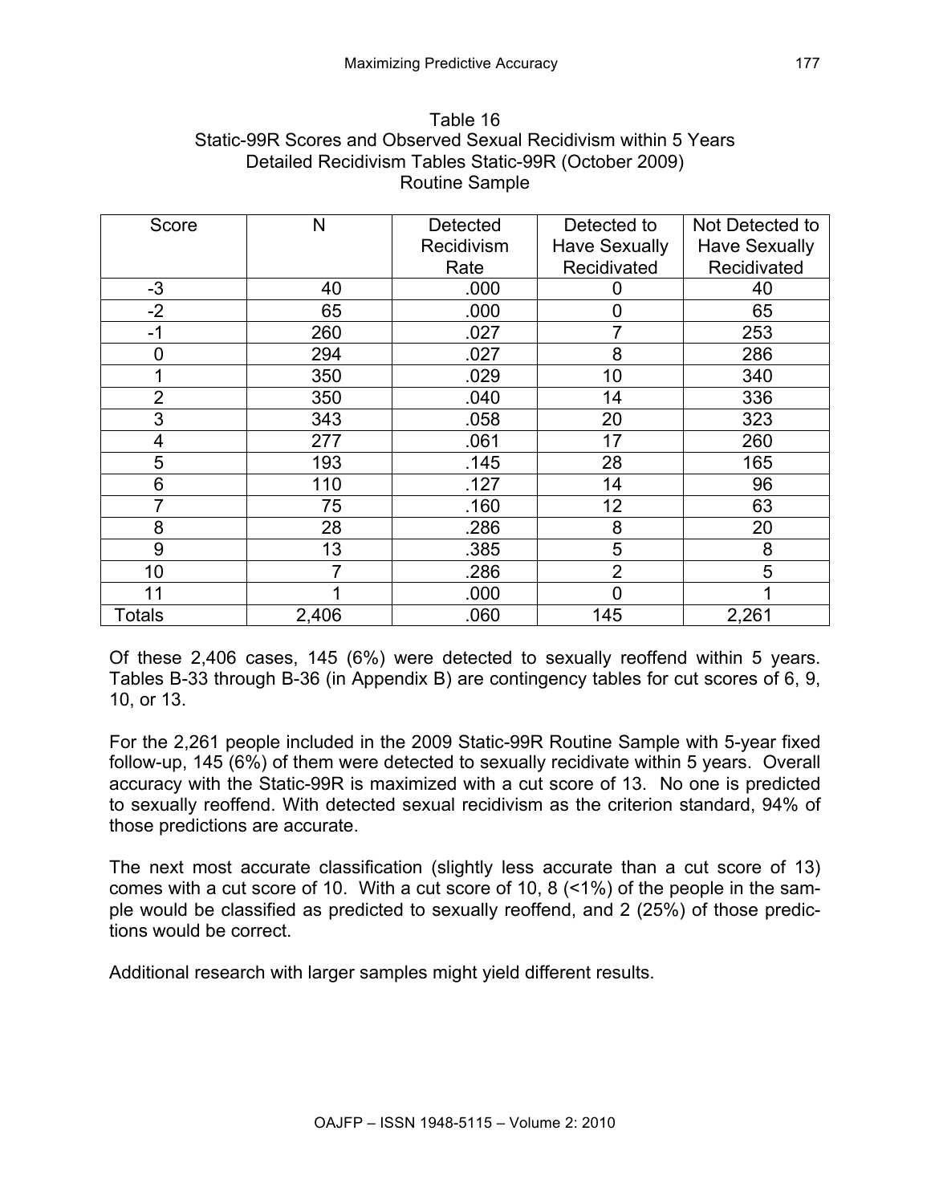Table 16
Static-99R Scores and Observed Sexual Recidivism within 5 Years
Detailed Recidivism Tables Static-99R (October 2009)
Routine Sample

| Score | N | Detected Recidivism Rate | Detected to Have Sexually Recidivated | Not Detected to Have Sexually Recidivated |
|---|---|---|---|---|
| -3 | 40 | .000 | 0 | 40 |
| -2 | 65 | .000 | 0 | 65 |
| -1 | 260 | .027 | 7 | 253 |
| 0 | 294 | .027 | 8 | 286 |
| 1 | 350 | .029 | 10 | 340 |
| 2 | 350 | .040 | 14 | 336 |
| 3 | 343 | .058 | 20 | 323 |
| 4 | 277 | .061 | 17 | 260 |
| 5 | 193 | .145 | 28 | 165 |
| 6 | 110 | .127 | 14 | 96 |
| 7 | 75 | .160 | 12 | 63 |
| 8 | 28 | .286 | 8 | 20 |
| 9 | 13 | .385 | 5 | 8 |
| 10 | 7 | .286 | 2 | 5 |
| 11 | 1 | .000 | 0 | 1 |
| Totals | 2,406 | .060 | 145 | 2,261 |

Of these 2,406 cases, 145 (6%) were detected to sexually reoffend within 5 years. Tables B-33 through B-36 (in Appendix B) are contingency tables for cut scores of 6, 9, 10, or 13.

For the 2,261 people included in the 2009 Static-99R Routine Sample with 5-year fixed follow-up, 145 (6%) of them were detected to sexually recidivate within 5 years. Overall accuracy with the Static-99R is maximized with a cut score of 13. No one is predicted to sexually reoffend. With detected sexual recidivism as the criterion standard, 94% of those predictions are accurate.

The next most accurate classification (slightly less accurate than a cut score of 13) comes with a cut score of 10. With a cut score of 10, 8 (<1%) of the people in the sample would be classified as predicted to sexually reoffend, and 2 (25%) of those predictions would be correct.

Additional research with larger samples might yield different results.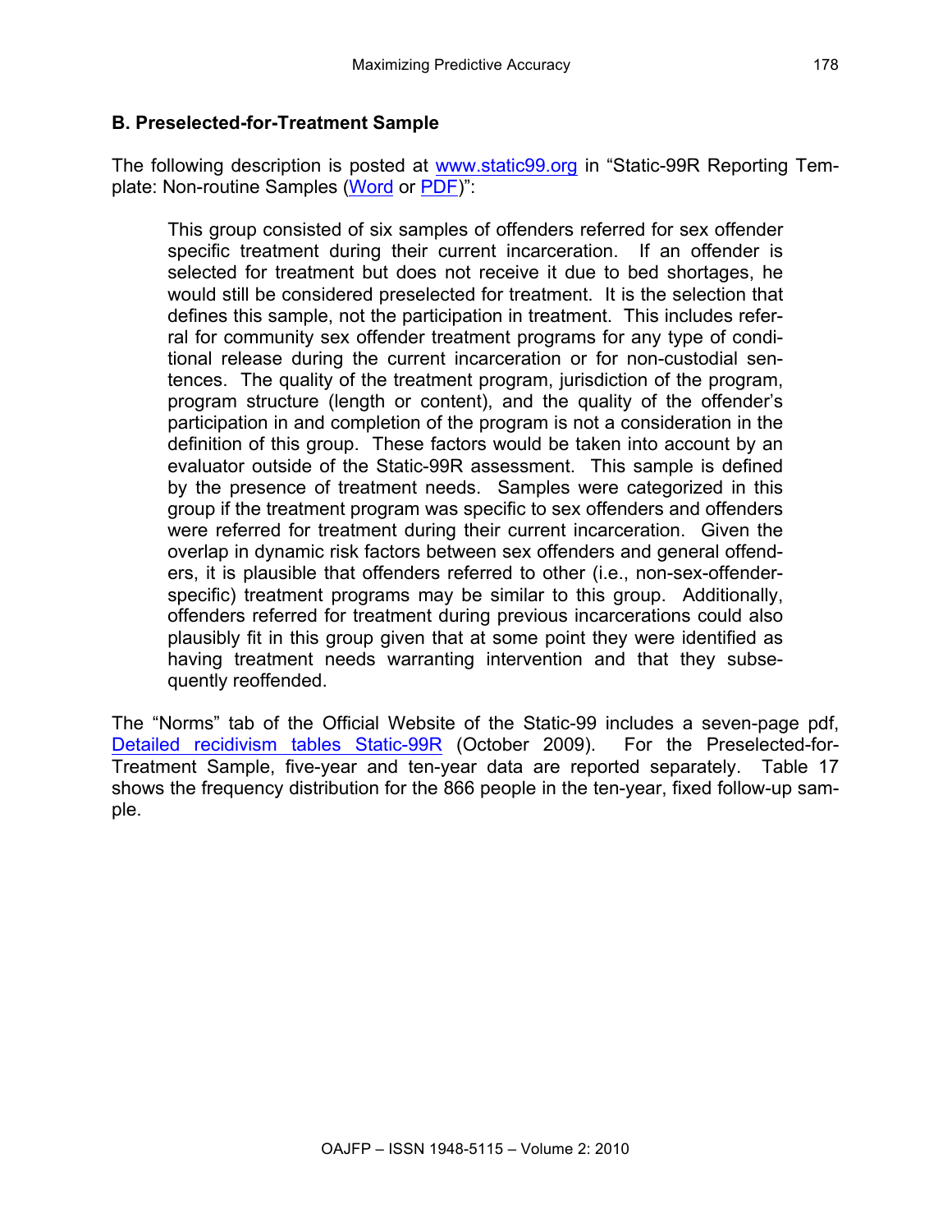### B. Preselected-for-Treatment Sample

The following description is posted at www.static99.org in "Static-99R Reporting Template: Non-routine Samples (Word or PDF)":

> This group consisted of six samples of offenders referred for sex offender specific treatment during their current incarceration. If an offender is selected for treatment but does not receive it due to bed shortages, he would still be considered preselected for treatment. It is the selection that defines this sample, not the participation in treatment. This includes referral for community sex offender treatment programs for any type of conditional release during the current incarceration or for non-custodial sentences. The quality of the treatment program, jurisdiction of the program, program structure (length or content), and the quality of the offender's participation in and completion of the program is not a consideration in the definition of this group. These factors would be taken into account by an evaluator outside of the Static-99R assessment. This sample is defined by the presence of treatment needs. Samples were categorized in this group if the treatment program was specific to sex offenders and offenders were referred for treatment during their current incarceration. Given the overlap in dynamic risk factors between sex offenders and general offenders, it is plausible that offenders referred to other (i.e., non-sex-offender-specific) treatment programs may be similar to this group. Additionally, offenders referred for treatment during previous incarcerations could also plausibly fit in this group given that at some point they were identified as having treatment needs warranting intervention and that they subsequently reoffended.

The "Norms" tab of the Official Website of the Static-99 includes a seven-page pdf, Detailed recidivism tables Static-99R (October 2009). For the Preselected-for-Treatment Sample, five-year and ten-year data are reported separately. Table 17 shows the frequency distribution for the 866 people in the ten-year, fixed follow-up sample.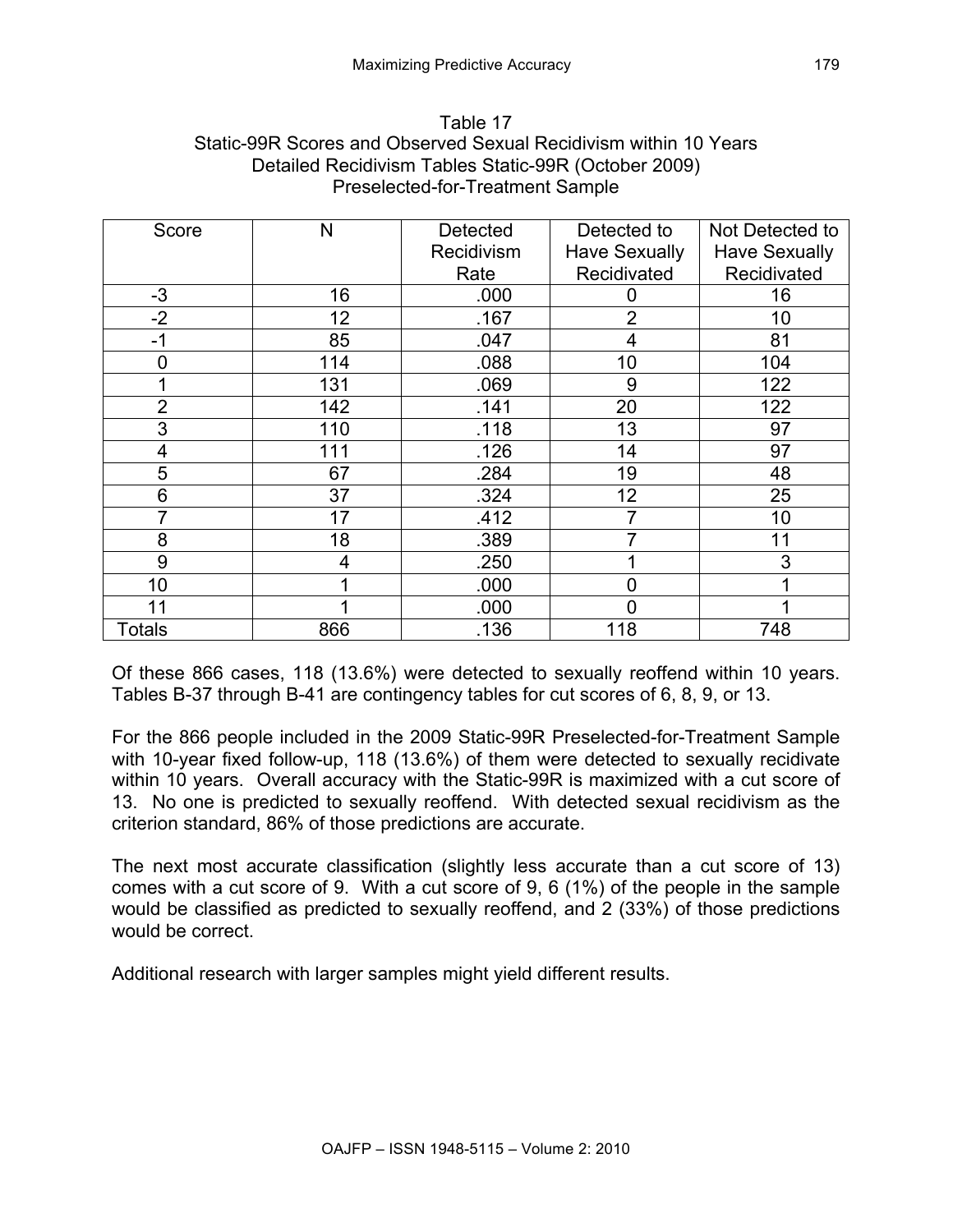Table 17
Static-99R Scores and Observed Sexual Recidivism within 10 Years
Detailed Recidivism Tables Static-99R (October 2009)
Preselected-for-Treatment Sample

| Score | N | Detected Recidivism Rate | Detected to Have Sexually Recidivated | Not Detected to Have Sexually Recidivated |
|---|---|---|---|---|
| -3 | 16 | .000 | 0 | 16 |
| -2 | 12 | .167 | 2 | 10 |
| -1 | 85 | .047 | 4 | 81 |
| 0 | 114 | .088 | 10 | 104 |
| 1 | 131 | .069 | 9 | 122 |
| 2 | 142 | .141 | 20 | 122 |
| 3 | 110 | .118 | 13 | 97 |
| 4 | 111 | .126 | 14 | 97 |
| 5 | 67 | .284 | 19 | 48 |
| 6 | 37 | .324 | 12 | 25 |
| 7 | 17 | .412 | 7 | 10 |
| 8 | 18 | .389 | 7 | 11 |
| 9 | 4 | .250 | 1 | 3 |
| 10 | 1 | .000 | 0 | 1 |
| 11 | 1 | .000 | 0 | 1 |
| Totals | 866 | .136 | 118 | 748 |

Of these 866 cases, 118 (13.6%) were detected to sexually reoffend within 10 years. Tables B-37 through B-41 are contingency tables for cut scores of 6, 8, 9, or 13.

For the 866 people included in the 2009 Static-99R Preselected-for-Treatment Sample with 10-year fixed follow-up, 118 (13.6%) of them were detected to sexually recidivate within 10 years. Overall accuracy with the Static-99R is maximized with a cut score of 13. No one is predicted to sexually reoffend. With detected sexual recidivism as the criterion standard, 86% of those predictions are accurate.

The next most accurate classification (slightly less accurate than a cut score of 13) comes with a cut score of 9. With a cut score of 9, 6 (1%) of the people in the sample would be classified as predicted to sexually reoffend, and 2 (33%) of those predictions would be correct.

Additional research with larger samples might yield different results.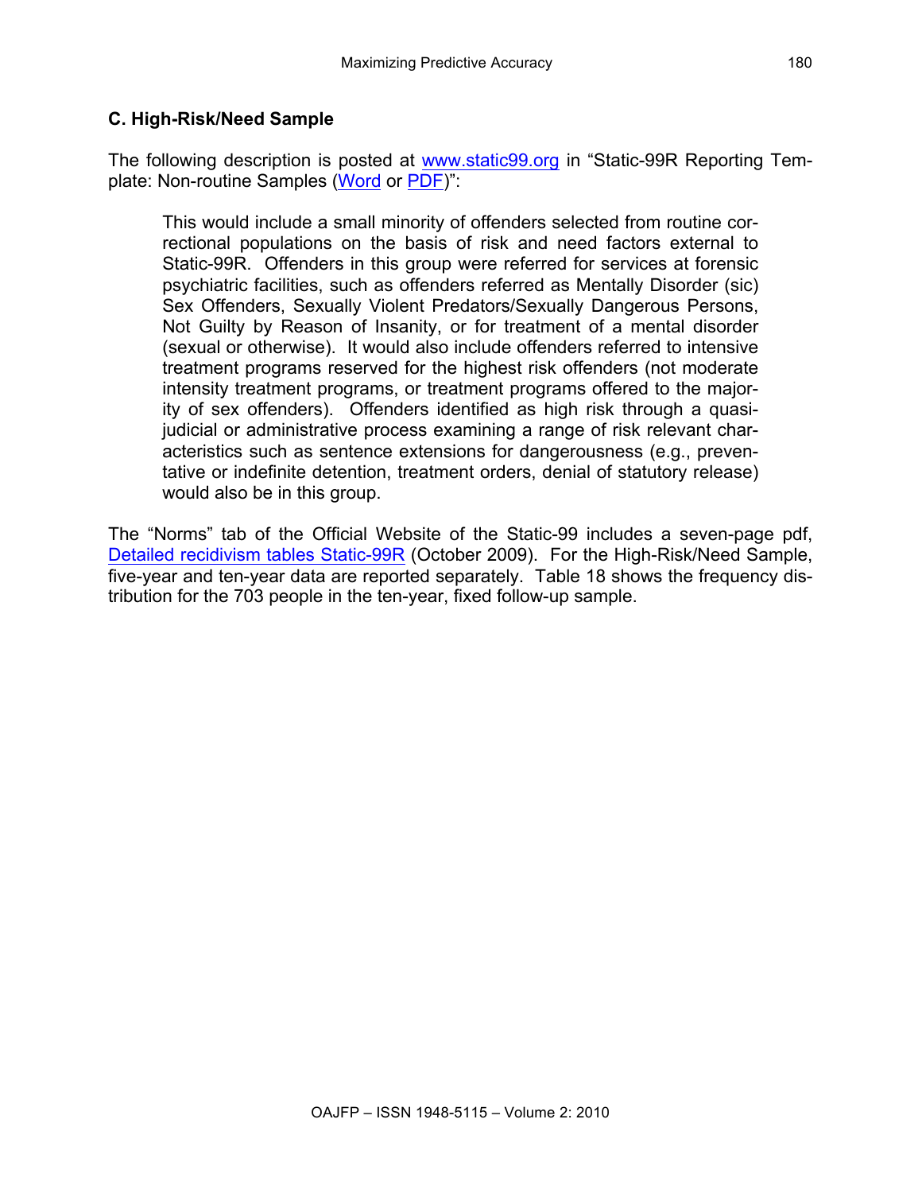### C. High-Risk/Need Sample

The following description is posted at www.static99.org in "Static-99R Reporting Template: Non-routine Samples (Word or PDF)":

> This would include a small minority of offenders selected from routine correctional populations on the basis of risk and need factors external to Static-99R. Offenders in this group were referred for services at forensic psychiatric facilities, such as offenders referred as Mentally Disorder (sic) Sex Offenders, Sexually Violent Predators/Sexually Dangerous Persons, Not Guilty by Reason of Insanity, or for treatment of a mental disorder (sexual or otherwise). It would also include offenders referred to intensive treatment programs reserved for the highest risk offenders (not moderate intensity treatment programs, or treatment programs offered to the majority of sex offenders). Offenders identified as high risk through a quasi-judicial or administrative process examining a range of risk relevant characteristics such as sentence extensions for dangerousness (e.g., preventative or indefinite detention, treatment orders, denial of statutory release) would also be in this group.

The "Norms" tab of the Official Website of the Static-99 includes a seven-page pdf, Detailed recidivism tables Static-99R (October 2009). For the High-Risk/Need Sample, five-year and ten-year data are reported separately. Table 18 shows the frequency distribution for the 703 people in the ten-year, fixed follow-up sample.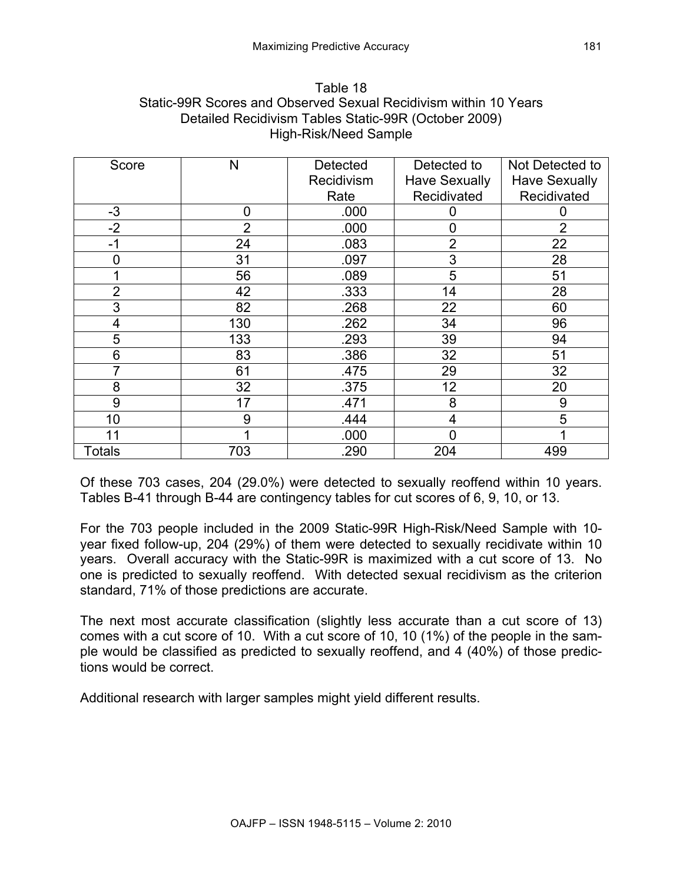Table 18
Static-99R Scores and Observed Sexual Recidivism within 10 Years
Detailed Recidivism Tables Static-99R (October 2009)
High-Risk/Need Sample

| Score | N | Detected Recidivism Rate | Detected to Have Sexually Recidivated | Not Detected to Have Sexually Recidivated |
|---|---|---|---|---|
| -3 | 0 | .000 | 0 | 0 |
| -2 | 2 | .000 | 0 | 2 |
| -1 | 24 | .083 | 2 | 22 |
| 0 | 31 | .097 | 3 | 28 |
| 1 | 56 | .089 | 5 | 51 |
| 2 | 42 | .333 | 14 | 28 |
| 3 | 82 | .268 | 22 | 60 |
| 4 | 130 | .262 | 34 | 96 |
| 5 | 133 | .293 | 39 | 94 |
| 6 | 83 | .386 | 32 | 51 |
| 7 | 61 | .475 | 29 | 32 |
| 8 | 32 | .375 | 12 | 20 |
| 9 | 17 | .471 | 8 | 9 |
| 10 | 9 | .444 | 4 | 5 |
| 11 | 1 | .000 | 0 | 1 |
| Totals | 703 | .290 | 204 | 499 |

Of these 703 cases, 204 (29.0%) were detected to sexually reoffend within 10 years. Tables B-41 through B-44 are contingency tables for cut scores of 6, 9, 10, or 13.

For the 703 people included in the 2009 Static-99R High-Risk/Need Sample with 10-year fixed follow-up, 204 (29%) of them were detected to sexually recidivate within 10 years. Overall accuracy with the Static-99R is maximized with a cut score of 13. No one is predicted to sexually reoffend. With detected sexual recidivism as the criterion standard, 71% of those predictions are accurate.

The next most accurate classification (slightly less accurate than a cut score of 13) comes with a cut score of 10. With a cut score of 10, 10 (1%) of the people in the sample would be classified as predicted to sexually reoffend, and 4 (40%) of those predictions would be correct.

Additional research with larger samples might yield different results.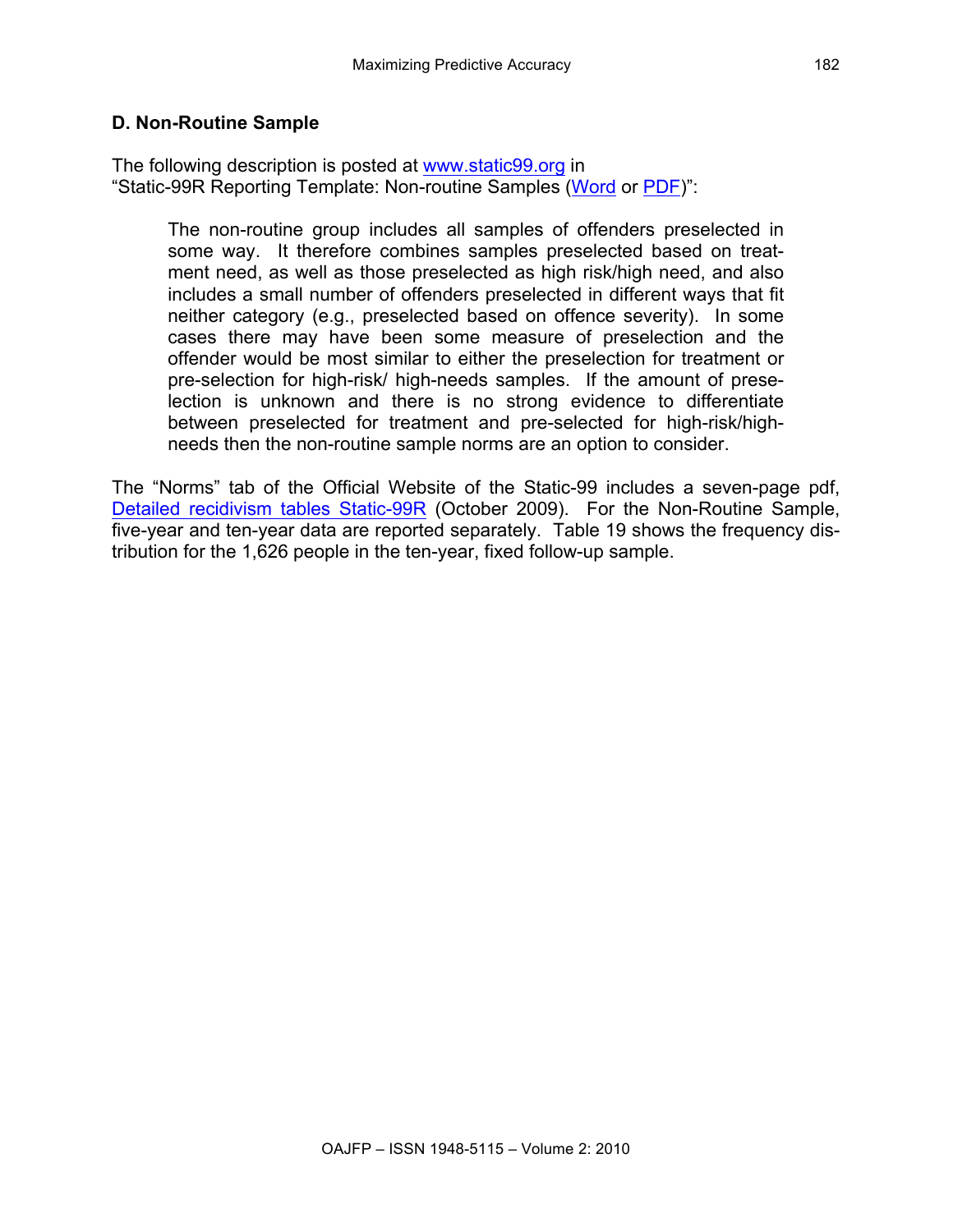### D. Non-Routine Sample

The following description is posted at [www.static99.org](www.static99.org) in "Static-99R Reporting Template: Non-routine Samples ([Word]() or [PDF]())":

> The non-routine group includes all samples of offenders preselected in some way. It therefore combines samples preselected based on treatment need, as well as those preselected as high risk/high need, and also includes a small number of offenders preselected in different ways that fit neither category (e.g., preselected based on offence severity). In some cases there may have been some measure of preselection and the offender would be most similar to either the preselection for treatment or pre-selection for high-risk/ high-needs samples. If the amount of preselection is unknown and there is no strong evidence to differentiate between preselected for treatment and pre-selected for high-risk/high-needs then the non-routine sample norms are an option to consider.

The "Norms" tab of the Official Website of the Static-99 includes a seven-page pdf, [Detailed recidivism tables Static-99R]() (October 2009). For the Non-Routine Sample, five-year and ten-year data are reported separately. Table 19 shows the frequency distribution for the 1,626 people in the ten-year, fixed follow-up sample.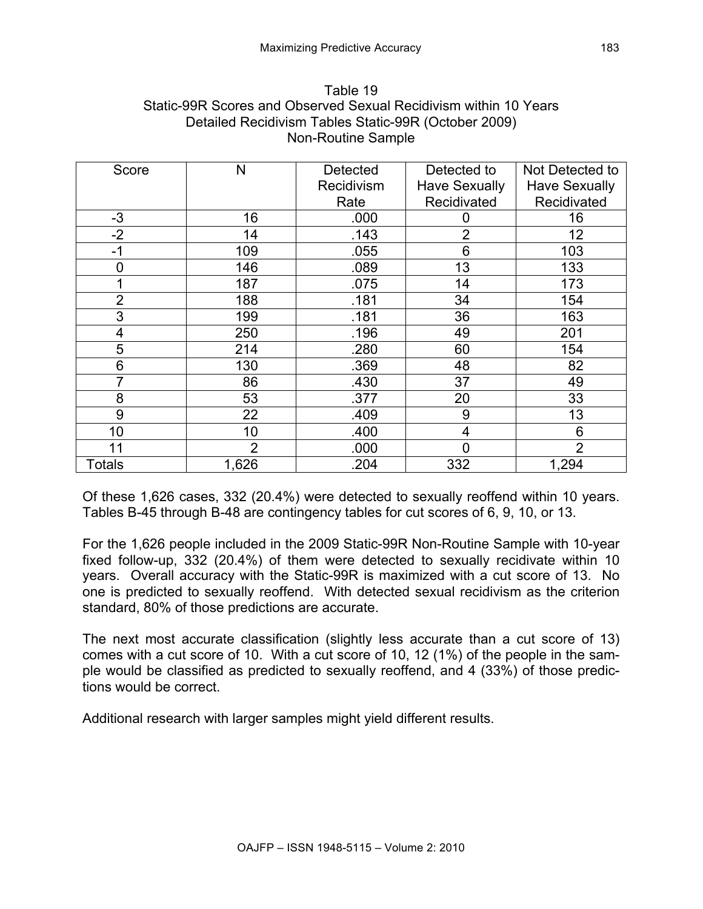Table 19
Static-99R Scores and Observed Sexual Recidivism within 10 Years
Detailed Recidivism Tables Static-99R (October 2009)
Non-Routine Sample

| Score | N | Detected Recidivism Rate | Detected to Have Sexually Recidivated | Not Detected to Have Sexually Recidivated |
|---|---|---|---|---|
| -3 | 16 | .000 | 0 | 16 |
| -2 | 14 | .143 | 2 | 12 |
| -1 | 109 | .055 | 6 | 103 |
| 0 | 146 | .089 | 13 | 133 |
| 1 | 187 | .075 | 14 | 173 |
| 2 | 188 | .181 | 34 | 154 |
| 3 | 199 | .181 | 36 | 163 |
| 4 | 250 | .196 | 49 | 201 |
| 5 | 214 | .280 | 60 | 154 |
| 6 | 130 | .369 | 48 | 82 |
| 7 | 86 | .430 | 37 | 49 |
| 8 | 53 | .377 | 20 | 33 |
| 9 | 22 | .409 | 9 | 13 |
| 10 | 10 | .400 | 4 | 6 |
| 11 | 2 | .000 | 0 | 2 |
| Totals | 1,626 | .204 | 332 | 1,294 |

Of these 1,626 cases, 332 (20.4%) were detected to sexually reoffend within 10 years. Tables B-45 through B-48 are contingency tables for cut scores of 6, 9, 10, or 13.

For the 1,626 people included in the 2009 Static-99R Non-Routine Sample with 10-year fixed follow-up, 332 (20.4%) of them were detected to sexually recidivate within 10 years. Overall accuracy with the Static-99R is maximized with a cut score of 13. No one is predicted to sexually reoffend. With detected sexual recidivism as the criterion standard, 80% of those predictions are accurate.

The next most accurate classification (slightly less accurate than a cut score of 13) comes with a cut score of 10. With a cut score of 10, 12 (1%) of the people in the sample would be classified as predicted to sexually reoffend, and 4 (33%) of those predictions would be correct.

Additional research with larger samples might yield different results.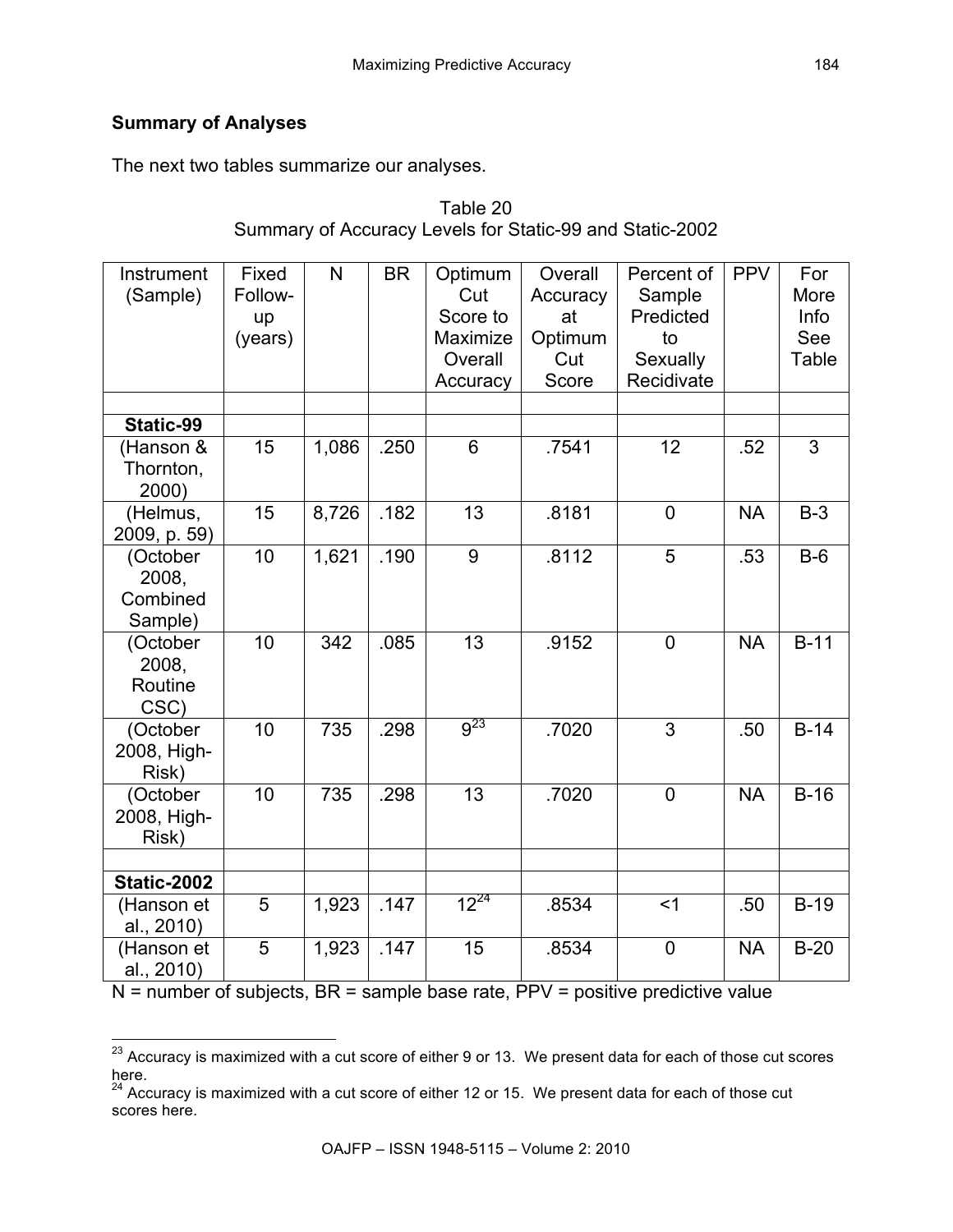## Summary of Analyses

The next two tables summarize our analyses.

Table 20
Summary of Accuracy Levels for Static-99 and Static-2002

| Instrument (Sample) | Fixed Follow-up (years) | N | BR | Optimum Cut Score to Maximize Overall Accuracy | Overall Accuracy at Optimum Cut Score | Percent of Sample Predicted to Sexually Recidivate | PPV | For More Info See Table |
|---|---|---|---|---|---|---|---|---|
| | | | | | | | | |
| **Static-99** | | | | | | | | |
| (Hanson & Thornton, 2000) | 15 | 1,086 | .250 | 6 | .7541 | 12 | .52 | 3 |
| (Helmus, 2009, p. 59) | 15 | 8,726 | .182 | 13 | .8181 | 0 | NA | B-3 |
| (October 2008, Combined Sample) | 10 | 1,621 | .190 | 9 | .8112 | 5 | .53 | B-6 |
| (October 2008, Routine CSC) | 10 | 342 | .085 | 13 | .9152 | 0 | NA | B-11 |
| (October 2008, High-Risk) | 10 | 735 | .298 | 9[23] | .7020 | 3 | .50 | B-14 |
| (October 2008, High-Risk) | 10 | 735 | .298 | 13 | .7020 | 0 | NA | B-16 |
| | | | | | | | | |
| **Static-2002** | | | | | | | | |
| (Hanson et al., 2010) | 5 | 1,923 | .147 | 12[24] | .8534 | <1 | .50 | B-19 |
| (Hanson et al., 2010) | 5 | 1,923 | .147 | 15 | .8534 | 0 | NA | B-20 |

N = number of subjects, BR = sample base rate, PPV = positive predictive value

[23] Accuracy is maximized with a cut score of either 9 or 13. We present data for each of those cut scores here.

[24] Accuracy is maximized with a cut score of either 12 or 15. We present data for each of those cut scores here.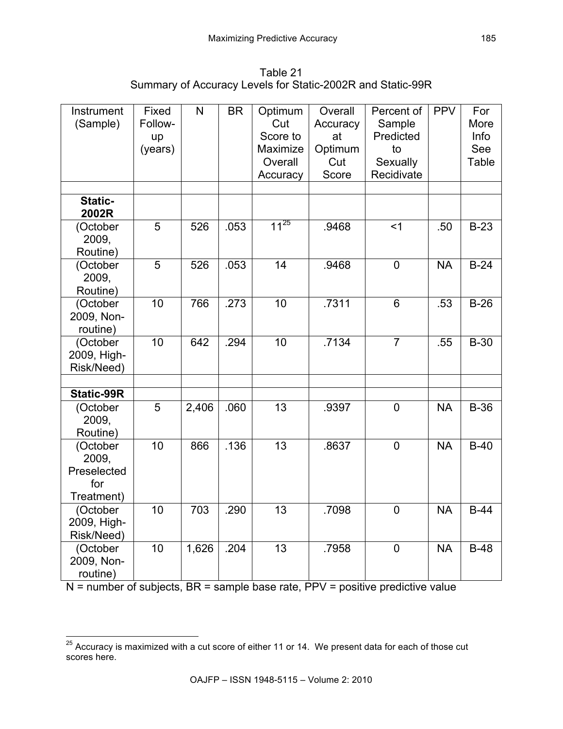Table 21
Summary of Accuracy Levels for Static-2002R and Static-99R

| Instrument (Sample) | Fixed Follow-up (years) | N | BR | Optimum Cut Score to Maximize Overall Accuracy | Overall Accuracy at Optimum Cut Score | Percent of Sample Predicted to Sexually Recidivate | PPV | For More Info See Table |
|---|---|---|---|---|---|---|---|---|
| | | | | | | | | |
| **Static-2002R** | | | | | | | | |
| (October 2009, Routine) | 5 | 526 | .053 | 11[25] | .9468 | <1 | .50 | B-23 |
| (October 2009, Routine) | 5 | 526 | .053 | 14 | .9468 | 0 | NA | B-24 |
| (October 2009, Non-routine) | 10 | 766 | .273 | 10 | .7311 | 6 | .53 | B-26 |
| (October 2009, High-Risk/Need) | 10 | 642 | .294 | 10 | .7134 | 7 | .55 | B-30 |
| | | | | | | | | |
| **Static-99R** | | | | | | | | |
| (October 2009, Routine) | 5 | 2,406 | .060 | 13 | .9397 | 0 | NA | B-36 |
| (October 2009, Preselected for Treatment) | 10 | 866 | .136 | 13 | .8637 | 0 | NA | B-40 |
| (October 2009, High-Risk/Need) | 10 | 703 | .290 | 13 | .7098 | 0 | NA | B-44 |
| (October 2009, Non-routine) | 10 | 1,626 | .204 | 13 | .7958 | 0 | NA | B-48 |

N = number of subjects, BR = sample base rate, PPV = positive predictive value

[25] Accuracy is maximized with a cut score of either 11 or 14. We present data for each of those cut scores here.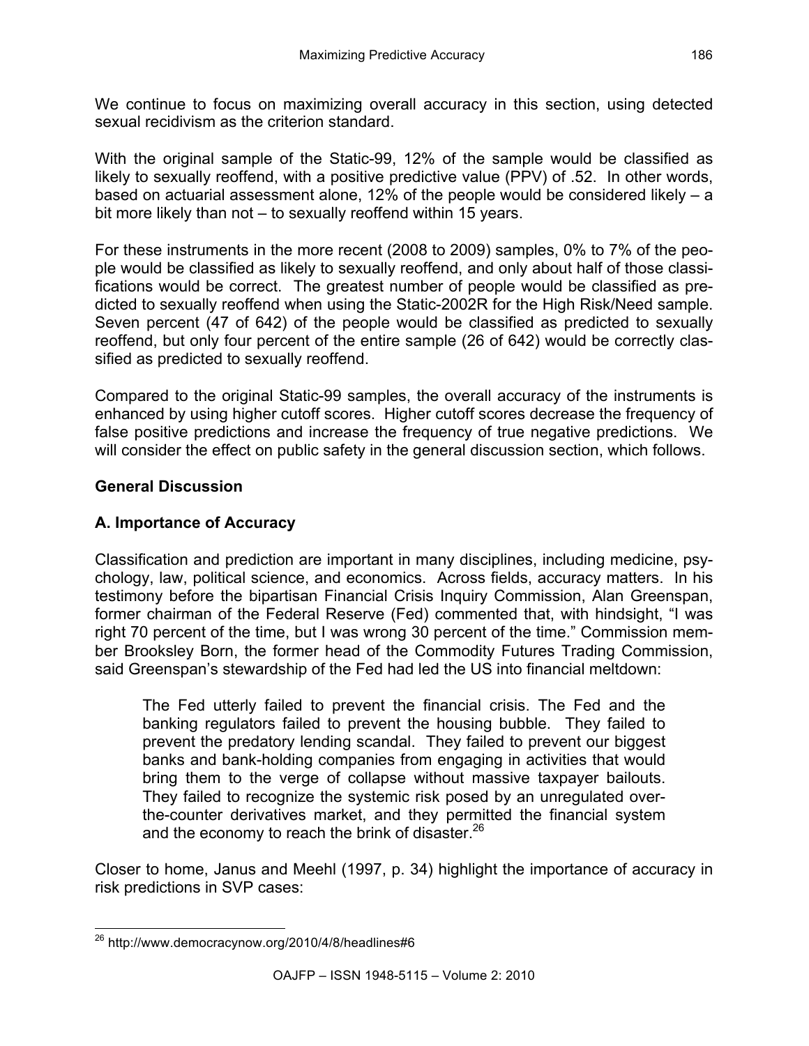We continue to focus on maximizing overall accuracy in this section, using detected sexual recidivism as the criterion standard.

With the original sample of the Static-99, 12% of the sample would be classified as likely to sexually reoffend, with a positive predictive value (PPV) of .52. In other words, based on actuarial assessment alone, 12% of the people would be considered likely – a bit more likely than not – to sexually reoffend within 15 years.

For these instruments in the more recent (2008 to 2009) samples, 0% to 7% of the people would be classified as likely to sexually reoffend, and only about half of those classifications would be correct. The greatest number of people would be classified as predicted to sexually reoffend when using the Static-2002R for the High Risk/Need sample. Seven percent (47 of 642) of the people would be classified as predicted to sexually reoffend, but only four percent of the entire sample (26 of 642) would be correctly classified as predicted to sexually reoffend.

Compared to the original Static-99 samples, the overall accuracy of the instruments is enhanced by using higher cutoff scores. Higher cutoff scores decrease the frequency of false positive predictions and increase the frequency of true negative predictions. We will consider the effect on public safety in the general discussion section, which follows.

## General Discussion

### A. Importance of Accuracy

Classification and prediction are important in many disciplines, including medicine, psychology, law, political science, and economics. Across fields, accuracy matters. In his testimony before the bipartisan Financial Crisis Inquiry Commission, Alan Greenspan, former chairman of the Federal Reserve (Fed) commented that, with hindsight, "I was right 70 percent of the time, but I was wrong 30 percent of the time." Commission member Brooksley Born, the former head of the Commodity Futures Trading Commission, said Greenspan's stewardship of the Fed had led the US into financial meltdown:

> The Fed utterly failed to prevent the financial crisis. The Fed and the banking regulators failed to prevent the housing bubble. They failed to prevent the predatory lending scandal. They failed to prevent our biggest banks and bank-holding companies from engaging in activities that would bring them to the verge of collapse without massive taxpayer bailouts. They failed to recognize the systemic risk posed by an unregulated over-the-counter derivatives market, and they permitted the financial system and the economy to reach the brink of disaster.[26]

Closer to home, Janus and Meehl (1997, p. 34) highlight the importance of accuracy in risk predictions in SVP cases:

---

[26] http://www.democracynow.org/2010/4/8/headlines#6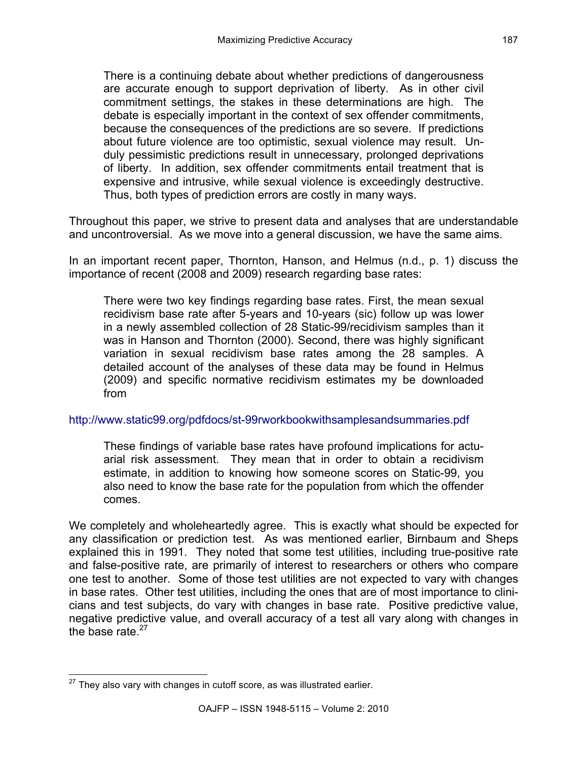> There is a continuing debate about whether predictions of dangerousness are accurate enough to support deprivation of liberty. As in other civil commitment settings, the stakes in these determinations are high. The debate is especially important in the context of sex offender commitments, because the consequences of the predictions are so severe. If predictions about future violence are too optimistic, sexual violence may result. Unduly pessimistic predictions result in unnecessary, prolonged deprivations of liberty. In addition, sex offender commitments entail treatment that is expensive and intrusive, while sexual violence is exceedingly destructive. Thus, both types of prediction errors are costly in many ways.

Throughout this paper, we strive to present data and analyses that are understandable and uncontroversial. As we move into a general discussion, we have the same aims.

In an important recent paper, Thornton, Hanson, and Helmus (n.d., p. 1) discuss the importance of recent (2008 and 2009) research regarding base rates:

> There were two key findings regarding base rates. First, the mean sexual recidivism base rate after 5-years and 10-years (sic) follow up was lower in a newly assembled collection of 28 Static-99/recidivism samples than it was in Hanson and Thornton (2000). Second, there was highly significant variation in sexual recidivism base rates among the 28 samples. A detailed account of the analyses of these data may be found in Helmus (2009) and specific normative recidivism estimates my be downloaded from

http://www.static99.org/pdfdocs/st-99rworkbookwithsamplesandsummaries.pdf

> These findings of variable base rates have profound implications for actuarial risk assessment. They mean that in order to obtain a recidivism estimate, in addition to knowing how someone scores on Static-99, you also need to know the base rate for the population from which the offender comes.

We completely and wholeheartedly agree. This is exactly what should be expected for any classification or prediction test. As was mentioned earlier, Birnbaum and Sheps explained this in 1991. They noted that some test utilities, including true-positive rate and false-positive rate, are primarily of interest to researchers or others who compare one test to another. Some of those test utilities are not expected to vary with changes in base rates. Other test utilities, including the ones that are of most importance to clinicians and test subjects, do vary with changes in base rate. Positive predictive value, negative predictive value, and overall accuracy of a test all vary along with changes in the base rate.[27]

---

[27] They also vary with changes in cutoff score, as was illustrated earlier.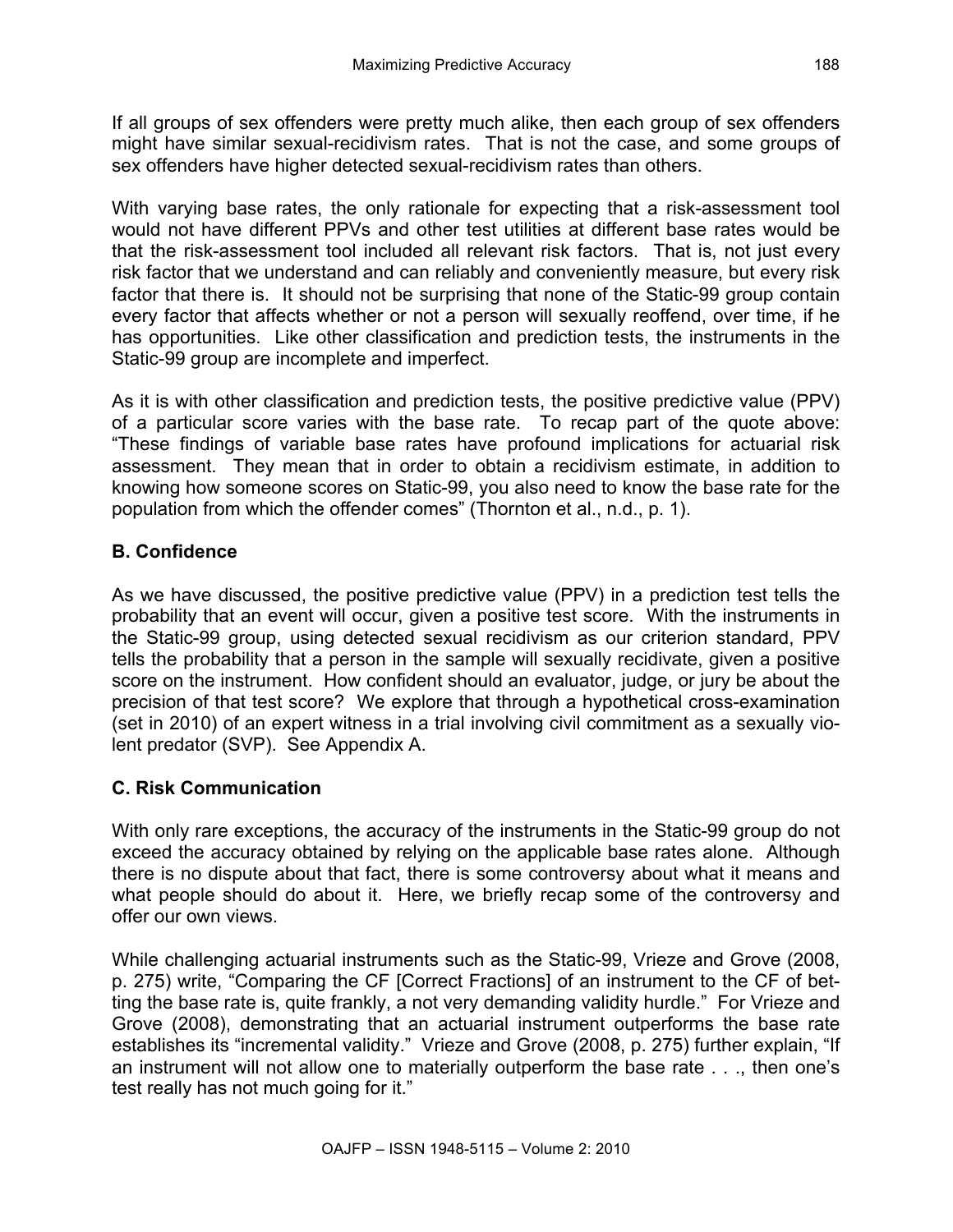If all groups of sex offenders were pretty much alike, then each group of sex offenders might have similar sexual-recidivism rates. That is not the case, and some groups of sex offenders have higher detected sexual-recidivism rates than others.

With varying base rates, the only rationale for expecting that a risk-assessment tool would not have different PPVs and other test utilities at different base rates would be that the risk-assessment tool included all relevant risk factors. That is, not just every risk factor that we understand and can reliably and conveniently measure, but every risk factor that there is. It should not be surprising that none of the Static-99 group contain every factor that affects whether or not a person will sexually reoffend, over time, if he has opportunities. Like other classification and prediction tests, the instruments in the Static-99 group are incomplete and imperfect.

As it is with other classification and prediction tests, the positive predictive value (PPV) of a particular score varies with the base rate. To recap part of the quote above: "These findings of variable base rates have profound implications for actuarial risk assessment. They mean that in order to obtain a recidivism estimate, in addition to knowing how someone scores on Static-99, you also need to know the base rate for the population from which the offender comes" (Thornton et al., n.d., p. 1).

## B. Confidence

As we have discussed, the positive predictive value (PPV) in a prediction test tells the probability that an event will occur, given a positive test score. With the instruments in the Static-99 group, using detected sexual recidivism as our criterion standard, PPV tells the probability that a person in the sample will sexually recidivate, given a positive score on the instrument. How confident should an evaluator, judge, or jury be about the precision of that test score? We explore that through a hypothetical cross-examination (set in 2010) of an expert witness in a trial involving civil commitment as a sexually violent predator (SVP). See Appendix A.

## C. Risk Communication

With only rare exceptions, the accuracy of the instruments in the Static-99 group do not exceed the accuracy obtained by relying on the applicable base rates alone. Although there is no dispute about that fact, there is some controversy about what it means and what people should do about it. Here, we briefly recap some of the controversy and offer our own views.

While challenging actuarial instruments such as the Static-99, Vrieze and Grove (2008, p. 275) write, "Comparing the CF [Correct Fractions] of an instrument to the CF of betting the base rate is, quite frankly, a not very demanding validity hurdle." For Vrieze and Grove (2008), demonstrating that an actuarial instrument outperforms the base rate establishes its "incremental validity." Vrieze and Grove (2008, p. 275) further explain, "If an instrument will not allow one to materially outperform the base rate . . ., then one's test really has not much going for it."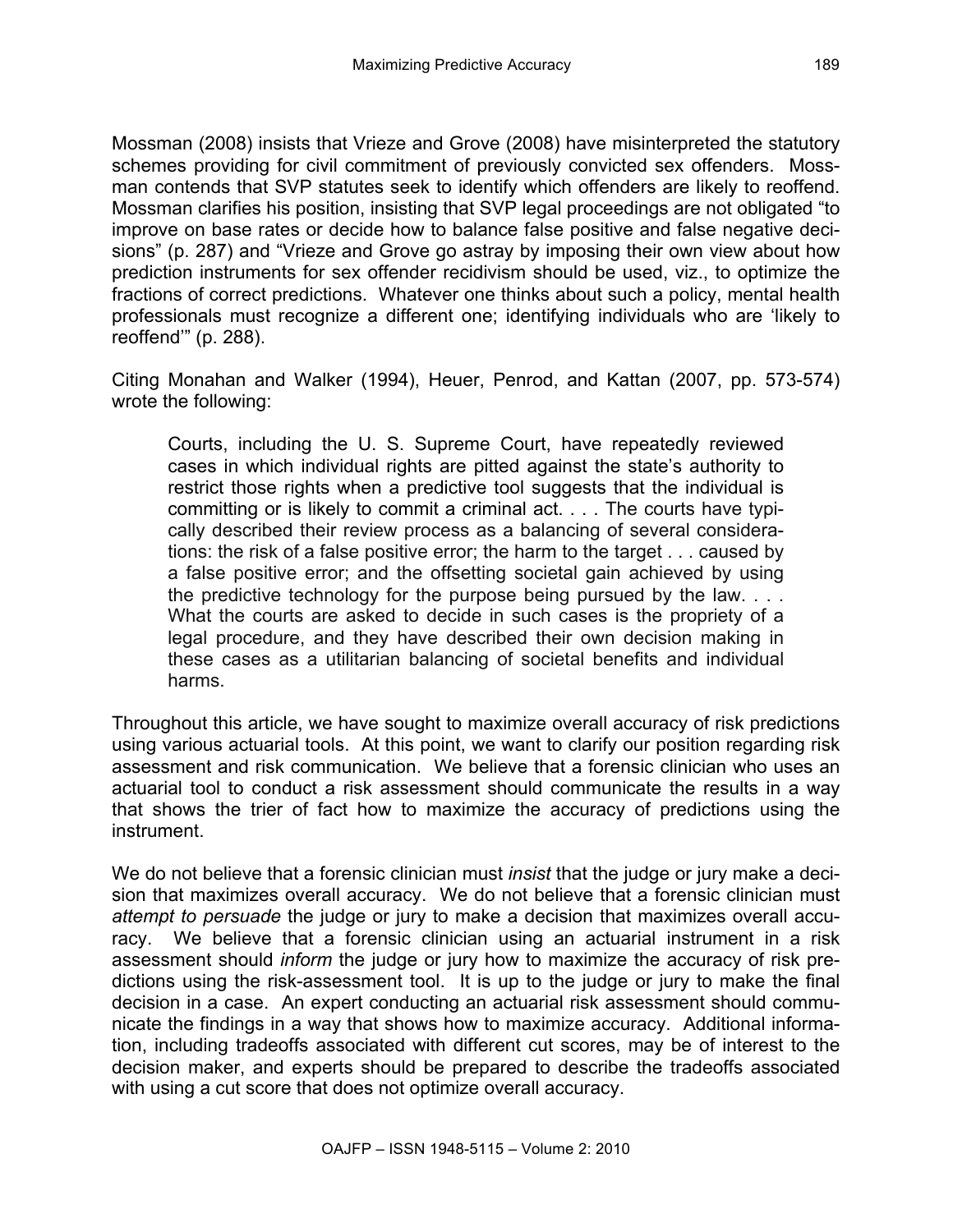Mossman (2008) insists that Vrieze and Grove (2008) have misinterpreted the statutory schemes providing for civil commitment of previously convicted sex offenders. Mossman contends that SVP statutes seek to identify which offenders are likely to reoffend. Mossman clarifies his position, insisting that SVP legal proceedings are not obligated "to improve on base rates or decide how to balance false positive and false negative decisions" (p. 287) and "Vrieze and Grove go astray by imposing their own view about how prediction instruments for sex offender recidivism should be used, viz., to optimize the fractions of correct predictions. Whatever one thinks about such a policy, mental health professionals must recognize a different one; identifying individuals who are 'likely to reoffend'" (p. 288).

Citing Monahan and Walker (1994), Heuer, Penrod, and Kattan (2007, pp. 573-574) wrote the following:

> Courts, including the U. S. Supreme Court, have repeatedly reviewed cases in which individual rights are pitted against the state's authority to restrict those rights when a predictive tool suggests that the individual is committing or is likely to commit a criminal act. . . . The courts have typically described their review process as a balancing of several considerations: the risk of a false positive error; the harm to the target . . . caused by a false positive error; and the offsetting societal gain achieved by using the predictive technology for the purpose being pursued by the law. . . . What the courts are asked to decide in such cases is the propriety of a legal procedure, and they have described their own decision making in these cases as a utilitarian balancing of societal benefits and individual harms.

Throughout this article, we have sought to maximize overall accuracy of risk predictions using various actuarial tools. At this point, we want to clarify our position regarding risk assessment and risk communication. We believe that a forensic clinician who uses an actuarial tool to conduct a risk assessment should communicate the results in a way that shows the trier of fact how to maximize the accuracy of predictions using the instrument.

We do not believe that a forensic clinician must *insist* that the judge or jury make a decision that maximizes overall accuracy. We do not believe that a forensic clinician must *attempt to persuade* the judge or jury to make a decision that maximizes overall accuracy. We believe that a forensic clinician using an actuarial instrument in a risk assessment should *inform* the judge or jury how to maximize the accuracy of risk predictions using the risk-assessment tool. It is up to the judge or jury to make the final decision in a case. An expert conducting an actuarial risk assessment should communicate the findings in a way that shows how to maximize accuracy. Additional information, including tradeoffs associated with different cut scores, may be of interest to the decision maker, and experts should be prepared to describe the tradeoffs associated with using a cut score that does not optimize overall accuracy.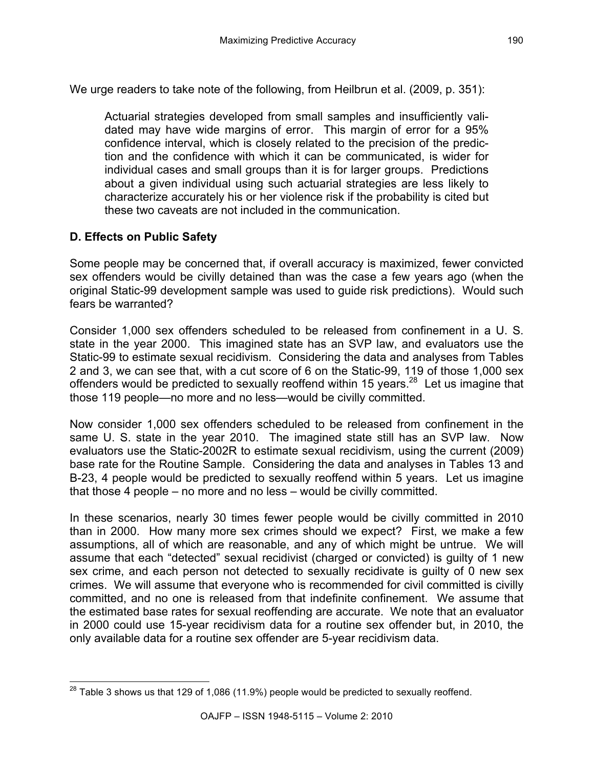We urge readers to take note of the following, from Heilbrun et al. (2009, p. 351):

> Actuarial strategies developed from small samples and insufficiently validated may have wide margins of error. This margin of error for a 95% confidence interval, which is closely related to the precision of the prediction and the confidence with which it can be communicated, is wider for individual cases and small groups than it is for larger groups. Predictions about a given individual using such actuarial strategies are less likely to characterize accurately his or her violence risk if the probability is cited but these two caveats are not included in the communication.

### D. Effects on Public Safety

Some people may be concerned that, if overall accuracy is maximized, fewer convicted sex offenders would be civilly detained than was the case a few years ago (when the original Static-99 development sample was used to guide risk predictions). Would such fears be warranted?

Consider 1,000 sex offenders scheduled to be released from confinement in a U. S. state in the year 2000. This imagined state has an SVP law, and evaluators use the Static-99 to estimate sexual recidivism. Considering the data and analyses from Tables 2 and 3, we can see that, with a cut score of 6 on the Static-99, 119 of those 1,000 sex offenders would be predicted to sexually reoffend within 15 years.[28] Let us imagine that those 119 people—no more and no less—would be civilly committed.

Now consider 1,000 sex offenders scheduled to be released from confinement in the same U. S. state in the year 2010. The imagined state still has an SVP law. Now evaluators use the Static-2002R to estimate sexual recidivism, using the current (2009) base rate for the Routine Sample. Considering the data and analyses in Tables 13 and B-23, 4 people would be predicted to sexually reoffend within 5 years. Let us imagine that those 4 people – no more and no less – would be civilly committed.

In these scenarios, nearly 30 times fewer people would be civilly committed in 2010 than in 2000. How many more sex crimes should we expect? First, we make a few assumptions, all of which are reasonable, and any of which might be untrue. We will assume that each "detected" sexual recidivist (charged or convicted) is guilty of 1 new sex crime, and each person not detected to sexually recidivate is guilty of 0 new sex crimes. We will assume that everyone who is recommended for civil committed is civilly committed, and no one is released from that indefinite confinement. We assume that the estimated base rates for sexual reoffending are accurate. We note that an evaluator in 2000 could use 15-year recidivism data for a routine sex offender but, in 2010, the only available data for a routine sex offender are 5-year recidivism data.

---

[28] Table 3 shows us that 129 of 1,086 (11.9%) people would be predicted to sexually reoffend.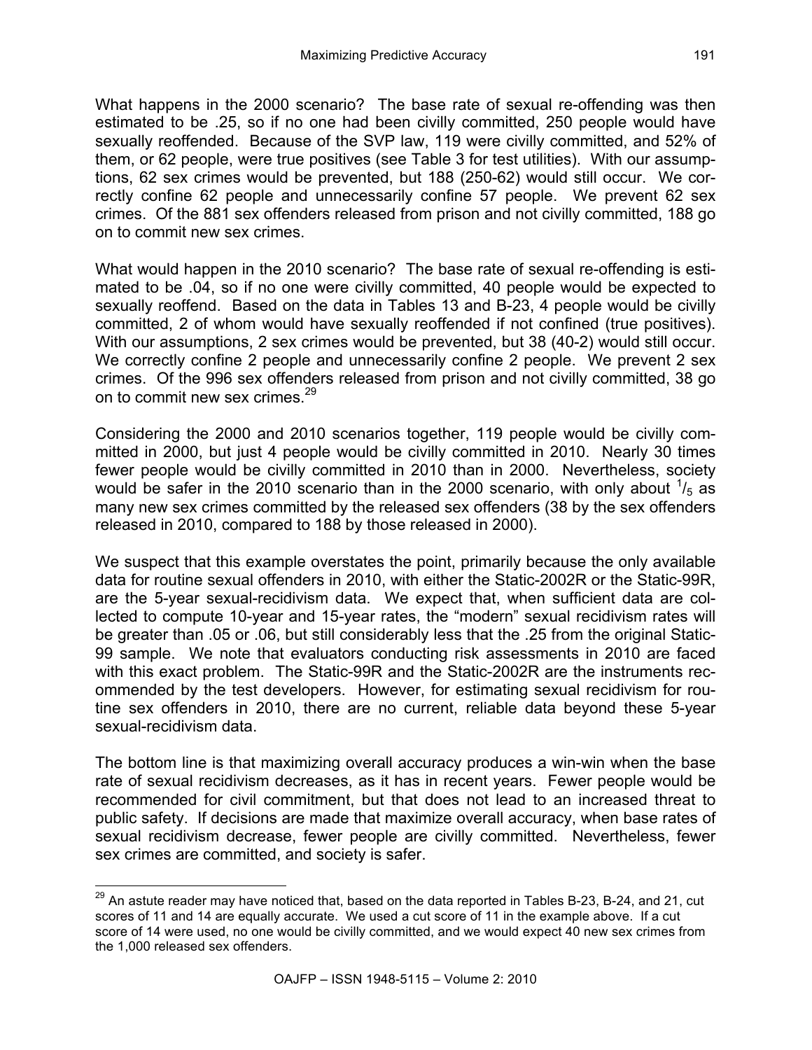What happens in the 2000 scenario? The base rate of sexual re-offending was then estimated to be .25, so if no one had been civilly committed, 250 people would have sexually reoffended. Because of the SVP law, 119 were civilly committed, and 52% of them, or 62 people, were true positives (see Table 3 for test utilities). With our assumptions, 62 sex crimes would be prevented, but 188 (250-62) would still occur. We correctly confine 62 people and unnecessarily confine 57 people. We prevent 62 sex crimes. Of the 881 sex offenders released from prison and not civilly committed, 188 go on to commit new sex crimes.

What would happen in the 2010 scenario? The base rate of sexual re-offending is estimated to be .04, so if no one were civilly committed, 40 people would be expected to sexually reoffend. Based on the data in Tables 13 and B-23, 4 people would be civilly committed, 2 of whom would have sexually reoffended if not confined (true positives). With our assumptions, 2 sex crimes would be prevented, but 38 (40-2) would still occur. We correctly confine 2 people and unnecessarily confine 2 people. We prevent 2 sex crimes. Of the 996 sex offenders released from prison and not civilly committed, 38 go on to commit new sex crimes.[29]

Considering the 2000 and 2010 scenarios together, 119 people would be civilly committed in 2000, but just 4 people would be civilly committed in 2010. Nearly 30 times fewer people would be civilly committed in 2010 than in 2000. Nevertheless, society would be safer in the 2010 scenario than in the 2000 scenario, with only about $^1/_5$ as many new sex crimes committed by the released sex offenders (38 by the sex offenders released in 2010, compared to 188 by those released in 2000).

We suspect that this example overstates the point, primarily because the only available data for routine sexual offenders in 2010, with either the Static-2002R or the Static-99R, are the 5-year sexual-recidivism data. We expect that, when sufficient data are collected to compute 10-year and 15-year rates, the "modern" sexual recidivism rates will be greater than .05 or .06, but still considerably less that the .25 from the original Static-99 sample. We note that evaluators conducting risk assessments in 2010 are faced with this exact problem. The Static-99R and the Static-2002R are the instruments recommended by the test developers. However, for estimating sexual recidivism for routine sex offenders in 2010, there are no current, reliable data beyond these 5-year sexual-recidivism data.

The bottom line is that maximizing overall accuracy produces a win-win when the base rate of sexual recidivism decreases, as it has in recent years. Fewer people would be recommended for civil commitment, but that does not lead to an increased threat to public safety. If decisions are made that maximize overall accuracy, when base rates of sexual recidivism decrease, fewer people are civilly committed. Nevertheless, fewer sex crimes are committed, and society is safer.

---

[29] An astute reader may have noticed that, based on the data reported in Tables B-23, B-24, and 21, cut scores of 11 and 14 are equally accurate. We used a cut score of 11 in the example above. If a cut score of 14 were used, no one would be civilly committed, and we would expect 40 new sex crimes from the 1,000 released sex offenders.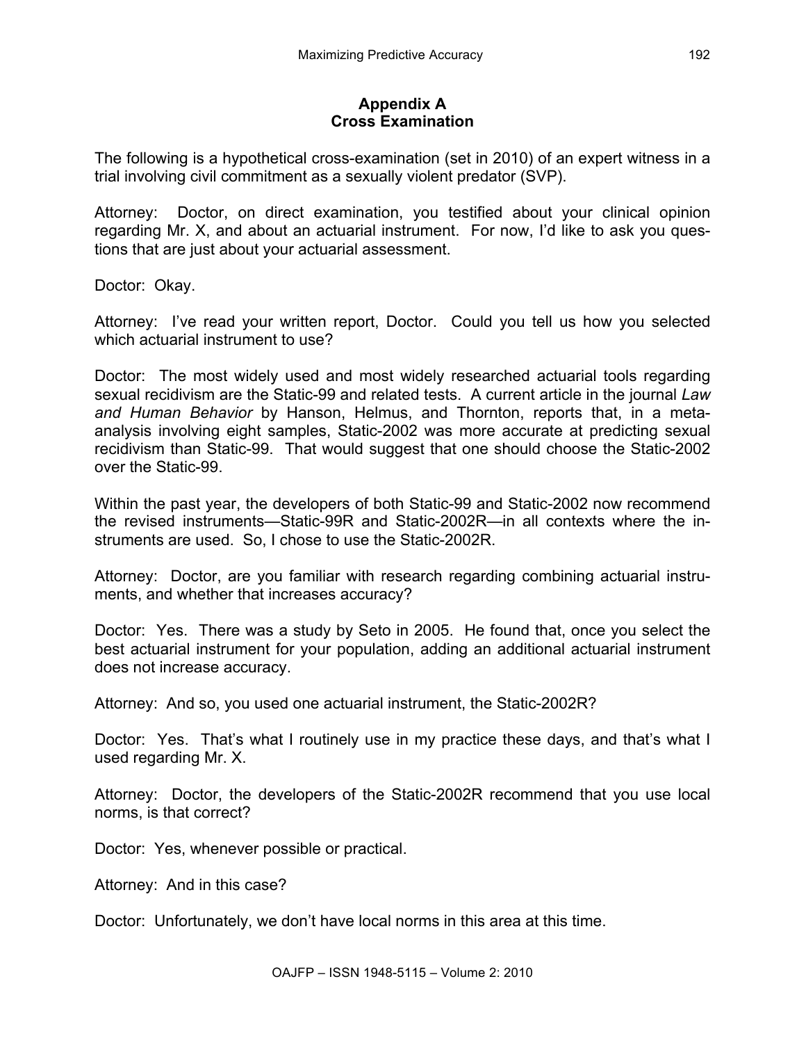## Appendix A
## Cross Examination

The following is a hypothetical cross-examination (set in 2010) of an expert witness in a trial involving civil commitment as a sexually violent predator (SVP).

Attorney: Doctor, on direct examination, you testified about your clinical opinion regarding Mr. X, and about an actuarial instrument. For now, I'd like to ask you questions that are just about your actuarial assessment.

Doctor: Okay.

Attorney: I've read your written report, Doctor. Could you tell us how you selected which actuarial instrument to use?

Doctor: The most widely used and most widely researched actuarial tools regarding sexual recidivism are the Static-99 and related tests. A current article in the journal *Law and Human Behavior* by Hanson, Helmus, and Thornton, reports that, in a meta-analysis involving eight samples, Static-2002 was more accurate at predicting sexual recidivism than Static-99. That would suggest that one should choose the Static-2002 over the Static-99.

Within the past year, the developers of both Static-99 and Static-2002 now recommend the revised instruments—Static-99R and Static-2002R—in all contexts where the instruments are used. So, I chose to use the Static-2002R.

Attorney: Doctor, are you familiar with research regarding combining actuarial instruments, and whether that increases accuracy?

Doctor: Yes. There was a study by Seto in 2005. He found that, once you select the best actuarial instrument for your population, adding an additional actuarial instrument does not increase accuracy.

Attorney: And so, you used one actuarial instrument, the Static-2002R?

Doctor: Yes. That's what I routinely use in my practice these days, and that's what I used regarding Mr. X.

Attorney: Doctor, the developers of the Static-2002R recommend that you use local norms, is that correct?

Doctor: Yes, whenever possible or practical.

Attorney: And in this case?

Doctor: Unfortunately, we don't have local norms in this area at this time.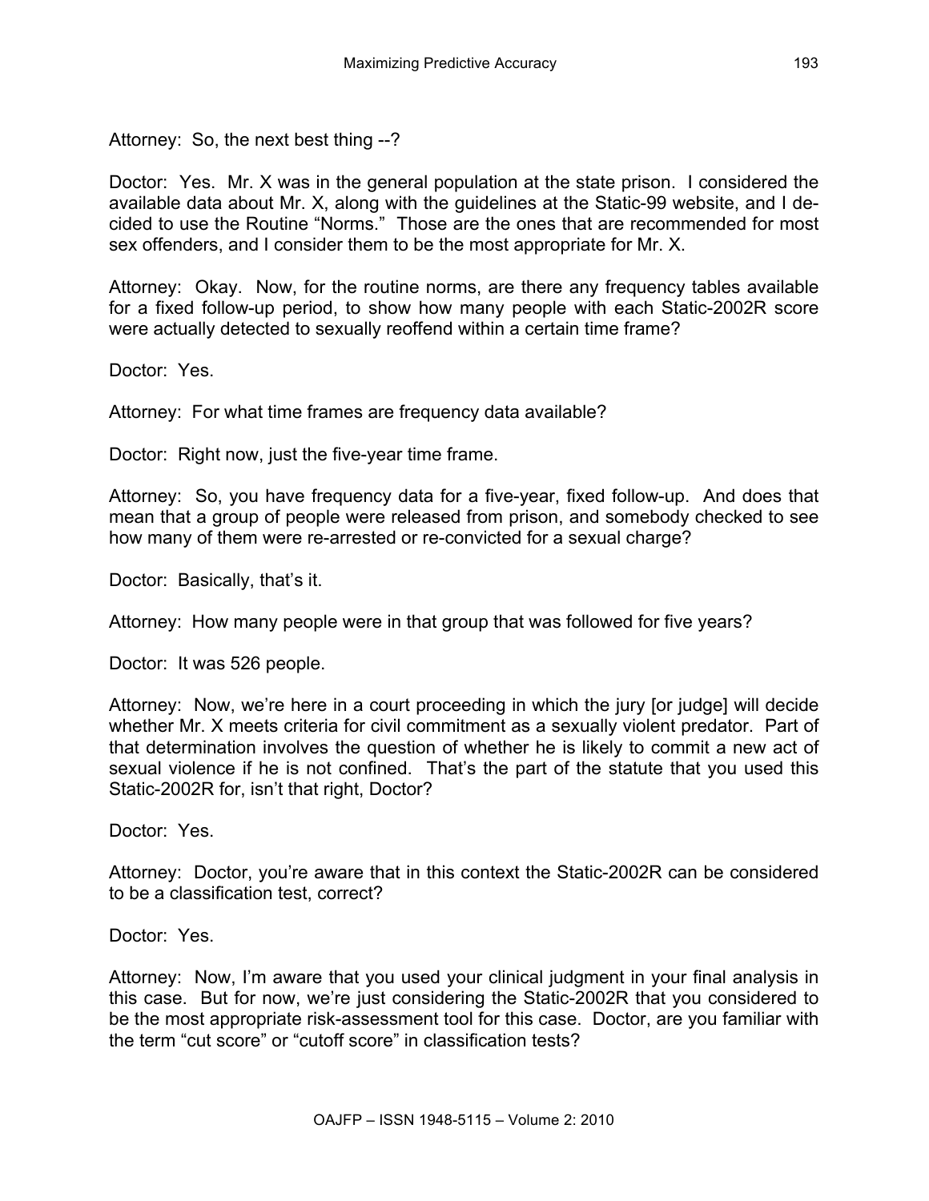Attorney: So, the next best thing --?

Doctor: Yes. Mr. X was in the general population at the state prison. I considered the available data about Mr. X, along with the guidelines at the Static-99 website, and I decided to use the Routine "Norms." Those are the ones that are recommended for most sex offenders, and I consider them to be the most appropriate for Mr. X.

Attorney: Okay. Now, for the routine norms, are there any frequency tables available for a fixed follow-up period, to show how many people with each Static-2002R score were actually detected to sexually reoffend within a certain time frame?

Doctor: Yes.

Attorney: For what time frames are frequency data available?

Doctor: Right now, just the five-year time frame.

Attorney: So, you have frequency data for a five-year, fixed follow-up. And does that mean that a group of people were released from prison, and somebody checked to see how many of them were re-arrested or re-convicted for a sexual charge?

Doctor: Basically, that's it.

Attorney: How many people were in that group that was followed for five years?

Doctor: It was 526 people.

Attorney: Now, we're here in a court proceeding in which the jury [or judge] will decide whether Mr. X meets criteria for civil commitment as a sexually violent predator. Part of that determination involves the question of whether he is likely to commit a new act of sexual violence if he is not confined. That's the part of the statute that you used this Static-2002R for, isn't that right, Doctor?

Doctor: Yes.

Attorney: Doctor, you're aware that in this context the Static-2002R can be considered to be a classification test, correct?

Doctor: Yes.

Attorney: Now, I'm aware that you used your clinical judgment in your final analysis in this case. But for now, we're just considering the Static-2002R that you considered to be the most appropriate risk-assessment tool for this case. Doctor, are you familiar with the term "cut score" or "cutoff score" in classification tests?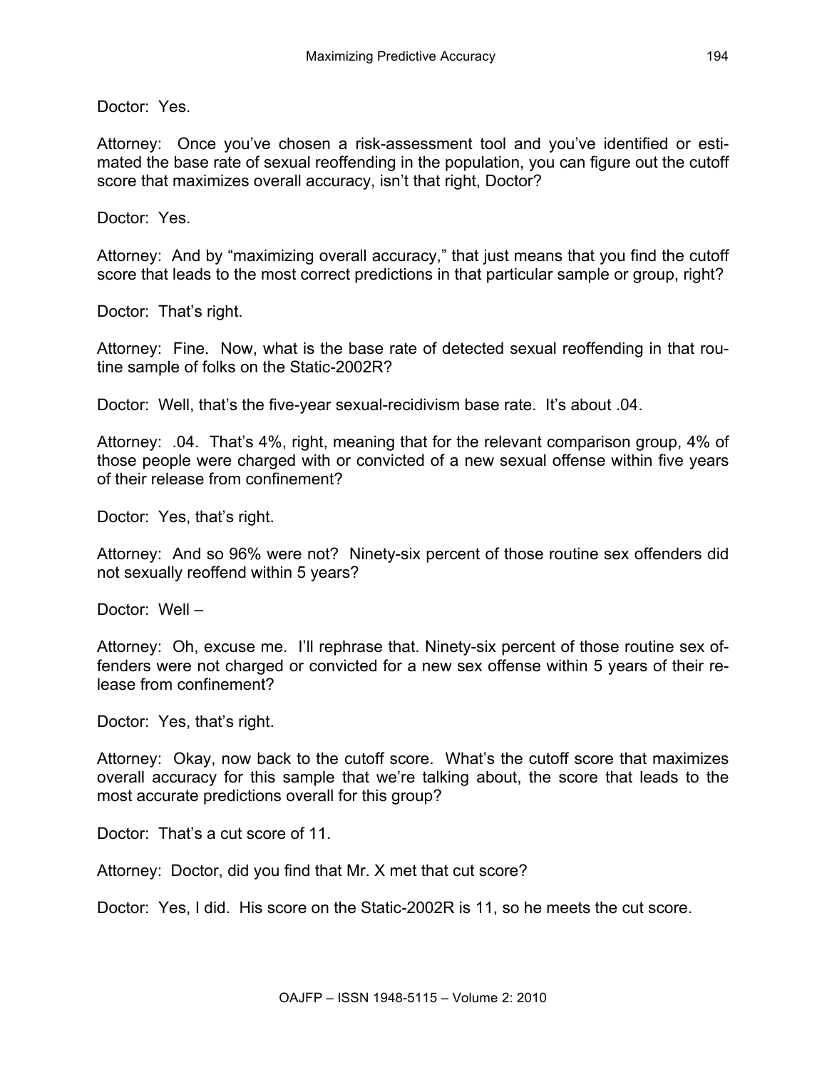Doctor: Yes.

Attorney: Once you've chosen a risk-assessment tool and you've identified or estimated the base rate of sexual reoffending in the population, you can figure out the cutoff score that maximizes overall accuracy, isn't that right, Doctor?

Doctor: Yes.

Attorney: And by "maximizing overall accuracy," that just means that you find the cutoff score that leads to the most correct predictions in that particular sample or group, right?

Doctor: That's right.

Attorney: Fine. Now, what is the base rate of detected sexual reoffending in that routine sample of folks on the Static-2002R?

Doctor: Well, that's the five-year sexual-recidivism base rate. It's about .04.

Attorney: .04. That's 4%, right, meaning that for the relevant comparison group, 4% of those people were charged with or convicted of a new sexual offense within five years of their release from confinement?

Doctor: Yes, that's right.

Attorney: And so 96% were not? Ninety-six percent of those routine sex offenders did not sexually reoffend within 5 years?

Doctor: Well –

Attorney: Oh, excuse me. I'll rephrase that. Ninety-six percent of those routine sex offenders were not charged or convicted for a new sex offense within 5 years of their release from confinement?

Doctor: Yes, that's right.

Attorney: Okay, now back to the cutoff score. What's the cutoff score that maximizes overall accuracy for this sample that we're talking about, the score that leads to the most accurate predictions overall for this group?

Doctor: That's a cut score of 11.

Attorney: Doctor, did you find that Mr. X met that cut score?

Doctor: Yes, I did. His score on the Static-2002R is 11, so he meets the cut score.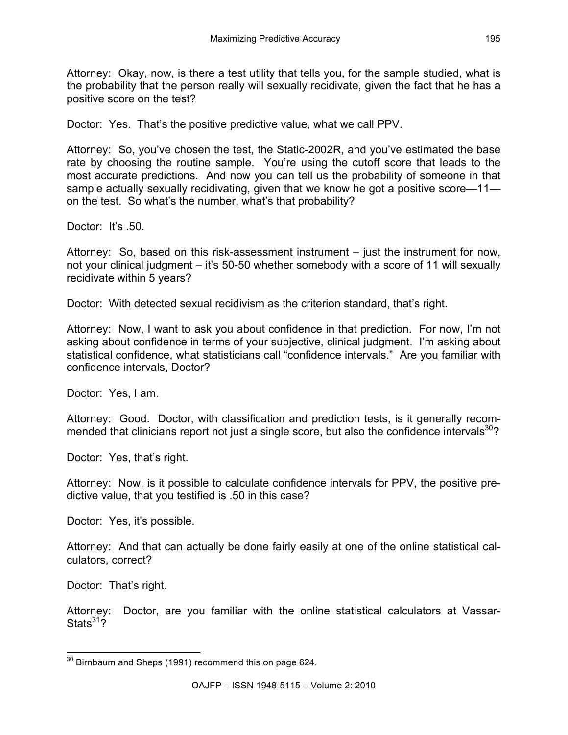Attorney: Okay, now, is there a test utility that tells you, for the sample studied, what is the probability that the person really will sexually recidivate, given the fact that he has a positive score on the test?

Doctor: Yes. That's the positive predictive value, what we call PPV.

Attorney: So, you've chosen the test, the Static-2002R, and you've estimated the base rate by choosing the routine sample. You're using the cutoff score that leads to the most accurate predictions. And now you can tell us the probability of someone in that sample actually sexually recidivating, given that we know he got a positive score—11—on the test. So what's the number, what's that probability?

Doctor: It's .50.

Attorney: So, based on this risk-assessment instrument – just the instrument for now, not your clinical judgment – it's 50-50 whether somebody with a score of 11 will sexually recidivate within 5 years?

Doctor: With detected sexual recidivism as the criterion standard, that's right.

Attorney: Now, I want to ask you about confidence in that prediction. For now, I'm not asking about confidence in terms of your subjective, clinical judgment. I'm asking about statistical confidence, what statisticians call "confidence intervals." Are you familiar with confidence intervals, Doctor?

Doctor: Yes, I am.

Attorney: Good. Doctor, with classification and prediction tests, is it generally recommended that clinicians report not just a single score, but also the confidence intervals[30]?

Doctor: Yes, that's right.

Attorney: Now, is it possible to calculate confidence intervals for PPV, the positive predictive value, that you testified is .50 in this case?

Doctor: Yes, it's possible.

Attorney: And that can actually be done fairly easily at one of the online statistical calculators, correct?

Doctor: That's right.

Attorney: Doctor, are you familiar with the online statistical calculators at VassarStats[31]?

[30] Birnbaum and Sheps (1991) recommend this on page 624.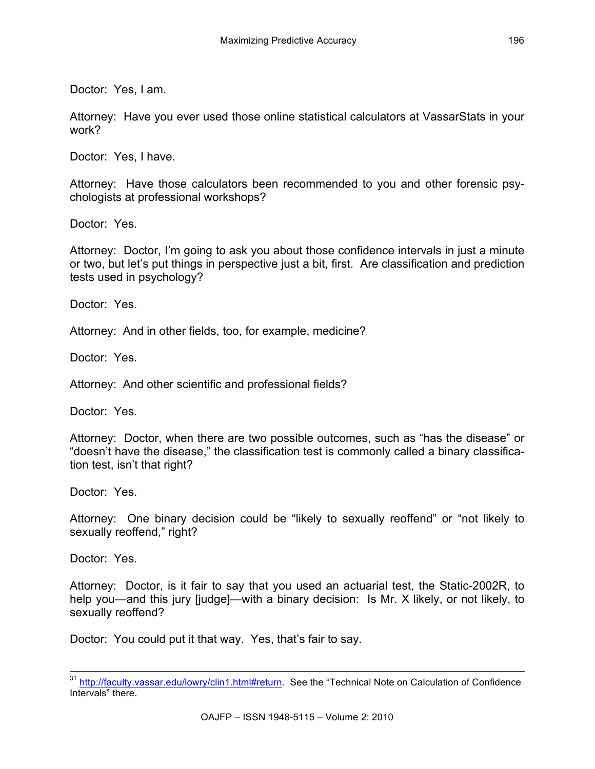Doctor: Yes, I am.

Attorney: Have you ever used those online statistical calculators at VassarStats in your work?

Doctor: Yes, I have.

Attorney: Have those calculators been recommended to you and other forensic psychologists at professional workshops?

Doctor: Yes.

Attorney: Doctor, I'm going to ask you about those confidence intervals in just a minute or two, but let's put things in perspective just a bit, first. Are classification and prediction tests used in psychology?

Doctor: Yes.

Attorney: And in other fields, too, for example, medicine?

Doctor: Yes.

Attorney: And other scientific and professional fields?

Doctor: Yes.

Attorney: Doctor, when there are two possible outcomes, such as "has the disease" or "doesn't have the disease," the classification test is commonly called a binary classification test, isn't that right?

Doctor: Yes.

Attorney: One binary decision could be "likely to sexually reoffend" or "not likely to sexually reoffend," right?

Doctor: Yes.

Attorney: Doctor, is it fair to say that you used an actuarial test, the Static-2002R, to help you—and this jury [judge]—with a binary decision: Is Mr. X likely, or not likely, to sexually reoffend?

Doctor: You could put it that way. Yes, that's fair to say.

---

[31] http://faculty.vassar.edu/lowry/clin1.html#return. See the "Technical Note on Calculation of Confidence Intervals" there.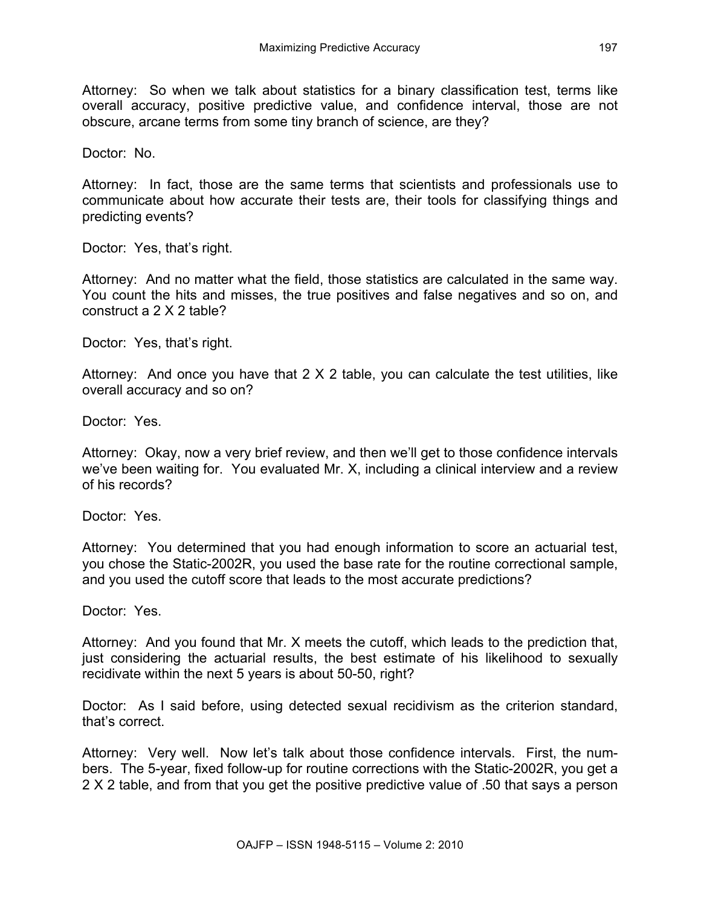Attorney: So when we talk about statistics for a binary classification test, terms like overall accuracy, positive predictive value, and confidence interval, those are not obscure, arcane terms from some tiny branch of science, are they?

Doctor: No.

Attorney: In fact, those are the same terms that scientists and professionals use to communicate about how accurate their tests are, their tools for classifying things and predicting events?

Doctor: Yes, that's right.

Attorney: And no matter what the field, those statistics are calculated in the same way. You count the hits and misses, the true positives and false negatives and so on, and construct a 2 X 2 table?

Doctor: Yes, that's right.

Attorney: And once you have that 2 X 2 table, you can calculate the test utilities, like overall accuracy and so on?

Doctor: Yes.

Attorney: Okay, now a very brief review, and then we'll get to those confidence intervals we've been waiting for. You evaluated Mr. X, including a clinical interview and a review of his records?

Doctor: Yes.

Attorney: You determined that you had enough information to score an actuarial test, you chose the Static-2002R, you used the base rate for the routine correctional sample, and you used the cutoff score that leads to the most accurate predictions?

Doctor: Yes.

Attorney: And you found that Mr. X meets the cutoff, which leads to the prediction that, just considering the actuarial results, the best estimate of his likelihood to sexually recidivate within the next 5 years is about 50-50, right?

Doctor: As I said before, using detected sexual recidivism as the criterion standard, that's correct.

Attorney: Very well. Now let's talk about those confidence intervals. First, the numbers. The 5-year, fixed follow-up for routine corrections with the Static-2002R, you get a 2 X 2 table, and from that you get the positive predictive value of .50 that says a person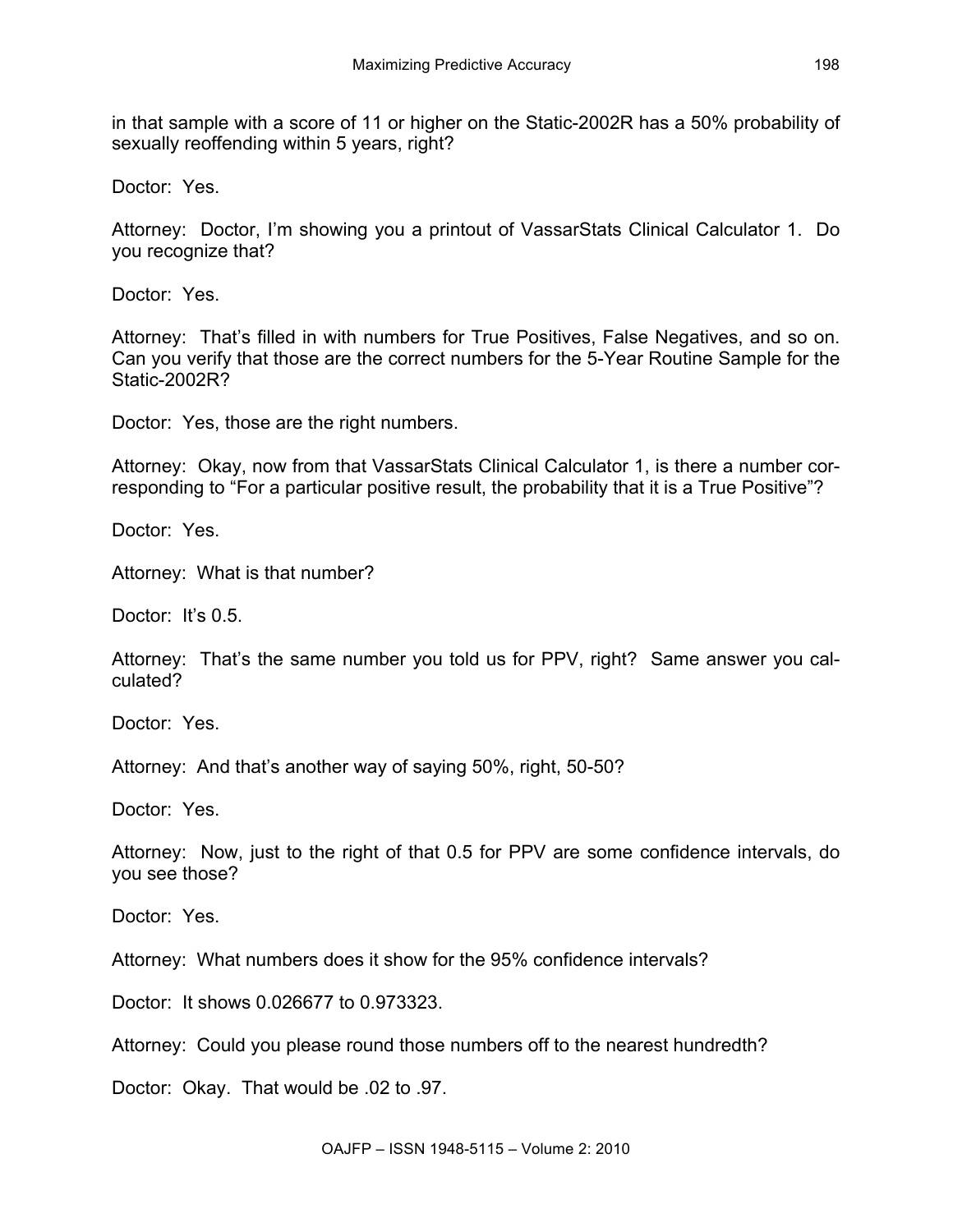in that sample with a score of 11 or higher on the Static-2002R has a 50% probability of sexually reoffending within 5 years, right?

Doctor: Yes.

Attorney: Doctor, I'm showing you a printout of VassarStats Clinical Calculator 1. Do you recognize that?

Doctor: Yes.

Attorney: That's filled in with numbers for True Positives, False Negatives, and so on. Can you verify that those are the correct numbers for the 5-Year Routine Sample for the Static-2002R?

Doctor: Yes, those are the right numbers.

Attorney: Okay, now from that VassarStats Clinical Calculator 1, is there a number corresponding to "For a particular positive result, the probability that it is a True Positive"?

Doctor: Yes.

Attorney: What is that number?

Doctor: It's 0.5.

Attorney: That's the same number you told us for PPV, right? Same answer you calculated?

Doctor: Yes.

Attorney: And that's another way of saying 50%, right, 50-50?

Doctor: Yes.

Attorney: Now, just to the right of that 0.5 for PPV are some confidence intervals, do you see those?

Doctor: Yes.

Attorney: What numbers does it show for the 95% confidence intervals?

Doctor: It shows 0.026677 to 0.973323.

Attorney: Could you please round those numbers off to the nearest hundredth?

Doctor: Okay. That would be .02 to .97.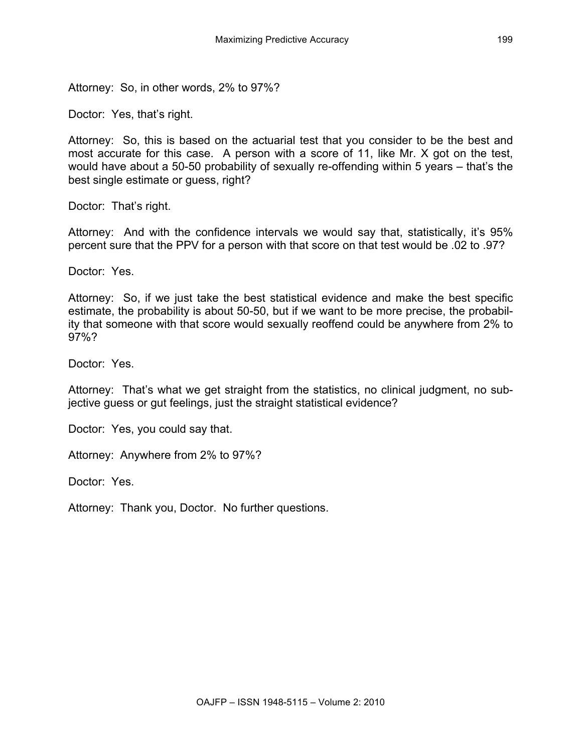Attorney: So, in other words, 2% to 97%?

Doctor: Yes, that's right.

Attorney: So, this is based on the actuarial test that you consider to be the best and most accurate for this case. A person with a score of 11, like Mr. X got on the test, would have about a 50-50 probability of sexually re-offending within 5 years – that's the best single estimate or guess, right?

Doctor: That's right.

Attorney: And with the confidence intervals we would say that, statistically, it's 95% percent sure that the PPV for a person with that score on that test would be .02 to .97?

Doctor: Yes.

Attorney: So, if we just take the best statistical evidence and make the best specific estimate, the probability is about 50-50, but if we want to be more precise, the probability that someone with that score would sexually reoffend could be anywhere from 2% to 97%?

Doctor: Yes.

Attorney: That's what we get straight from the statistics, no clinical judgment, no subjective guess or gut feelings, just the straight statistical evidence?

Doctor: Yes, you could say that.

Attorney: Anywhere from 2% to 97%?

Doctor: Yes.

Attorney: Thank you, Doctor. No further questions.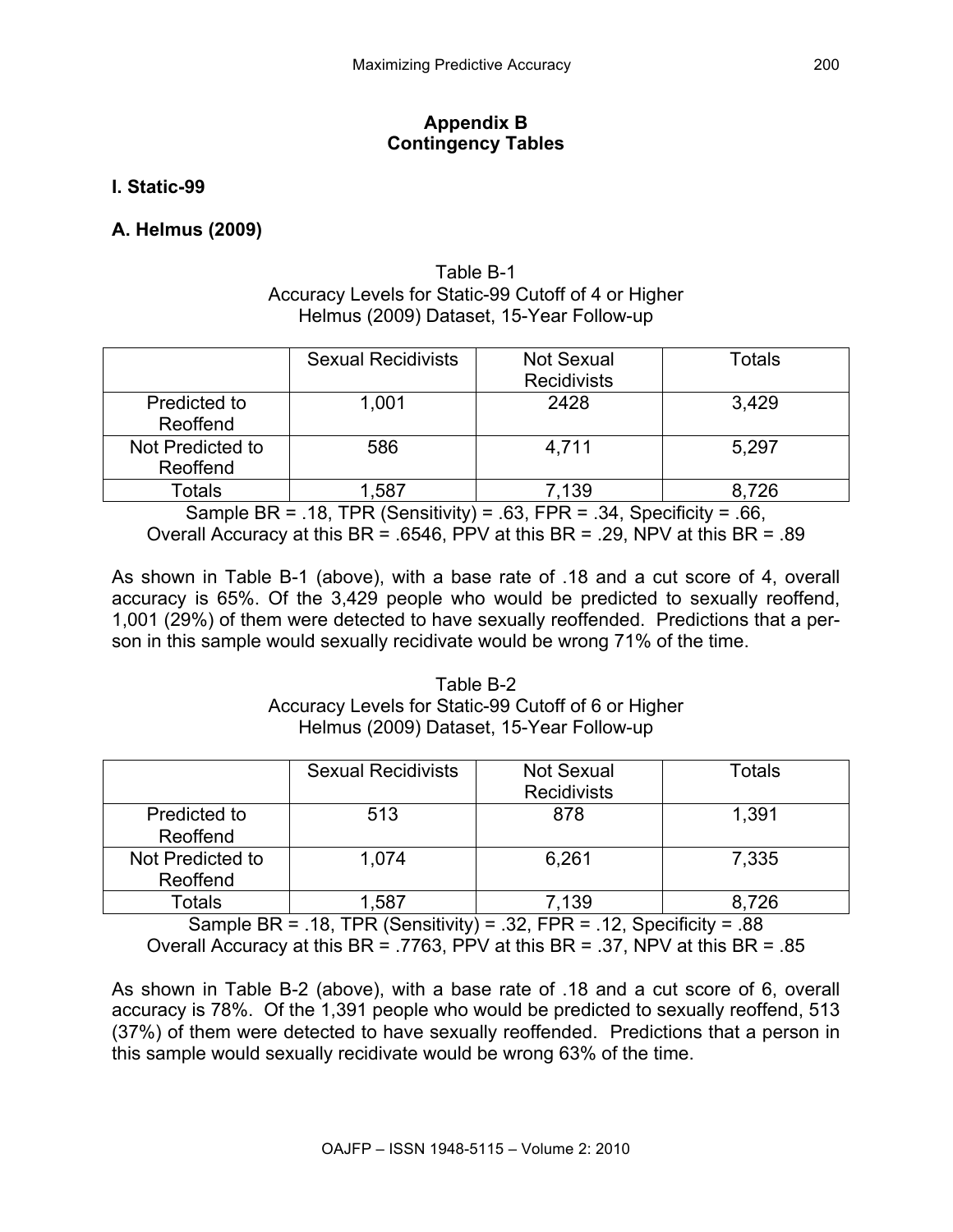# Appendix B
# Contingency Tables

## I. Static-99

### A. Helmus (2009)

Table B-1
Accuracy Levels for Static-99 Cutoff of 4 or Higher
Helmus (2009) Dataset, 15-Year Follow-up

| | Sexual Recidivists | Not Sexual Recidivists | Totals |
|---|---|---|---|
| Predicted to Reoffend | 1,001 | 2428 | 3,429 |
| Not Predicted to Reoffend | 586 | 4,711 | 5,297 |
| Totals | 1,587 | 7,139 | 8,726 |

Sample BR = .18, TPR (Sensitivity) = .63, FPR = .34, Specificity = .66,
Overall Accuracy at this BR = .6546, PPV at this BR = .29, NPV at this BR = .89

As shown in Table B-1 (above), with a base rate of .18 and a cut score of 4, overall accuracy is 65%. Of the 3,429 people who would be predicted to sexually reoffend, 1,001 (29%) of them were detected to have sexually reoffended. Predictions that a person in this sample would sexually recidivate would be wrong 71% of the time.

Table B-2
Accuracy Levels for Static-99 Cutoff of 6 or Higher
Helmus (2009) Dataset, 15-Year Follow-up

| | Sexual Recidivists | Not Sexual Recidivists | Totals |
|---|---|---|---|
| Predicted to Reoffend | 513 | 878 | 1,391 |
| Not Predicted to Reoffend | 1,074 | 6,261 | 7,335 |
| Totals | 1,587 | 7,139 | 8,726 |

Sample BR = .18, TPR (Sensitivity) = .32, FPR = .12, Specificity = .88
Overall Accuracy at this BR = .7763, PPV at this BR = .37, NPV at this BR = .85

As shown in Table B-2 (above), with a base rate of .18 and a cut score of 6, overall accuracy is 78%. Of the 1,391 people who would be predicted to sexually reoffend, 513 (37%) of them were detected to have sexually reoffended. Predictions that a person in this sample would sexually recidivate would be wrong 63% of the time.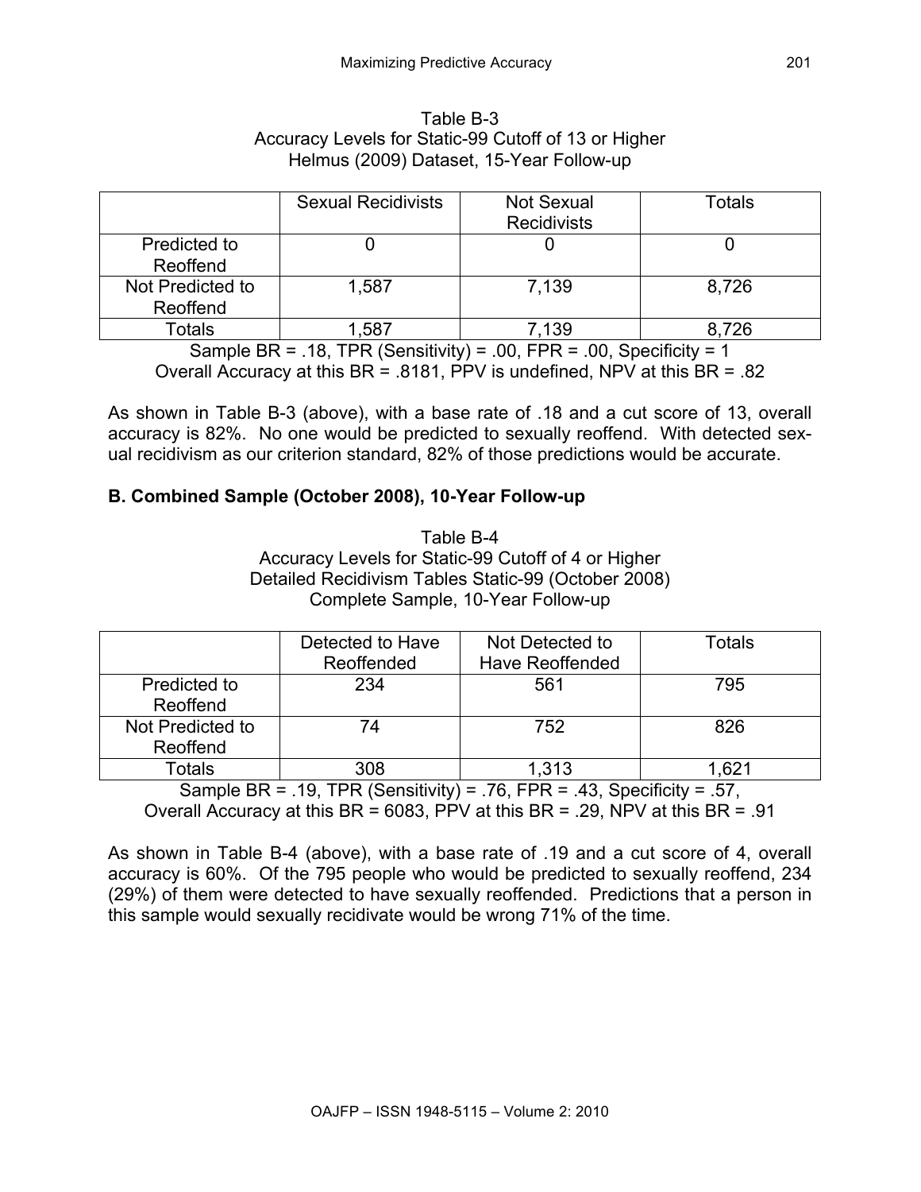Table B-3
Accuracy Levels for Static-99 Cutoff of 13 or Higher
Helmus (2009) Dataset, 15-Year Follow-up

| | Sexual Recidivists | Not Sexual Recidivists | Totals |
|---|---|---|---|
| Predicted to Reoffend | 0 | 0 | 0 |
| Not Predicted to Reoffend | 1,587 | 7,139 | 8,726 |
| Totals | 1,587 | 7,139 | 8,726 |

Sample BR = .18, TPR (Sensitivity) = .00, FPR = .00, Specificity = 1
Overall Accuracy at this BR = .8181, PPV is undefined, NPV at this BR = .82

As shown in Table B-3 (above), with a base rate of .18 and a cut score of 13, overall accuracy is 82%. No one would be predicted to sexually reoffend. With detected sexual recidivism as our criterion standard, 82% of those predictions would be accurate.

## B. Combined Sample (October 2008), 10-Year Follow-up

Table B-4
Accuracy Levels for Static-99 Cutoff of 4 or Higher
Detailed Recidivism Tables Static-99 (October 2008)
Complete Sample, 10-Year Follow-up

| | Detected to Have Reoffended | Not Detected to Have Reoffended | Totals |
|---|---|---|---|
| Predicted to Reoffend | 234 | 561 | 795 |
| Not Predicted to Reoffend | 74 | 752 | 826 |
| Totals | 308 | 1,313 | 1,621 |

Sample BR = .19, TPR (Sensitivity) = .76, FPR = .43, Specificity = .57,
Overall Accuracy at this BR = 6083, PPV at this BR = .29, NPV at this BR = .91

As shown in Table B-4 (above), with a base rate of .19 and a cut score of 4, overall accuracy is 60%. Of the 795 people who would be predicted to sexually reoffend, 234 (29%) of them were detected to have sexually reoffended. Predictions that a person in this sample would sexually recidivate would be wrong 71% of the time.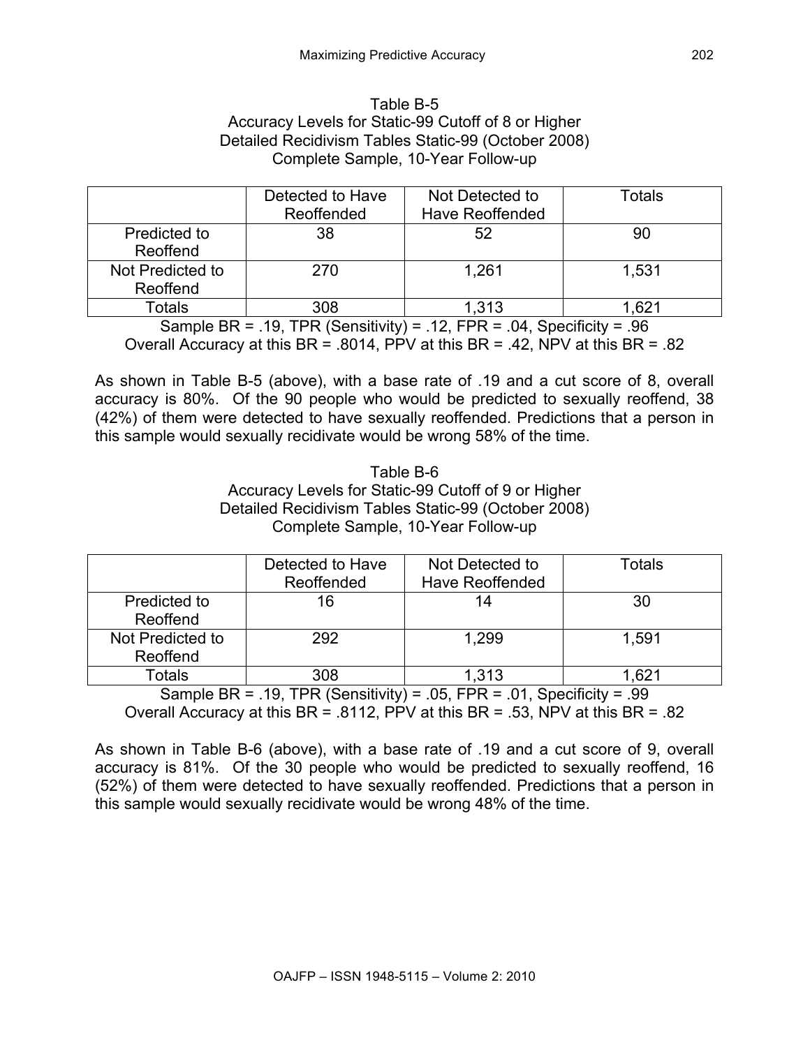Table B-5
Accuracy Levels for Static-99 Cutoff of 8 or Higher
Detailed Recidivism Tables Static-99 (October 2008)
Complete Sample, 10-Year Follow-up

| | Detected to Have Reoffended | Not Detected to Have Reoffended | Totals |
|---|---|---|---|
| Predicted to Reoffend | 38 | 52 | 90 |
| Not Predicted to Reoffend | 270 | 1,261 | 1,531 |
| Totals | 308 | 1,313 | 1,621 |

Sample BR = .19, TPR (Sensitivity) = .12, FPR = .04, Specificity = .96
Overall Accuracy at this BR = .8014, PPV at this BR = .42, NPV at this BR = .82

As shown in Table B-5 (above), with a base rate of .19 and a cut score of 8, overall accuracy is 80%. Of the 90 people who would be predicted to sexually reoffend, 38 (42%) of them were detected to have sexually reoffended. Predictions that a person in this sample would sexually recidivate would be wrong 58% of the time.

Table B-6
Accuracy Levels for Static-99 Cutoff of 9 or Higher
Detailed Recidivism Tables Static-99 (October 2008)
Complete Sample, 10-Year Follow-up

| | Detected to Have Reoffended | Not Detected to Have Reoffended | Totals |
|---|---|---|---|
| Predicted to Reoffend | 16 | 14 | 30 |
| Not Predicted to Reoffend | 292 | 1,299 | 1,591 |
| Totals | 308 | 1,313 | 1,621 |

Sample BR = .19, TPR (Sensitivity) = .05, FPR = .01, Specificity = .99
Overall Accuracy at this BR = .8112, PPV at this BR = .53, NPV at this BR = .82

As shown in Table B-6 (above), with a base rate of .19 and a cut score of 9, overall accuracy is 81%. Of the 30 people who would be predicted to sexually reoffend, 16 (52%) of them were detected to have sexually reoffended. Predictions that a person in this sample would sexually recidivate would be wrong 48% of the time.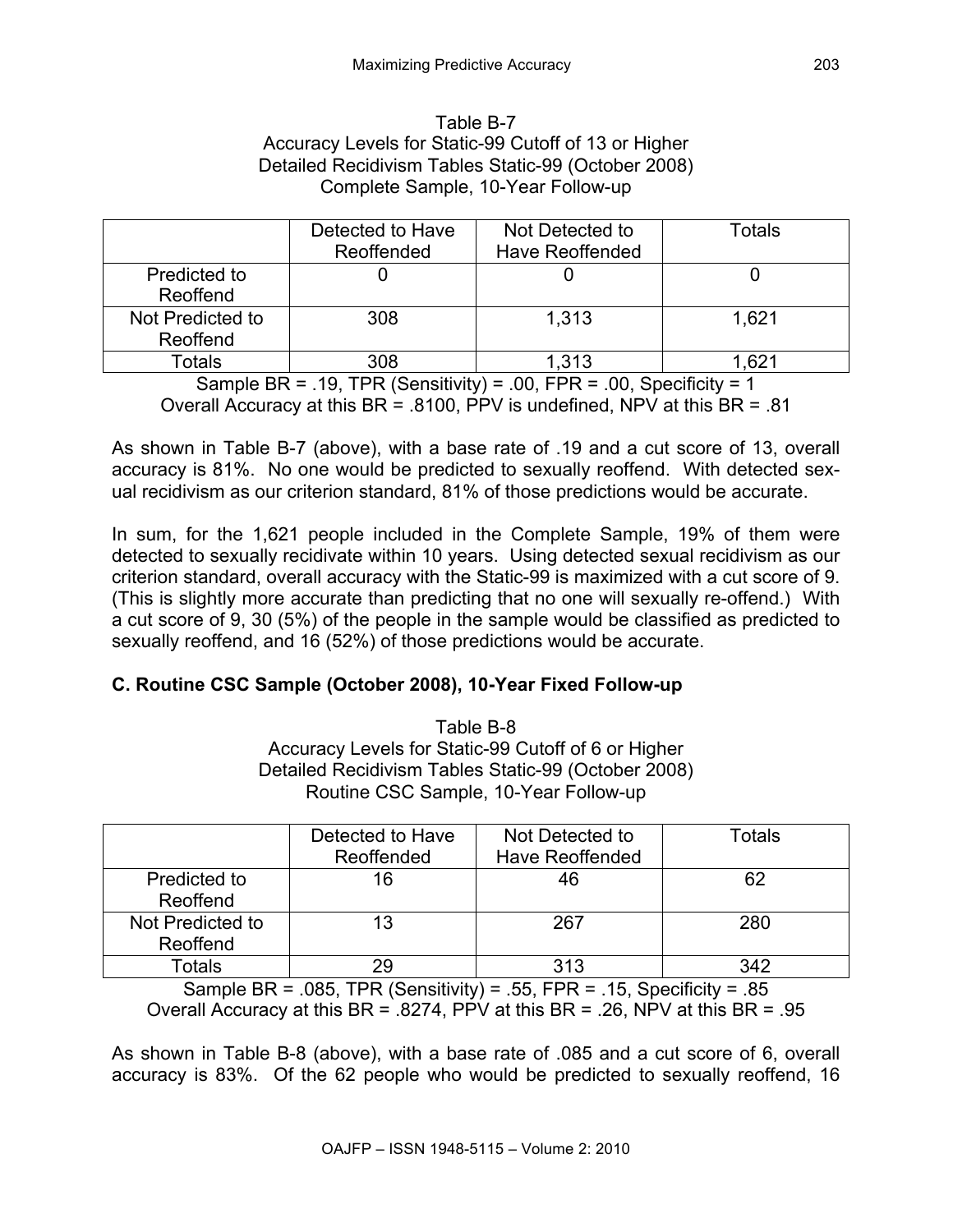Table B-7
Accuracy Levels for Static-99 Cutoff of 13 or Higher
Detailed Recidivism Tables Static-99 (October 2008)
Complete Sample, 10-Year Follow-up

| | Detected to Have Reoffended | Not Detected to Have Reoffended | Totals |
|---|---|---|---|
| Predicted to Reoffend | 0 | 0 | 0 |
| Not Predicted to Reoffend | 308 | 1,313 | 1,621 |
| Totals | 308 | 1,313 | 1,621 |

Sample BR = .19, TPR (Sensitivity) = .00, FPR = .00, Specificity = 1
Overall Accuracy at this BR = .8100, PPV is undefined, NPV at this BR = .81

As shown in Table B-7 (above), with a base rate of .19 and a cut score of 13, overall accuracy is 81%. No one would be predicted to sexually reoffend. With detected sexual recidivism as our criterion standard, 81% of those predictions would be accurate.

In sum, for the 1,621 people included in the Complete Sample, 19% of them were detected to sexually recidivate within 10 years. Using detected sexual recidivism as our criterion standard, overall accuracy with the Static-99 is maximized with a cut score of 9. (This is slightly more accurate than predicting that no one will sexually re-offend.) With a cut score of 9, 30 (5%) of the people in the sample would be classified as predicted to sexually reoffend, and 16 (52%) of those predictions would be accurate.

## C. Routine CSC Sample (October 2008), 10-Year Fixed Follow-up

Table B-8
Accuracy Levels for Static-99 Cutoff of 6 or Higher
Detailed Recidivism Tables Static-99 (October 2008)
Routine CSC Sample, 10-Year Follow-up

| | Detected to Have Reoffended | Not Detected to Have Reoffended | Totals |
|---|---|---|---|
| Predicted to Reoffend | 16 | 46 | 62 |
| Not Predicted to Reoffend | 13 | 267 | 280 |
| Totals | 29 | 313 | 342 |

Sample BR = .085, TPR (Sensitivity) = .55, FPR = .15, Specificity = .85
Overall Accuracy at this BR = .8274, PPV at this BR = .26, NPV at this BR = .95

As shown in Table B-8 (above), with a base rate of .085 and a cut score of 6, overall accuracy is 83%. Of the 62 people who would be predicted to sexually reoffend, 16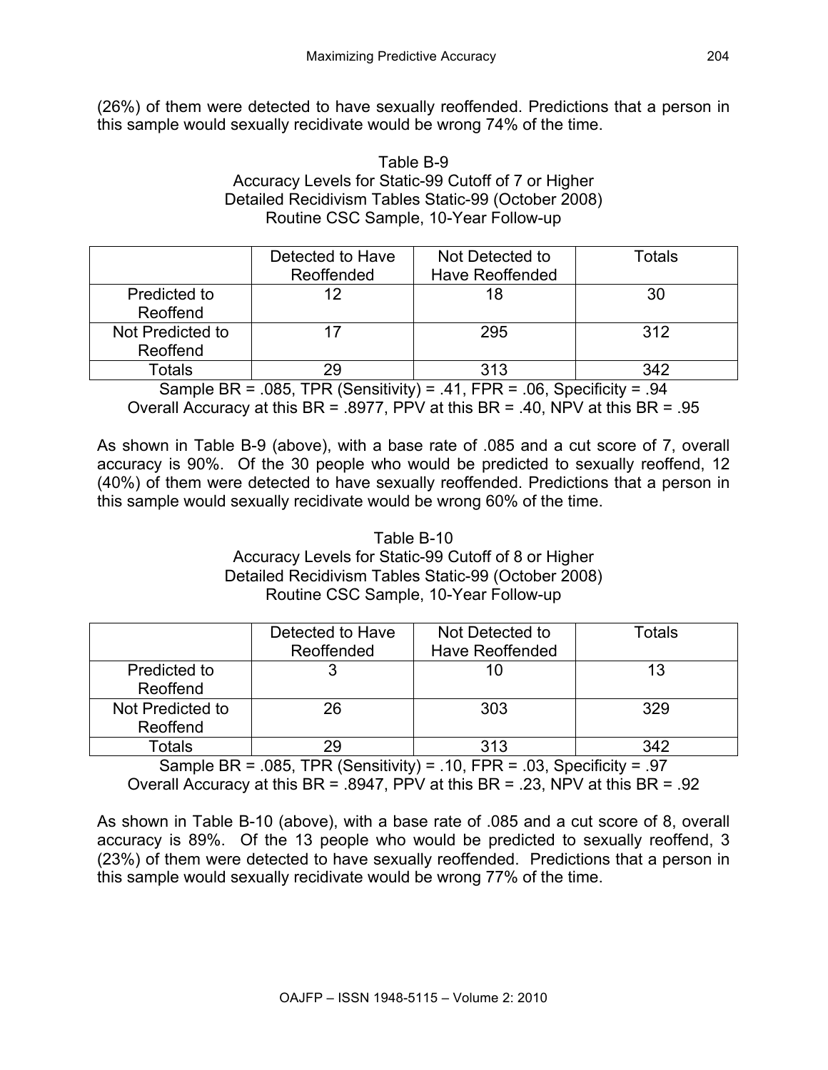(26%) of them were detected to have sexually reoffended. Predictions that a person in this sample would sexually recidivate would be wrong 74% of the time.

Table B-9
Accuracy Levels for Static-99 Cutoff of 7 or Higher
Detailed Recidivism Tables Static-99 (October 2008)
Routine CSC Sample, 10-Year Follow-up

| | Detected to Have Reoffended | Not Detected to Have Reoffended | Totals |
|---|---|---|---|
| Predicted to Reoffend | 12 | 18 | 30 |
| Not Predicted to Reoffend | 17 | 295 | 312 |
| Totals | 29 | 313 | 342 |

Sample BR = .085, TPR (Sensitivity) = .41, FPR = .06, Specificity = .94
Overall Accuracy at this BR = .8977, PPV at this BR = .40, NPV at this BR = .95

As shown in Table B-9 (above), with a base rate of .085 and a cut score of 7, overall accuracy is 90%. Of the 30 people who would be predicted to sexually reoffend, 12 (40%) of them were detected to have sexually reoffended. Predictions that a person in this sample would sexually recidivate would be wrong 60% of the time.

Table B-10
Accuracy Levels for Static-99 Cutoff of 8 or Higher
Detailed Recidivism Tables Static-99 (October 2008)
Routine CSC Sample, 10-Year Follow-up

| | Detected to Have Reoffended | Not Detected to Have Reoffended | Totals |
|---|---|---|---|
| Predicted to Reoffend | 3 | 10 | 13 |
| Not Predicted to Reoffend | 26 | 303 | 329 |
| Totals | 29 | 313 | 342 |

Sample BR = .085, TPR (Sensitivity) = .10, FPR = .03, Specificity = .97
Overall Accuracy at this BR = .8947, PPV at this BR = .23, NPV at this BR = .92

As shown in Table B-10 (above), with a base rate of .085 and a cut score of 8, overall accuracy is 89%. Of the 13 people who would be predicted to sexually reoffend, 3 (23%) of them were detected to have sexually reoffended. Predictions that a person in this sample would sexually recidivate would be wrong 77% of the time.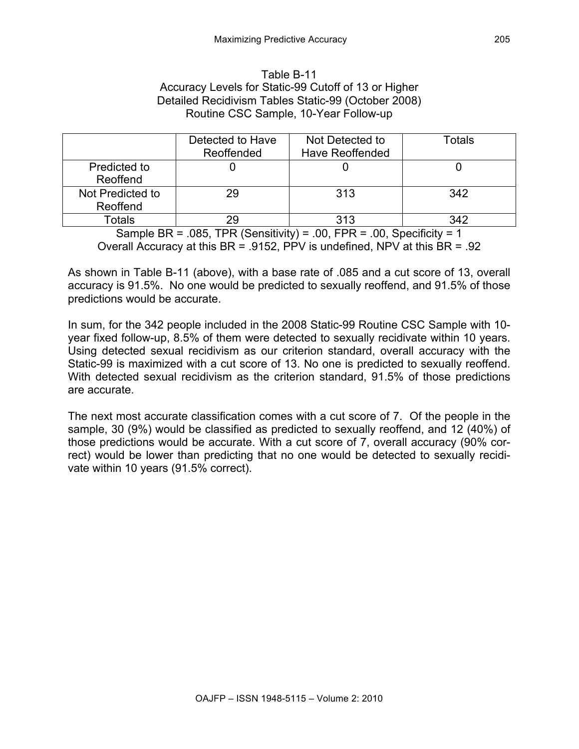Table B-11
Accuracy Levels for Static-99 Cutoff of 13 or Higher
Detailed Recidivism Tables Static-99 (October 2008)
Routine CSC Sample, 10-Year Follow-up

| | Detected to Have Reoffended | Not Detected to Have Reoffended | Totals |
|---|---|---|---|
| Predicted to Reoffend | 0 | 0 | 0 |
| Not Predicted to Reoffend | 29 | 313 | 342 |
| Totals | 29 | 313 | 342 |

Sample BR = .085, TPR (Sensitivity) = .00, FPR = .00, Specificity = 1
Overall Accuracy at this BR = .9152, PPV is undefined, NPV at this BR = .92

As shown in Table B-11 (above), with a base rate of .085 and a cut score of 13, overall accuracy is 91.5%. No one would be predicted to sexually reoffend, and 91.5% of those predictions would be accurate.

In sum, for the 342 people included in the 2008 Static-99 Routine CSC Sample with 10-year fixed follow-up, 8.5% of them were detected to sexually recidivate within 10 years. Using detected sexual recidivism as our criterion standard, overall accuracy with the Static-99 is maximized with a cut score of 13. No one is predicted to sexually reoffend. With detected sexual recidivism as the criterion standard, 91.5% of those predictions are accurate.

The next most accurate classification comes with a cut score of 7. Of the people in the sample, 30 (9%) would be classified as predicted to sexually reoffend, and 12 (40%) of those predictions would be accurate. With a cut score of 7, overall accuracy (90% correct) would be lower than predicting that no one would be detected to sexually recidivate within 10 years (91.5% correct).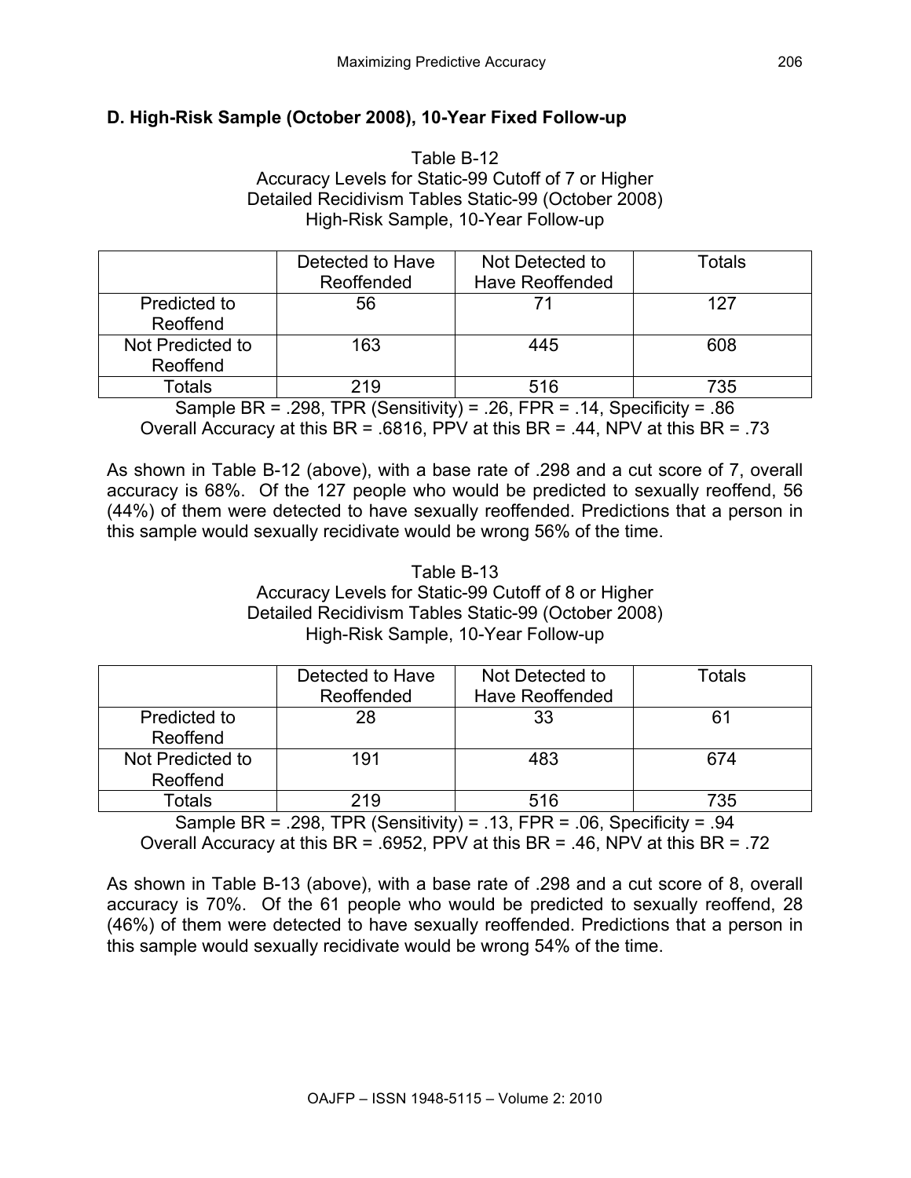### D. High-Risk Sample (October 2008), 10-Year Fixed Follow-up

Table B-12
Accuracy Levels for Static-99 Cutoff of 7 or Higher
Detailed Recidivism Tables Static-99 (October 2008)
High-Risk Sample, 10-Year Follow-up

| | Detected to Have Reoffended | Not Detected to Have Reoffended | Totals |
|---|---|---|---|
| Predicted to Reoffend | 56 | 71 | 127 |
| Not Predicted to Reoffend | 163 | 445 | 608 |
| Totals | 219 | 516 | 735 |

Sample BR = .298, TPR (Sensitivity) = .26, FPR = .14, Specificity = .86
Overall Accuracy at this BR = .6816, PPV at this BR = .44, NPV at this BR = .73

As shown in Table B-12 (above), with a base rate of .298 and a cut score of 7, overall accuracy is 68%. Of the 127 people who would be predicted to sexually reoffend, 56 (44%) of them were detected to have sexually reoffended. Predictions that a person in this sample would sexually recidivate would be wrong 56% of the time.

Table B-13
Accuracy Levels for Static-99 Cutoff of 8 or Higher
Detailed Recidivism Tables Static-99 (October 2008)
High-Risk Sample, 10-Year Follow-up

| | Detected to Have Reoffended | Not Detected to Have Reoffended | Totals |
|---|---|---|---|
| Predicted to Reoffend | 28 | 33 | 61 |
| Not Predicted to Reoffend | 191 | 483 | 674 |
| Totals | 219 | 516 | 735 |

Sample BR = .298, TPR (Sensitivity) = .13, FPR = .06, Specificity = .94
Overall Accuracy at this BR = .6952, PPV at this BR = .46, NPV at this BR = .72

As shown in Table B-13 (above), with a base rate of .298 and a cut score of 8, overall accuracy is 70%. Of the 61 people who would be predicted to sexually reoffend, 28 (46%) of them were detected to have sexually reoffended. Predictions that a person in this sample would sexually recidivate would be wrong 54% of the time.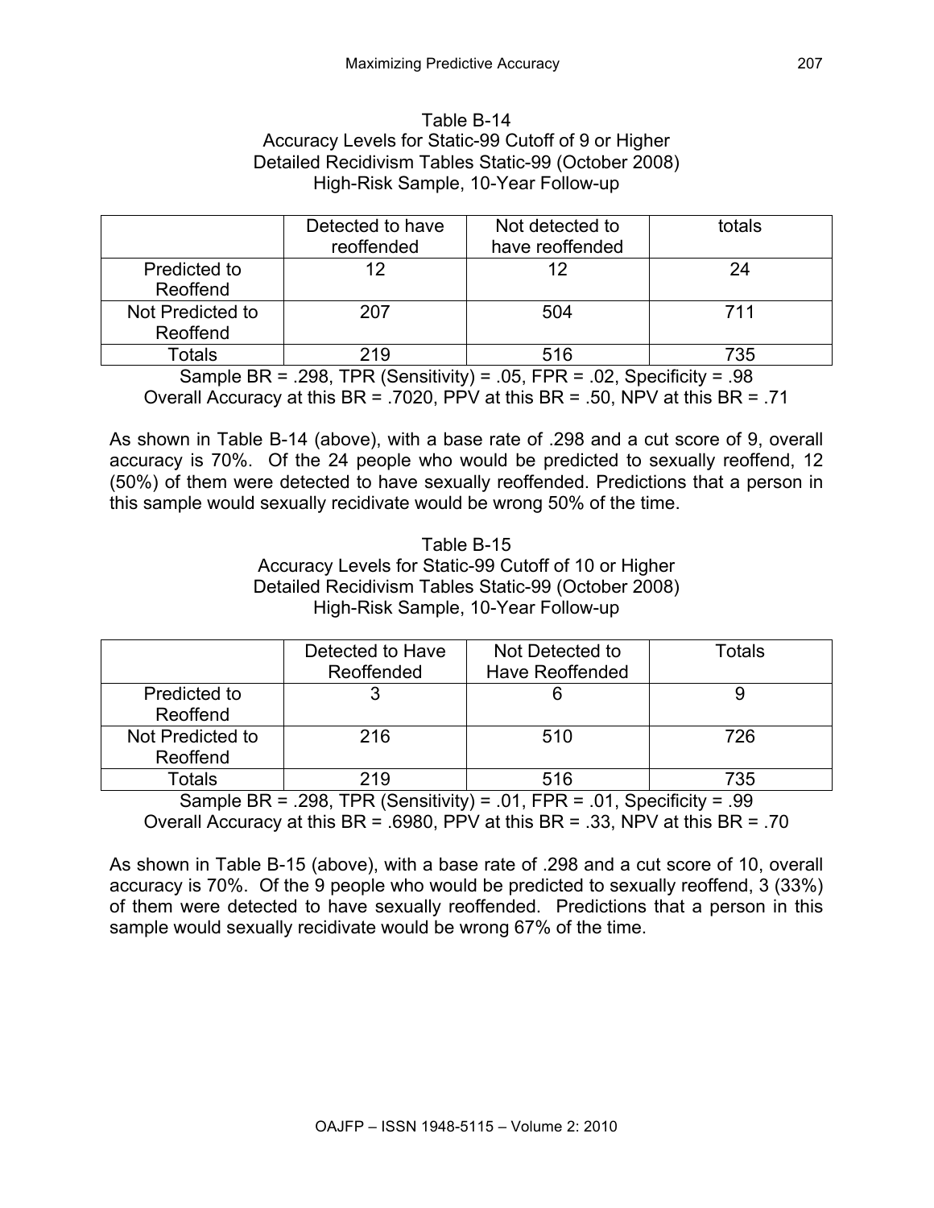Table B-14
Accuracy Levels for Static-99 Cutoff of 9 or Higher
Detailed Recidivism Tables Static-99 (October 2008)
High-Risk Sample, 10-Year Follow-up

| | Detected to have reoffended | Not detected to have reoffended | totals |
|---|---|---|---|
| Predicted to Reoffend | 12 | 12 | 24 |
| Not Predicted to Reoffend | 207 | 504 | 711 |
| Totals | 219 | 516 | 735 |

Sample BR = .298, TPR (Sensitivity) = .05, FPR = .02, Specificity = .98
Overall Accuracy at this BR = .7020, PPV at this BR = .50, NPV at this BR = .71

As shown in Table B-14 (above), with a base rate of .298 and a cut score of 9, overall accuracy is 70%. Of the 24 people who would be predicted to sexually reoffend, 12 (50%) of them were detected to have sexually reoffended. Predictions that a person in this sample would sexually recidivate would be wrong 50% of the time.

Table B-15
Accuracy Levels for Static-99 Cutoff of 10 or Higher
Detailed Recidivism Tables Static-99 (October 2008)
High-Risk Sample, 10-Year Follow-up

| | Detected to Have Reoffended | Not Detected to Have Reoffended | Totals |
|---|---|---|---|
| Predicted to Reoffend | 3 | 6 | 9 |
| Not Predicted to Reoffend | 216 | 510 | 726 |
| Totals | 219 | 516 | 735 |

Sample BR = .298, TPR (Sensitivity) = .01, FPR = .01, Specificity = .99
Overall Accuracy at this BR = .6980, PPV at this BR = .33, NPV at this BR = .70

As shown in Table B-15 (above), with a base rate of .298 and a cut score of 10, overall accuracy is 70%. Of the 9 people who would be predicted to sexually reoffend, 3 (33%) of them were detected to have sexually reoffended. Predictions that a person in this sample would sexually recidivate would be wrong 67% of the time.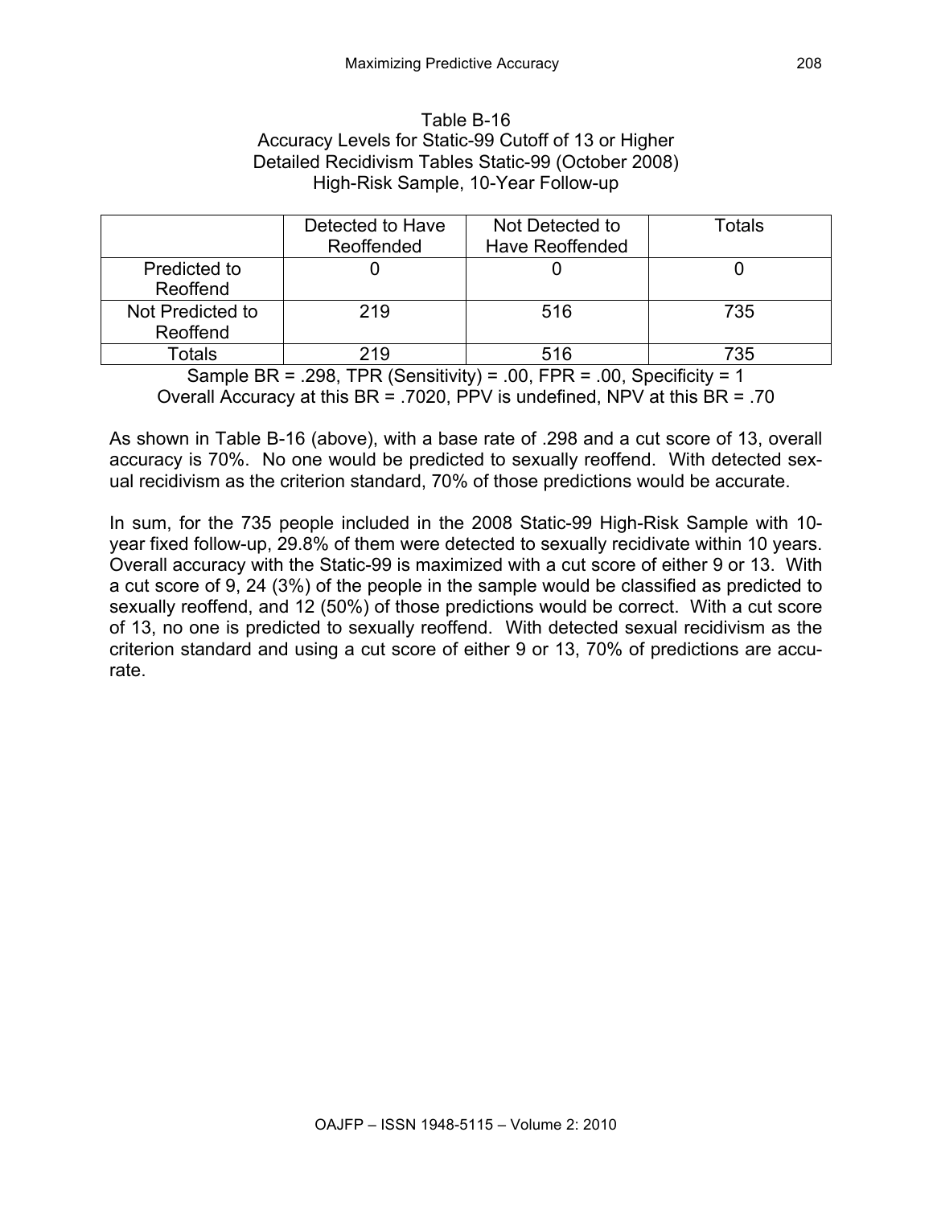Table B-16
Accuracy Levels for Static-99 Cutoff of 13 or Higher
Detailed Recidivism Tables Static-99 (October 2008)
High-Risk Sample, 10-Year Follow-up

| | Detected to Have Reoffended | Not Detected to Have Reoffended | Totals |
|---|---|---|---|
| Predicted to Reoffend | 0 | 0 | 0 |
| Not Predicted to Reoffend | 219 | 516 | 735 |
| Totals | 219 | 516 | 735 |

Sample BR = .298, TPR (Sensitivity) = .00, FPR = .00, Specificity = 1
Overall Accuracy at this BR = .7020, PPV is undefined, NPV at this BR = .70

As shown in Table B-16 (above), with a base rate of .298 and a cut score of 13, overall accuracy is 70%. No one would be predicted to sexually reoffend. With detected sexual recidivism as the criterion standard, 70% of those predictions would be accurate.

In sum, for the 735 people included in the 2008 Static-99 High-Risk Sample with 10-year fixed follow-up, 29.8% of them were detected to sexually recidivate within 10 years. Overall accuracy with the Static-99 is maximized with a cut score of either 9 or 13. With a cut score of 9, 24 (3%) of the people in the sample would be classified as predicted to sexually reoffend, and 12 (50%) of those predictions would be correct. With a cut score of 13, no one is predicted to sexually reoffend. With detected sexual recidivism as the criterion standard and using a cut score of either 9 or 13, 70% of predictions are accurate.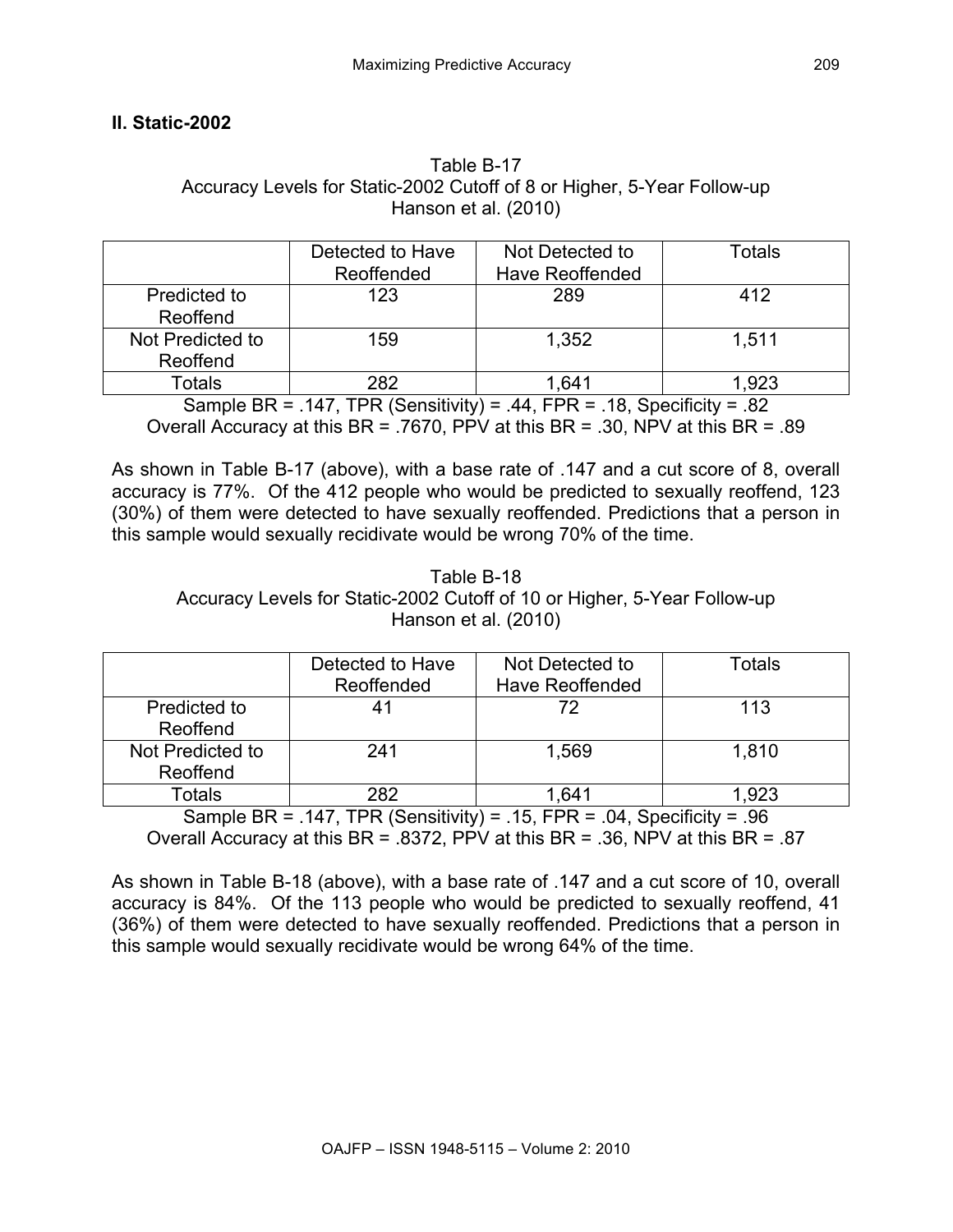## II. Static-2002

Table B-17
Accuracy Levels for Static-2002 Cutoff of 8 or Higher, 5-Year Follow-up
Hanson et al. (2010)

| | Detected to Have Reoffended | Not Detected to Have Reoffended | Totals |
|---|---|---|---|
| Predicted to Reoffend | 123 | 289 | 412 |
| Not Predicted to Reoffend | 159 | 1,352 | 1,511 |
| Totals | 282 | 1,641 | 1,923 |

Sample BR = .147, TPR (Sensitivity) = .44, FPR = .18, Specificity = .82
Overall Accuracy at this BR = .7670, PPV at this BR = .30, NPV at this BR = .89

As shown in Table B-17 (above), with a base rate of .147 and a cut score of 8, overall accuracy is 77%. Of the 412 people who would be predicted to sexually reoffend, 123 (30%) of them were detected to have sexually reoffended. Predictions that a person in this sample would sexually recidivate would be wrong 70% of the time.

Table B-18
Accuracy Levels for Static-2002 Cutoff of 10 or Higher, 5-Year Follow-up
Hanson et al. (2010)

| | Detected to Have Reoffended | Not Detected to Have Reoffended | Totals |
|---|---|---|---|
| Predicted to Reoffend | 41 | 72 | 113 |
| Not Predicted to Reoffend | 241 | 1,569 | 1,810 |
| Totals | 282 | 1,641 | 1,923 |

Sample BR = .147, TPR (Sensitivity) = .15, FPR = .04, Specificity = .96
Overall Accuracy at this BR = .8372, PPV at this BR = .36, NPV at this BR = .87

As shown in Table B-18 (above), with a base rate of .147 and a cut score of 10, overall accuracy is 84%. Of the 113 people who would be predicted to sexually reoffend, 41 (36%) of them were detected to have sexually reoffended. Predictions that a person in this sample would sexually recidivate would be wrong 64% of the time.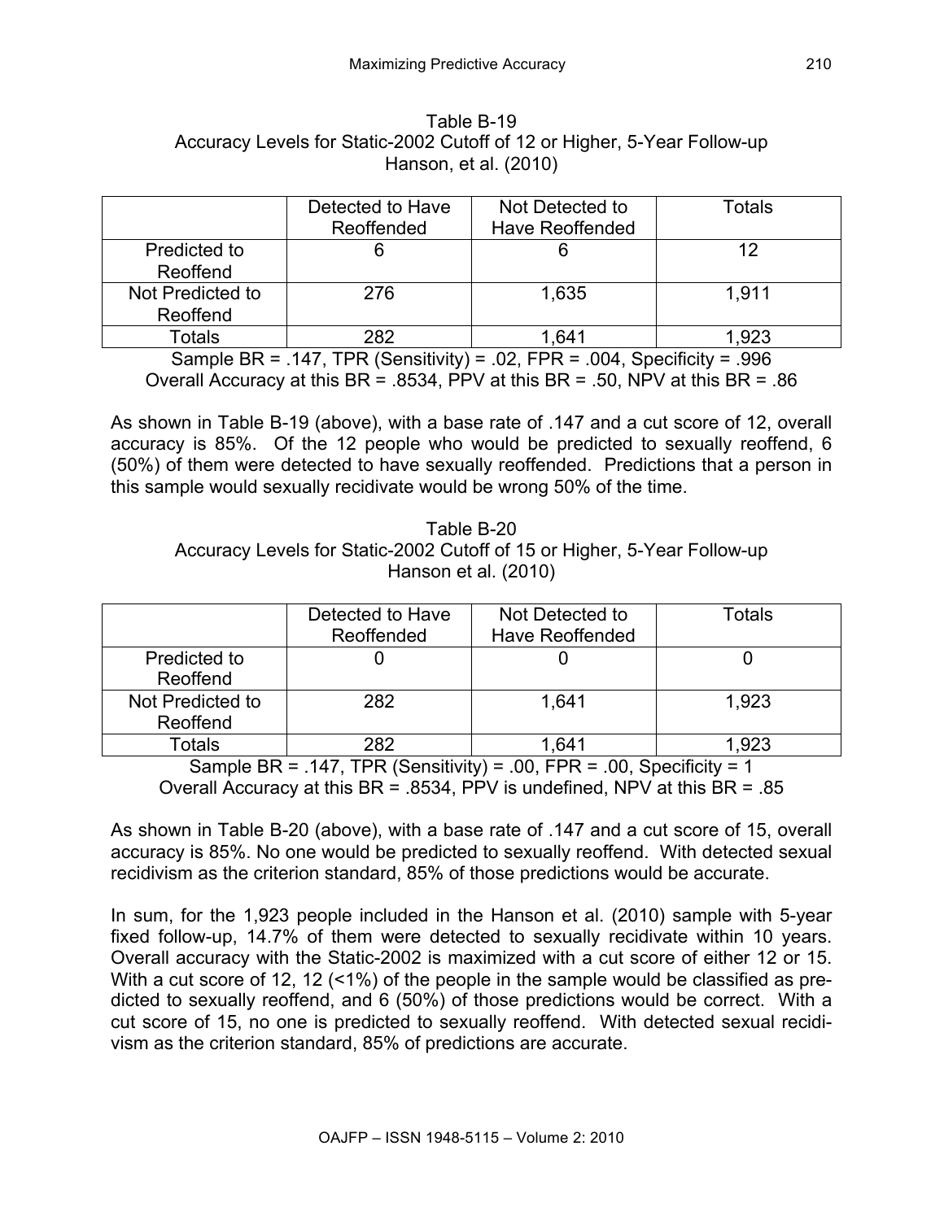Table B-19
Accuracy Levels for Static-2002 Cutoff of 12 or Higher, 5-Year Follow-up
Hanson, et al. (2010)

| | Detected to Have Reoffended | Not Detected to Have Reoffended | Totals |
|---|---|---|---|
| Predicted to Reoffend | 6 | 6 | 12 |
| Not Predicted to Reoffend | 276 | 1,635 | 1,911 |
| Totals | 282 | 1,641 | 1,923 |

Sample BR = .147, TPR (Sensitivity) = .02, FPR = .004, Specificity = .996
Overall Accuracy at this BR = .8534, PPV at this BR = .50, NPV at this BR = .86

As shown in Table B-19 (above), with a base rate of .147 and a cut score of 12, overall accuracy is 85%. Of the 12 people who would be predicted to sexually reoffend, 6 (50%) of them were detected to have sexually reoffended. Predictions that a person in this sample would sexually recidivate would be wrong 50% of the time.

Table B-20
Accuracy Levels for Static-2002 Cutoff of 15 or Higher, 5-Year Follow-up
Hanson et al. (2010)

| | Detected to Have Reoffended | Not Detected to Have Reoffended | Totals |
|---|---|---|---|
| Predicted to Reoffend | 0 | 0 | 0 |
| Not Predicted to Reoffend | 282 | 1,641 | 1,923 |
| Totals | 282 | 1,641 | 1,923 |

Sample BR = .147, TPR (Sensitivity) = .00, FPR = .00, Specificity = 1
Overall Accuracy at this BR = .8534, PPV is undefined, NPV at this BR = .85

As shown in Table B-20 (above), with a base rate of .147 and a cut score of 15, overall accuracy is 85%. No one would be predicted to sexually reoffend. With detected sexual recidivism as the criterion standard, 85% of those predictions would be accurate.

In sum, for the 1,923 people included in the Hanson et al. (2010) sample with 5-year fixed follow-up, 14.7% of them were detected to sexually recidivate within 10 years. Overall accuracy with the Static-2002 is maximized with a cut score of either 12 or 15. With a cut score of 12, 12 (<1%) of the people in the sample would be classified as predicted to sexually reoffend, and 6 (50%) of those predictions would be correct. With a cut score of 15, no one is predicted to sexually reoffend. With detected sexual recidivism as the criterion standard, 85% of predictions are accurate.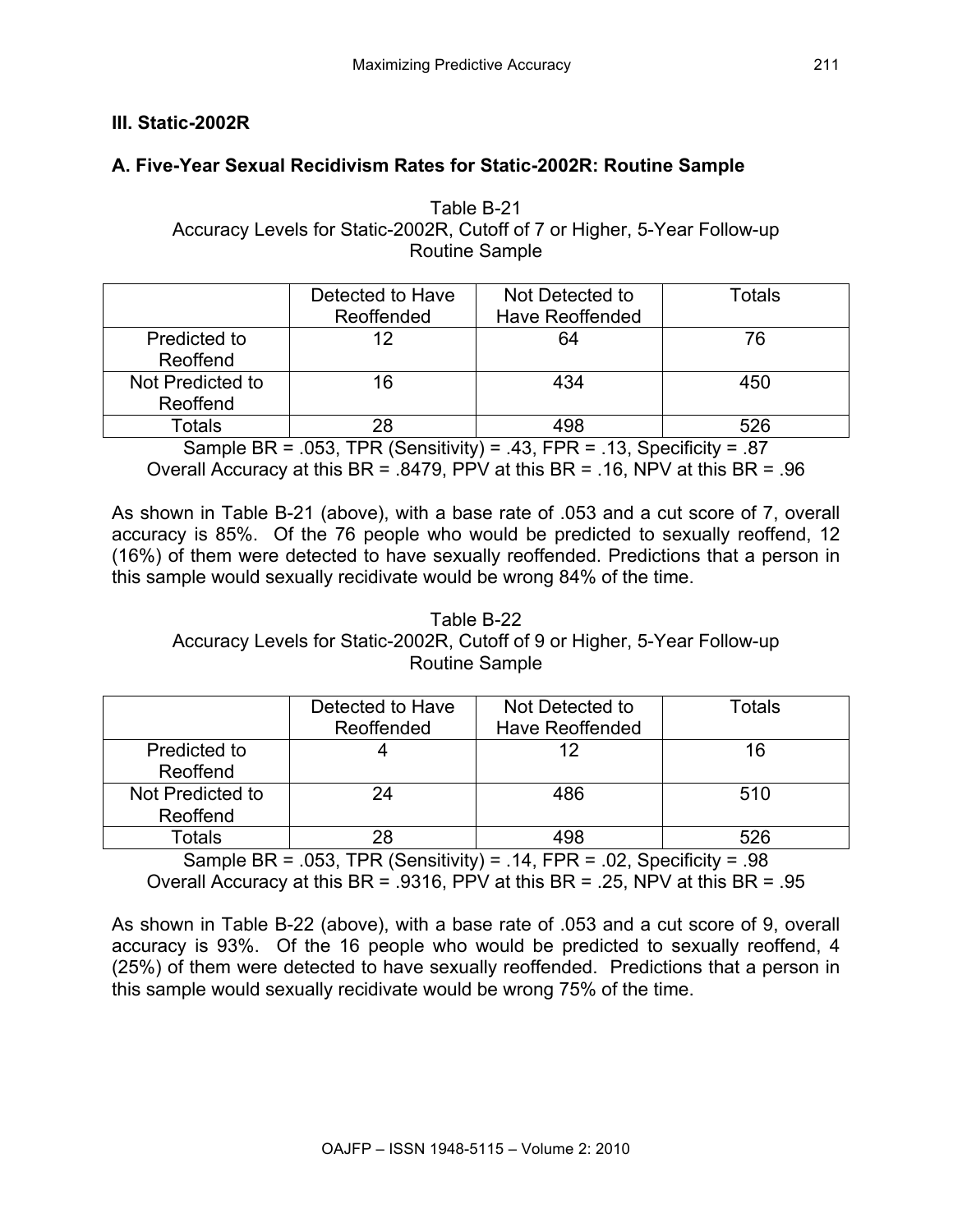### III. Static-2002R

### A. Five-Year Sexual Recidivism Rates for Static-2002R: Routine Sample

Table B-21
Accuracy Levels for Static-2002R, Cutoff of 7 or Higher, 5-Year Follow-up
Routine Sample

| | Detected to Have Reoffended | Not Detected to Have Reoffended | Totals |
|---|---|---|---|
| Predicted to Reoffend | 12 | 64 | 76 |
| Not Predicted to Reoffend | 16 | 434 | 450 |
| Totals | 28 | 498 | 526 |

Sample BR = .053, TPR (Sensitivity) = .43, FPR = .13, Specificity = .87
Overall Accuracy at this BR = .8479, PPV at this BR = .16, NPV at this BR = .96

As shown in Table B-21 (above), with a base rate of .053 and a cut score of 7, overall accuracy is 85%. Of the 76 people who would be predicted to sexually reoffend, 12 (16%) of them were detected to have sexually reoffended. Predictions that a person in this sample would sexually recidivate would be wrong 84% of the time.

Table B-22
Accuracy Levels for Static-2002R, Cutoff of 9 or Higher, 5-Year Follow-up
Routine Sample

| | Detected to Have Reoffended | Not Detected to Have Reoffended | Totals |
|---|---|---|---|
| Predicted to Reoffend | 4 | 12 | 16 |
| Not Predicted to Reoffend | 24 | 486 | 510 |
| Totals | 28 | 498 | 526 |

Sample BR = .053, TPR (Sensitivity) = .14, FPR = .02, Specificity = .98
Overall Accuracy at this BR = .9316, PPV at this BR = .25, NPV at this BR = .95

As shown in Table B-22 (above), with a base rate of .053 and a cut score of 9, overall accuracy is 93%. Of the 16 people who would be predicted to sexually reoffend, 4 (25%) of them were detected to have sexually reoffended. Predictions that a person in this sample would sexually recidivate would be wrong 75% of the time.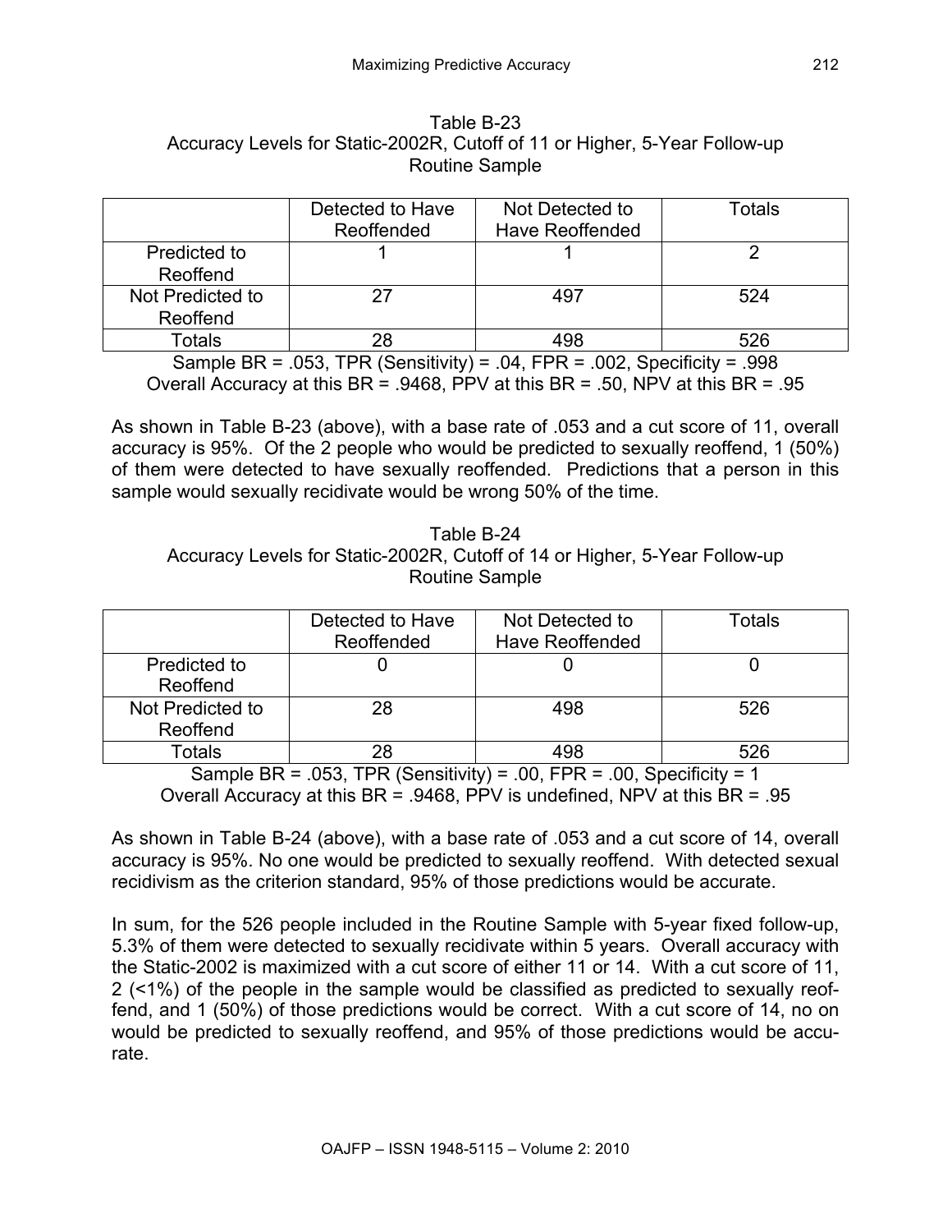Table B-23
Accuracy Levels for Static-2002R, Cutoff of 11 or Higher, 5-Year Follow-up
Routine Sample

| | Detected to Have Reoffended | Not Detected to Have Reoffended | Totals |
|---|---|---|---|
| Predicted to Reoffend | 1 | 1 | 2 |
| Not Predicted to Reoffend | 27 | 497 | 524 |
| Totals | 28 | 498 | 526 |

Sample BR = .053, TPR (Sensitivity) = .04, FPR = .002, Specificity = .998
Overall Accuracy at this BR = .9468, PPV at this BR = .50, NPV at this BR = .95

As shown in Table B-23 (above), with a base rate of .053 and a cut score of 11, overall accuracy is 95%. Of the 2 people who would be predicted to sexually reoffend, 1 (50%) of them were detected to have sexually reoffended. Predictions that a person in this sample would sexually recidivate would be wrong 50% of the time.

Table B-24
Accuracy Levels for Static-2002R, Cutoff of 14 or Higher, 5-Year Follow-up
Routine Sample

| | Detected to Have Reoffended | Not Detected to Have Reoffended | Totals |
|---|---|---|---|
| Predicted to Reoffend | 0 | 0 | 0 |
| Not Predicted to Reoffend | 28 | 498 | 526 |
| Totals | 28 | 498 | 526 |

Sample BR = .053, TPR (Sensitivity) = .00, FPR = .00, Specificity = 1
Overall Accuracy at this BR = .9468, PPV is undefined, NPV at this BR = .95

As shown in Table B-24 (above), with a base rate of .053 and a cut score of 14, overall accuracy is 95%. No one would be predicted to sexually reoffend. With detected sexual recidivism as the criterion standard, 95% of those predictions would be accurate.

In sum, for the 526 people included in the Routine Sample with 5-year fixed follow-up, 5.3% of them were detected to sexually recidivate within 5 years. Overall accuracy with the Static-2002 is maximized with a cut score of either 11 or 14. With a cut score of 11, 2 (<1%) of the people in the sample would be classified as predicted to sexually reoffend, and 1 (50%) of those predictions would be correct. With a cut score of 14, no on would be predicted to sexually reoffend, and 95% of those predictions would be accurate.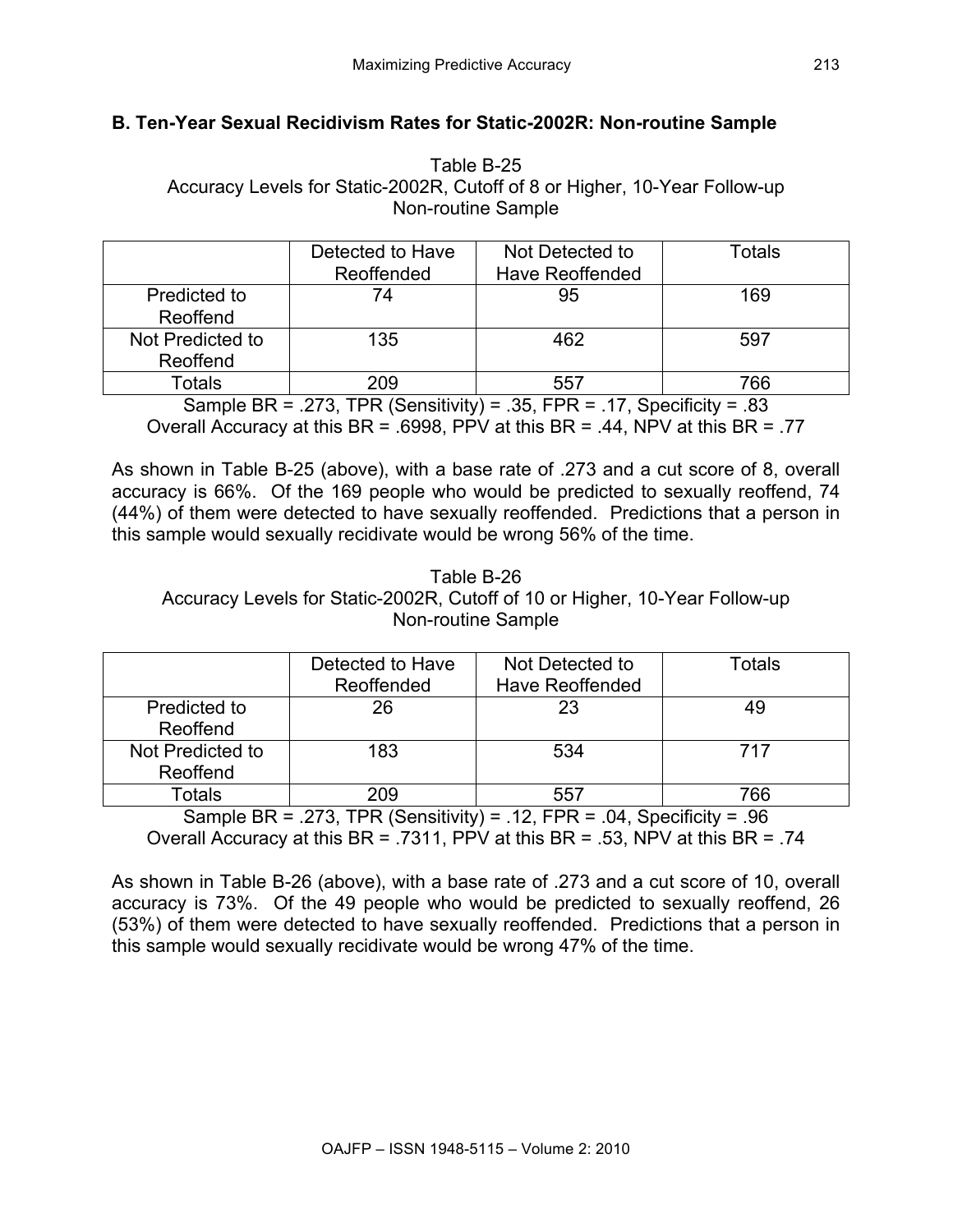### B. Ten-Year Sexual Recidivism Rates for Static-2002R: Non-routine Sample

Table B-25
Accuracy Levels for Static-2002R, Cutoff of 8 or Higher, 10-Year Follow-up
Non-routine Sample

| | Detected to Have Reoffended | Not Detected to Have Reoffended | Totals |
|---|---|---|---|
| Predicted to Reoffend | 74 | 95 | 169 |
| Not Predicted to Reoffend | 135 | 462 | 597 |
| Totals | 209 | 557 | 766 |

Sample BR = .273, TPR (Sensitivity) = .35, FPR = .17, Specificity = .83
Overall Accuracy at this BR = .6998, PPV at this BR = .44, NPV at this BR = .77

As shown in Table B-25 (above), with a base rate of .273 and a cut score of 8, overall accuracy is 66%. Of the 169 people who would be predicted to sexually reoffend, 74 (44%) of them were detected to have sexually reoffended. Predictions that a person in this sample would sexually recidivate would be wrong 56% of the time.

Table B-26
Accuracy Levels for Static-2002R, Cutoff of 10 or Higher, 10-Year Follow-up
Non-routine Sample

| | Detected to Have Reoffended | Not Detected to Have Reoffended | Totals |
|---|---|---|---|
| Predicted to Reoffend | 26 | 23 | 49 |
| Not Predicted to Reoffend | 183 | 534 | 717 |
| Totals | 209 | 557 | 766 |

Sample BR = .273, TPR (Sensitivity) = .12, FPR = .04, Specificity = .96
Overall Accuracy at this BR = .7311, PPV at this BR = .53, NPV at this BR = .74

As shown in Table B-26 (above), with a base rate of .273 and a cut score of 10, overall accuracy is 73%. Of the 49 people who would be predicted to sexually reoffend, 26 (53%) of them were detected to have sexually reoffended. Predictions that a person in this sample would sexually recidivate would be wrong 47% of the time.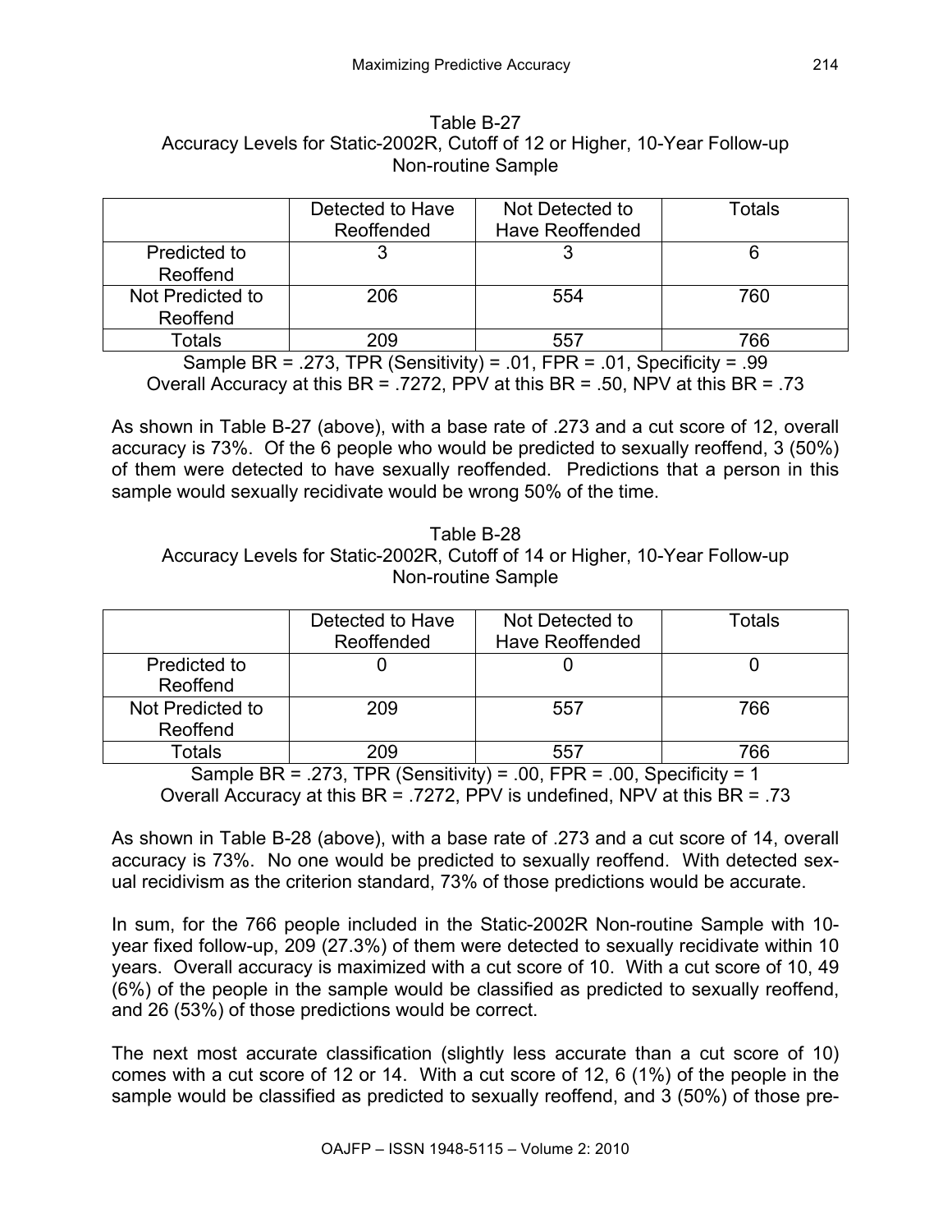Table B-27
Accuracy Levels for Static-2002R, Cutoff of 12 or Higher, 10-Year Follow-up
Non-routine Sample

| | Detected to Have Reoffended | Not Detected to Have Reoffended | Totals |
|---|---|---|---|
| Predicted to Reoffend | 3 | 3 | 6 |
| Not Predicted to Reoffend | 206 | 554 | 760 |
| Totals | 209 | 557 | 766 |

Sample BR = .273, TPR (Sensitivity) = .01, FPR = .01, Specificity = .99
Overall Accuracy at this BR = .7272, PPV at this BR = .50, NPV at this BR = .73

As shown in Table B-27 (above), with a base rate of .273 and a cut score of 12, overall accuracy is 73%. Of the 6 people who would be predicted to sexually reoffend, 3 (50%) of them were detected to have sexually reoffended. Predictions that a person in this sample would sexually recidivate would be wrong 50% of the time.

Table B-28
Accuracy Levels for Static-2002R, Cutoff of 14 or Higher, 10-Year Follow-up
Non-routine Sample

| | Detected to Have Reoffended | Not Detected to Have Reoffended | Totals |
|---|---|---|---|
| Predicted to Reoffend | 0 | 0 | 0 |
| Not Predicted to Reoffend | 209 | 557 | 766 |
| Totals | 209 | 557 | 766 |

Sample BR = .273, TPR (Sensitivity) = .00, FPR = .00, Specificity = 1
Overall Accuracy at this BR = .7272, PPV is undefined, NPV at this BR = .73

As shown in Table B-28 (above), with a base rate of .273 and a cut score of 14, overall accuracy is 73%. No one would be predicted to sexually reoffend. With detected sexual recidivism as the criterion standard, 73% of those predictions would be accurate.

In sum, for the 766 people included in the Static-2002R Non-routine Sample with 10-year fixed follow-up, 209 (27.3%) of them were detected to sexually recidivate within 10 years. Overall accuracy is maximized with a cut score of 10. With a cut score of 10, 49 (6%) of the people in the sample would be classified as predicted to sexually reoffend, and 26 (53%) of those predictions would be correct.

The next most accurate classification (slightly less accurate than a cut score of 10) comes with a cut score of 12 or 14. With a cut score of 12, 6 (1%) of the people in the sample would be classified as predicted to sexually reoffend, and 3 (50%) of those pre-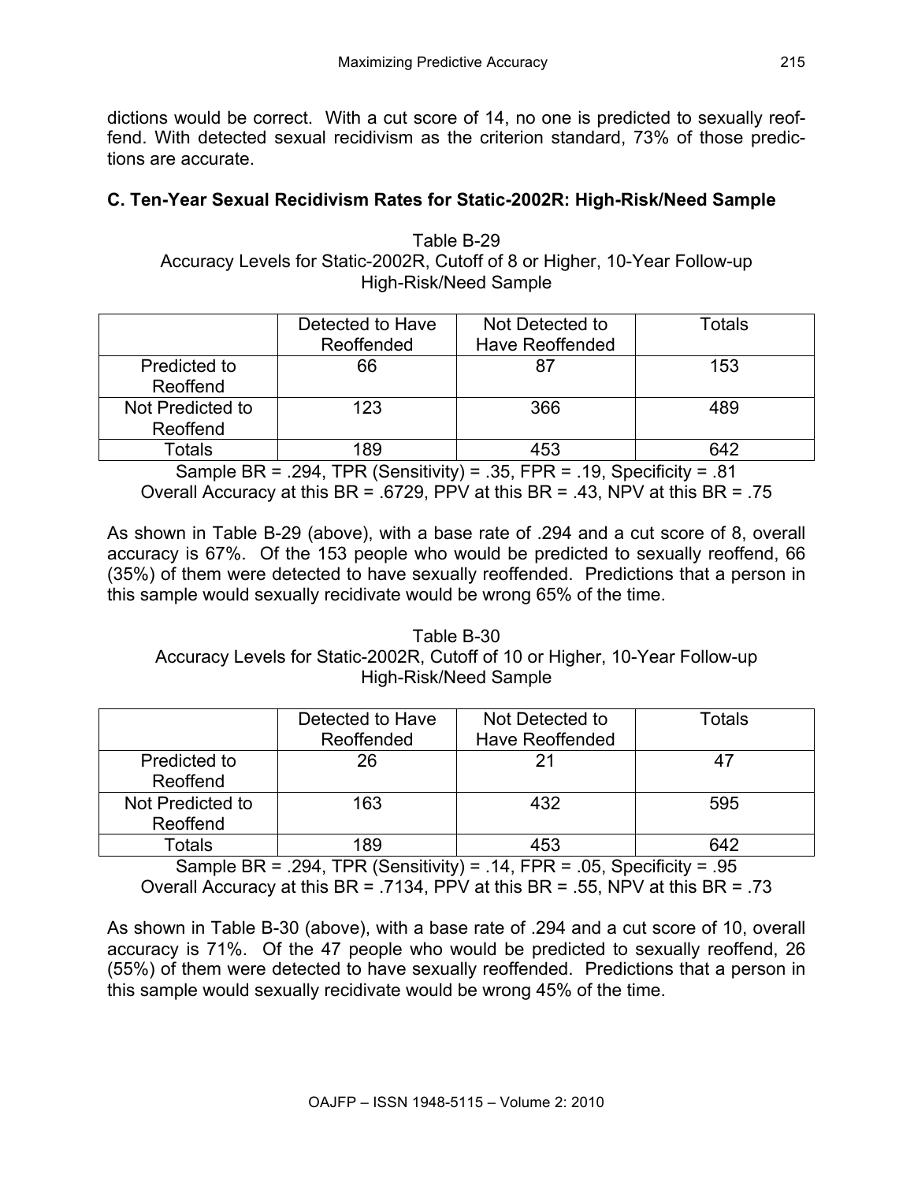dictions would be correct. With a cut score of 14, no one is predicted to sexually reoffend. With detected sexual recidivism as the criterion standard, 73% of those predictions are accurate.

### C. Ten-Year Sexual Recidivism Rates for Static-2002R: High-Risk/Need Sample

Table B-29
Accuracy Levels for Static-2002R, Cutoff of 8 or Higher, 10-Year Follow-up
High-Risk/Need Sample

| | Detected to Have Reoffended | Not Detected to Have Reoffended | Totals |
|---|---|---|---|
| Predicted to Reoffend | 66 | 87 | 153 |
| Not Predicted to Reoffend | 123 | 366 | 489 |
| Totals | 189 | 453 | 642 |

Sample BR = .294, TPR (Sensitivity) = .35, FPR = .19, Specificity = .81
Overall Accuracy at this BR = .6729, PPV at this BR = .43, NPV at this BR = .75

As shown in Table B-29 (above), with a base rate of .294 and a cut score of 8, overall accuracy is 67%. Of the 153 people who would be predicted to sexually reoffend, 66 (35%) of them were detected to have sexually reoffended. Predictions that a person in this sample would sexually recidivate would be wrong 65% of the time.

Table B-30
Accuracy Levels for Static-2002R, Cutoff of 10 or Higher, 10-Year Follow-up
High-Risk/Need Sample

| | Detected to Have Reoffended | Not Detected to Have Reoffended | Totals |
|---|---|---|---|
| Predicted to Reoffend | 26 | 21 | 47 |
| Not Predicted to Reoffend | 163 | 432 | 595 |
| Totals | 189 | 453 | 642 |

Sample BR = .294, TPR (Sensitivity) = .14, FPR = .05, Specificity = .95
Overall Accuracy at this BR = .7134, PPV at this BR = .55, NPV at this BR = .73

As shown in Table B-30 (above), with a base rate of .294 and a cut score of 10, overall accuracy is 71%. Of the 47 people who would be predicted to sexually reoffend, 26 (55%) of them were detected to have sexually reoffended. Predictions that a person in this sample would sexually recidivate would be wrong 45% of the time.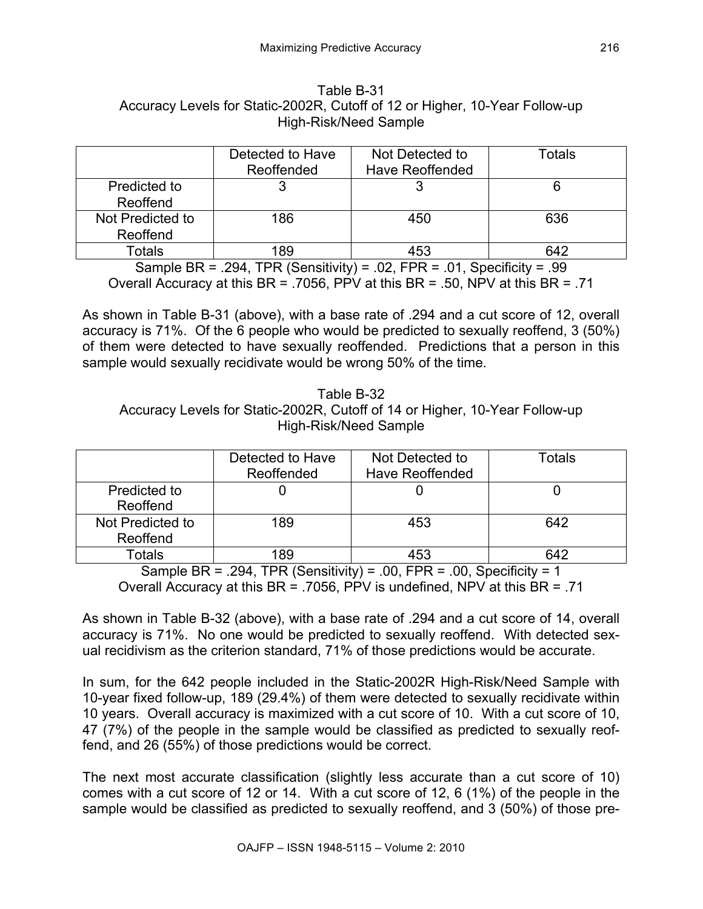Table B-31
Accuracy Levels for Static-2002R, Cutoff of 12 or Higher, 10-Year Follow-up
High-Risk/Need Sample

| | Detected to Have Reoffended | Not Detected to Have Reoffended | Totals |
|---|---|---|---|
| Predicted to Reoffend | 3 | 3 | 6 |
| Not Predicted to Reoffend | 186 | 450 | 636 |
| Totals | 189 | 453 | 642 |

Sample BR = .294, TPR (Sensitivity) = .02, FPR = .01, Specificity = .99
Overall Accuracy at this BR = .7056, PPV at this BR = .50, NPV at this BR = .71

As shown in Table B-31 (above), with a base rate of .294 and a cut score of 12, overall accuracy is 71%. Of the 6 people who would be predicted to sexually reoffend, 3 (50%) of them were detected to have sexually reoffended. Predictions that a person in this sample would sexually recidivate would be wrong 50% of the time.

Table B-32
Accuracy Levels for Static-2002R, Cutoff of 14 or Higher, 10-Year Follow-up
High-Risk/Need Sample

| | Detected to Have Reoffended | Not Detected to Have Reoffended | Totals |
|---|---|---|---|
| Predicted to Reoffend | 0 | 0 | 0 |
| Not Predicted to Reoffend | 189 | 453 | 642 |
| Totals | 189 | 453 | 642 |

Sample BR = .294, TPR (Sensitivity) = .00, FPR = .00, Specificity = 1
Overall Accuracy at this BR = .7056, PPV is undefined, NPV at this BR = .71

As shown in Table B-32 (above), with a base rate of .294 and a cut score of 14, overall accuracy is 71%. No one would be predicted to sexually reoffend. With detected sexual recidivism as the criterion standard, 71% of those predictions would be accurate.

In sum, for the 642 people included in the Static-2002R High-Risk/Need Sample with 10-year fixed follow-up, 189 (29.4%) of them were detected to sexually recidivate within 10 years. Overall accuracy is maximized with a cut score of 10. With a cut score of 10, 47 (7%) of the people in the sample would be classified as predicted to sexually reoffend, and 26 (55%) of those predictions would be correct.

The next most accurate classification (slightly less accurate than a cut score of 10) comes with a cut score of 12 or 14. With a cut score of 12, 6 (1%) of the people in the sample would be classified as predicted to sexually reoffend, and 3 (50%) of those pre-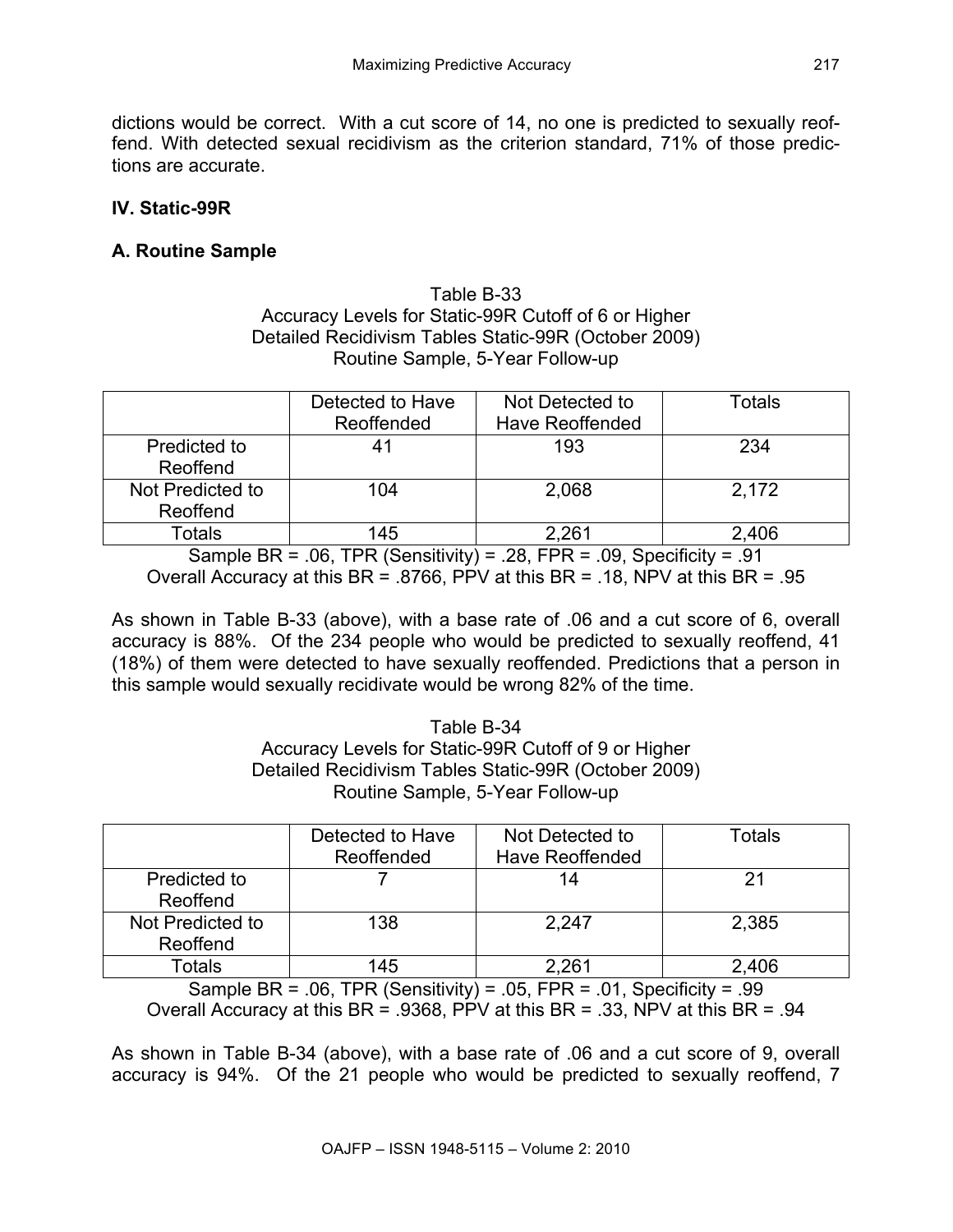dictions would be correct. With a cut score of 14, no one is predicted to sexually reoffend. With detected sexual recidivism as the criterion standard, 71% of those predictions are accurate.

## IV. Static-99R

### A. Routine Sample

Table B-33
Accuracy Levels for Static-99R Cutoff of 6 or Higher
Detailed Recidivism Tables Static-99R (October 2009)
Routine Sample, 5-Year Follow-up

| | Detected to Have Reoffended | Not Detected to Have Reoffended | Totals |
|---|---|---|---|
| Predicted to Reoffend | 41 | 193 | 234 |
| Not Predicted to Reoffend | 104 | 2,068 | 2,172 |
| Totals | 145 | 2,261 | 2,406 |

Sample BR = .06, TPR (Sensitivity) = .28, FPR = .09, Specificity = .91
Overall Accuracy at this BR = .8766, PPV at this BR = .18, NPV at this BR = .95

As shown in Table B-33 (above), with a base rate of .06 and a cut score of 6, overall accuracy is 88%. Of the 234 people who would be predicted to sexually reoffend, 41 (18%) of them were detected to have sexually reoffended. Predictions that a person in this sample would sexually recidivate would be wrong 82% of the time.

Table B-34
Accuracy Levels for Static-99R Cutoff of 9 or Higher
Detailed Recidivism Tables Static-99R (October 2009)
Routine Sample, 5-Year Follow-up

| | Detected to Have Reoffended | Not Detected to Have Reoffended | Totals |
|---|---|---|---|
| Predicted to Reoffend | 7 | 14 | 21 |
| Not Predicted to Reoffend | 138 | 2,247 | 2,385 |
| Totals | 145 | 2,261 | 2,406 |

Sample BR = .06, TPR (Sensitivity) = .05, FPR = .01, Specificity = .99
Overall Accuracy at this BR = .9368, PPV at this BR = .33, NPV at this BR = .94

As shown in Table B-34 (above), with a base rate of .06 and a cut score of 9, overall accuracy is 94%. Of the 21 people who would be predicted to sexually reoffend, 7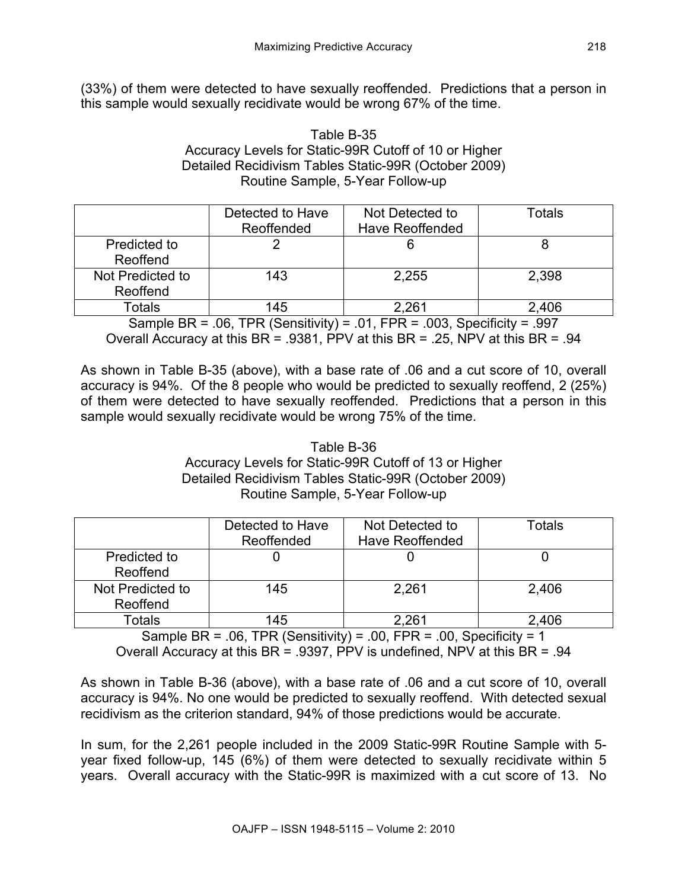(33%) of them were detected to have sexually reoffended. Predictions that a person in this sample would sexually recidivate would be wrong 67% of the time.

Table B-35
Accuracy Levels for Static-99R Cutoff of 10 or Higher
Detailed Recidivism Tables Static-99R (October 2009)
Routine Sample, 5-Year Follow-up

| | Detected to Have Reoffended | Not Detected to Have Reoffended | Totals |
|---|---|---|---|
| Predicted to Reoffend | 2 | 6 | 8 |
| Not Predicted to Reoffend | 143 | 2,255 | 2,398 |
| Totals | 145 | 2,261 | 2,406 |

Sample BR = .06, TPR (Sensitivity) = .01, FPR = .003, Specificity = .997
Overall Accuracy at this BR = .9381, PPV at this BR = .25, NPV at this BR = .94

As shown in Table B-35 (above), with a base rate of .06 and a cut score of 10, overall accuracy is 94%. Of the 8 people who would be predicted to sexually reoffend, 2 (25%) of them were detected to have sexually reoffended. Predictions that a person in this sample would sexually recidivate would be wrong 75% of the time.

Table B-36
Accuracy Levels for Static-99R Cutoff of 13 or Higher
Detailed Recidivism Tables Static-99R (October 2009)
Routine Sample, 5-Year Follow-up

| | Detected to Have Reoffended | Not Detected to Have Reoffended | Totals |
|---|---|---|---|
| Predicted to Reoffend | 0 | 0 | 0 |
| Not Predicted to Reoffend | 145 | 2,261 | 2,406 |
| Totals | 145 | 2,261 | 2,406 |

Sample BR = .06, TPR (Sensitivity) = .00, FPR = .00, Specificity = 1
Overall Accuracy at this BR = .9397, PPV is undefined, NPV at this BR = .94

As shown in Table B-36 (above), with a base rate of .06 and a cut score of 10, overall accuracy is 94%. No one would be predicted to sexually reoffend. With detected sexual recidivism as the criterion standard, 94% of those predictions would be accurate.

In sum, for the 2,261 people included in the 2009 Static-99R Routine Sample with 5-year fixed follow-up, 145 (6%) of them were detected to sexually recidivate within 5 years. Overall accuracy with the Static-99R is maximized with a cut score of 13. No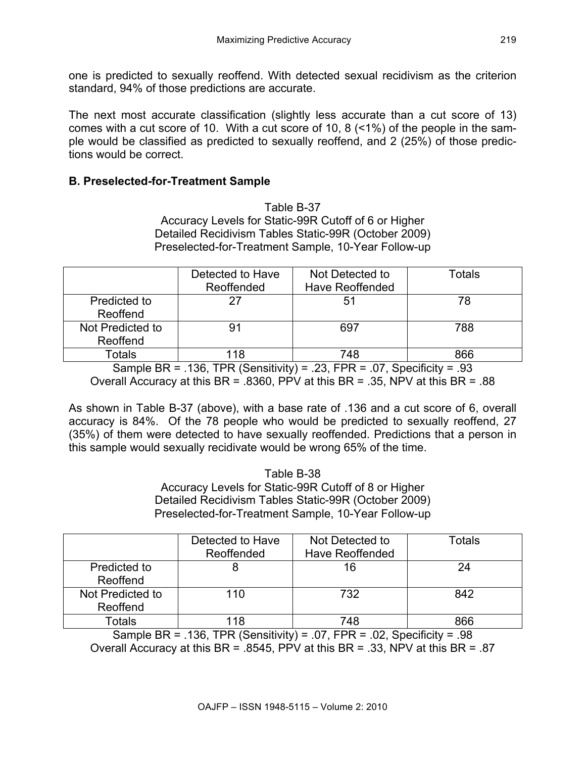one is predicted to sexually reoffend. With detected sexual recidivism as the criterion standard, 94% of those predictions are accurate.

The next most accurate classification (slightly less accurate than a cut score of 13) comes with a cut score of 10. With a cut score of 10, 8 (<1%) of the people in the sample would be classified as predicted to sexually reoffend, and 2 (25%) of those predictions would be correct.

## B. Preselected-for-Treatment Sample

Table B-37
Accuracy Levels for Static-99R Cutoff of 6 or Higher
Detailed Recidivism Tables Static-99R (October 2009)
Preselected-for-Treatment Sample, 10-Year Follow-up

| | Detected to Have Reoffended | Not Detected to Have Reoffended | Totals |
|---|---|---|---|
| Predicted to Reoffend | 27 | 51 | 78 |
| Not Predicted to Reoffend | 91 | 697 | 788 |
| Totals | 118 | 748 | 866 |

Sample BR = .136, TPR (Sensitivity) = .23, FPR = .07, Specificity = .93
Overall Accuracy at this BR = .8360, PPV at this BR = .35, NPV at this BR = .88

As shown in Table B-37 (above), with a base rate of .136 and a cut score of 6, overall accuracy is 84%. Of the 78 people who would be predicted to sexually reoffend, 27 (35%) of them were detected to have sexually reoffended. Predictions that a person in this sample would sexually recidivate would be wrong 65% of the time.

Table B-38
Accuracy Levels for Static-99R Cutoff of 8 or Higher
Detailed Recidivism Tables Static-99R (October 2009)
Preselected-for-Treatment Sample, 10-Year Follow-up

| | Detected to Have Reoffended | Not Detected to Have Reoffended | Totals |
|---|---|---|---|
| Predicted to Reoffend | 8 | 16 | 24 |
| Not Predicted to Reoffend | 110 | 732 | 842 |
| Totals | 118 | 748 | 866 |

Sample BR = .136, TPR (Sensitivity) = .07, FPR = .02, Specificity = .98
Overall Accuracy at this BR = .8545, PPV at this BR = .33, NPV at this BR = .87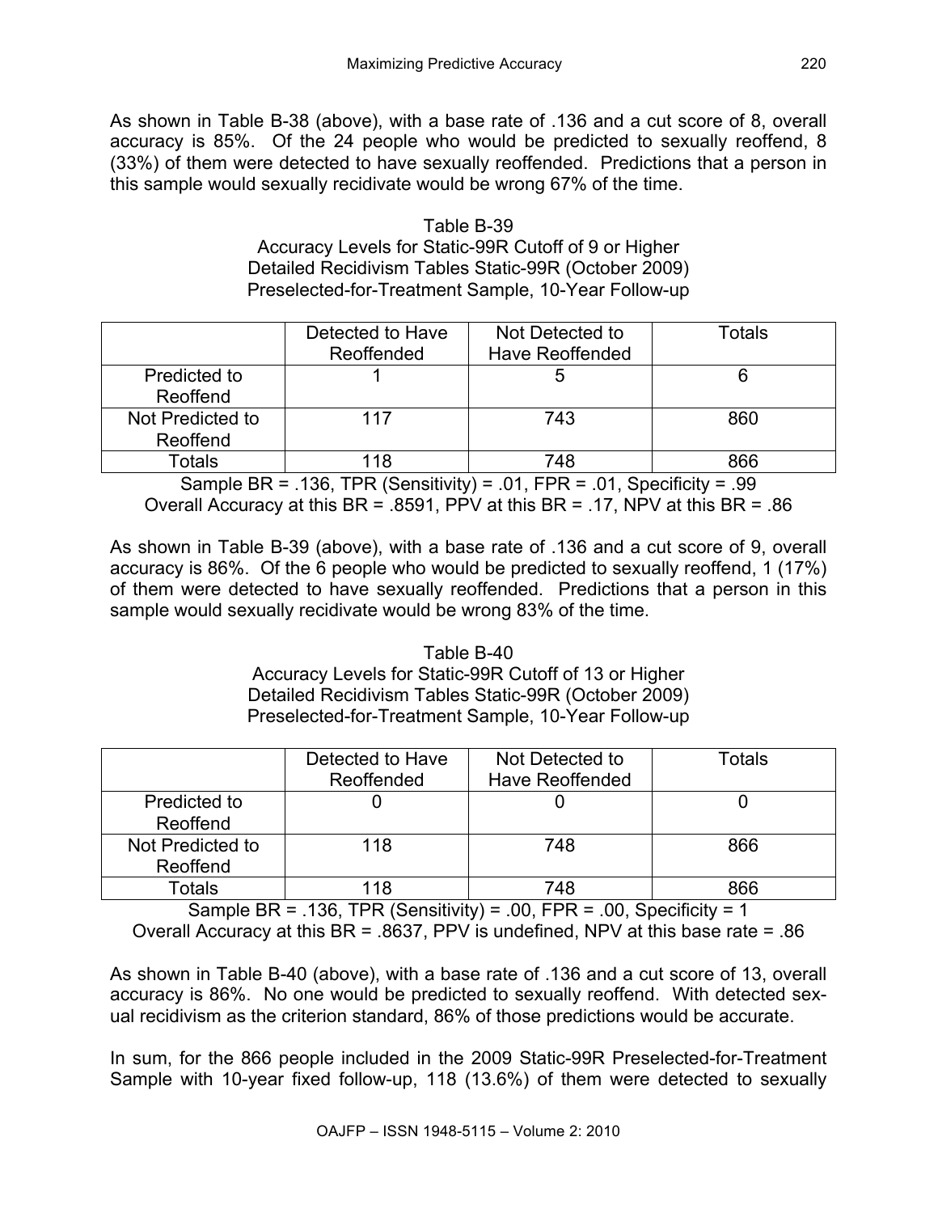As shown in Table B-38 (above), with a base rate of .136 and a cut score of 8, overall accuracy is 85%. Of the 24 people who would be predicted to sexually reoffend, 8 (33%) of them were detected to have sexually reoffended. Predictions that a person in this sample would sexually recidivate would be wrong 67% of the time.

Table B-39
Accuracy Levels for Static-99R Cutoff of 9 or Higher
Detailed Recidivism Tables Static-99R (October 2009)
Preselected-for-Treatment Sample, 10-Year Follow-up

| | Detected to Have Reoffended | Not Detected to Have Reoffended | Totals |
|---|---|---|---|
| Predicted to Reoffend | 1 | 5 | 6 |
| Not Predicted to Reoffend | 117 | 743 | 860 |
| Totals | 118 | 748 | 866 |

Sample BR = .136, TPR (Sensitivity) = .01, FPR = .01, Specificity = .99
Overall Accuracy at this BR = .8591, PPV at this BR = .17, NPV at this BR = .86

As shown in Table B-39 (above), with a base rate of .136 and a cut score of 9, overall accuracy is 86%. Of the 6 people who would be predicted to sexually reoffend, 1 (17%) of them were detected to have sexually reoffended. Predictions that a person in this sample would sexually recidivate would be wrong 83% of the time.

Table B-40
Accuracy Levels for Static-99R Cutoff of 13 or Higher
Detailed Recidivism Tables Static-99R (October 2009)
Preselected-for-Treatment Sample, 10-Year Follow-up

| | Detected to Have Reoffended | Not Detected to Have Reoffended | Totals |
|---|---|---|---|
| Predicted to Reoffend | 0 | 0 | 0 |
| Not Predicted to Reoffend | 118 | 748 | 866 |
| Totals | 118 | 748 | 866 |

Sample BR = .136, TPR (Sensitivity) = .00, FPR = .00, Specificity = 1
Overall Accuracy at this BR = .8637, PPV is undefined, NPV at this base rate = .86

As shown in Table B-40 (above), with a base rate of .136 and a cut score of 13, overall accuracy is 86%. No one would be predicted to sexually reoffend. With detected sexual recidivism as the criterion standard, 86% of those predictions would be accurate.

In sum, for the 866 people included in the 2009 Static-99R Preselected-for-Treatment Sample with 10-year fixed follow-up, 118 (13.6%) of them were detected to sexually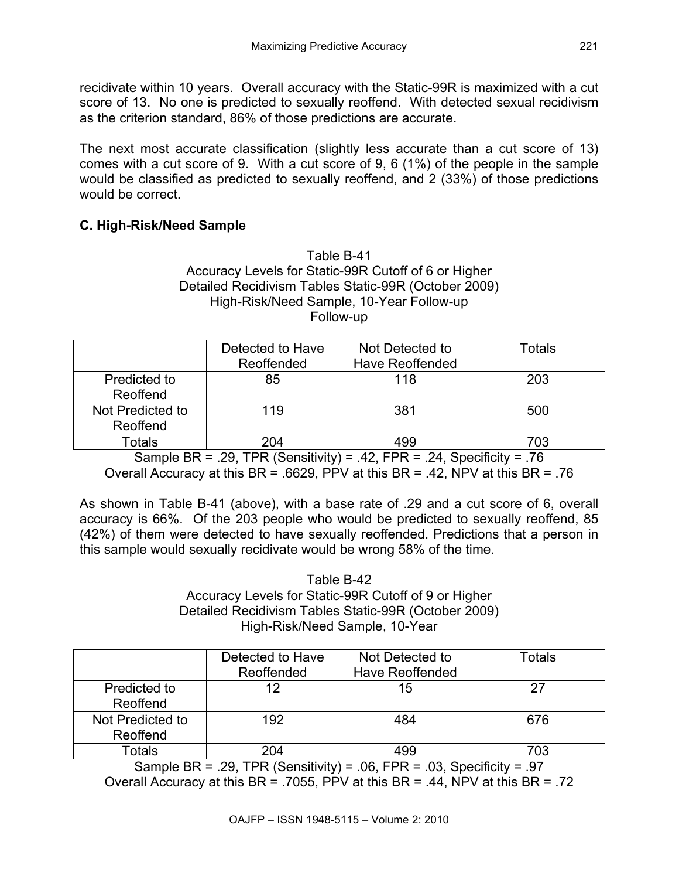recidivate within 10 years. Overall accuracy with the Static-99R is maximized with a cut score of 13. No one is predicted to sexually reoffend. With detected sexual recidivism as the criterion standard, 86% of those predictions are accurate.

The next most accurate classification (slightly less accurate than a cut score of 13) comes with a cut score of 9. With a cut score of 9, 6 (1%) of the people in the sample would be classified as predicted to sexually reoffend, and 2 (33%) of those predictions would be correct.

### C. High-Risk/Need Sample

Table B-41
Accuracy Levels for Static-99R Cutoff of 6 or Higher
Detailed Recidivism Tables Static-99R (October 2009)
High-Risk/Need Sample, 10-Year Follow-up
Follow-up

| | Detected to Have Reoffended | Not Detected to Have Reoffended | Totals |
|---|---|---|---|
| Predicted to Reoffend | 85 | 118 | 203 |
| Not Predicted to Reoffend | 119 | 381 | 500 |
| Totals | 204 | 499 | 703 |

Sample BR = .29, TPR (Sensitivity) = .42, FPR = .24, Specificity = .76
Overall Accuracy at this BR = .6629, PPV at this BR = .42, NPV at this BR = .76

As shown in Table B-41 (above), with a base rate of .29 and a cut score of 6, overall accuracy is 66%. Of the 203 people who would be predicted to sexually reoffend, 85 (42%) of them were detected to have sexually reoffended. Predictions that a person in this sample would sexually recidivate would be wrong 58% of the time.

Table B-42
Accuracy Levels for Static-99R Cutoff of 9 or Higher
Detailed Recidivism Tables Static-99R (October 2009)
High-Risk/Need Sample, 10-Year

| | Detected to Have Reoffended | Not Detected to Have Reoffended | Totals |
|---|---|---|---|
| Predicted to Reoffend | 12 | 15 | 27 |
| Not Predicted to Reoffend | 192 | 484 | 676 |
| Totals | 204 | 499 | 703 |

Sample BR = .29, TPR (Sensitivity) = .06, FPR = .03, Specificity = .97
Overall Accuracy at this BR = .7055, PPV at this BR = .44, NPV at this BR = .72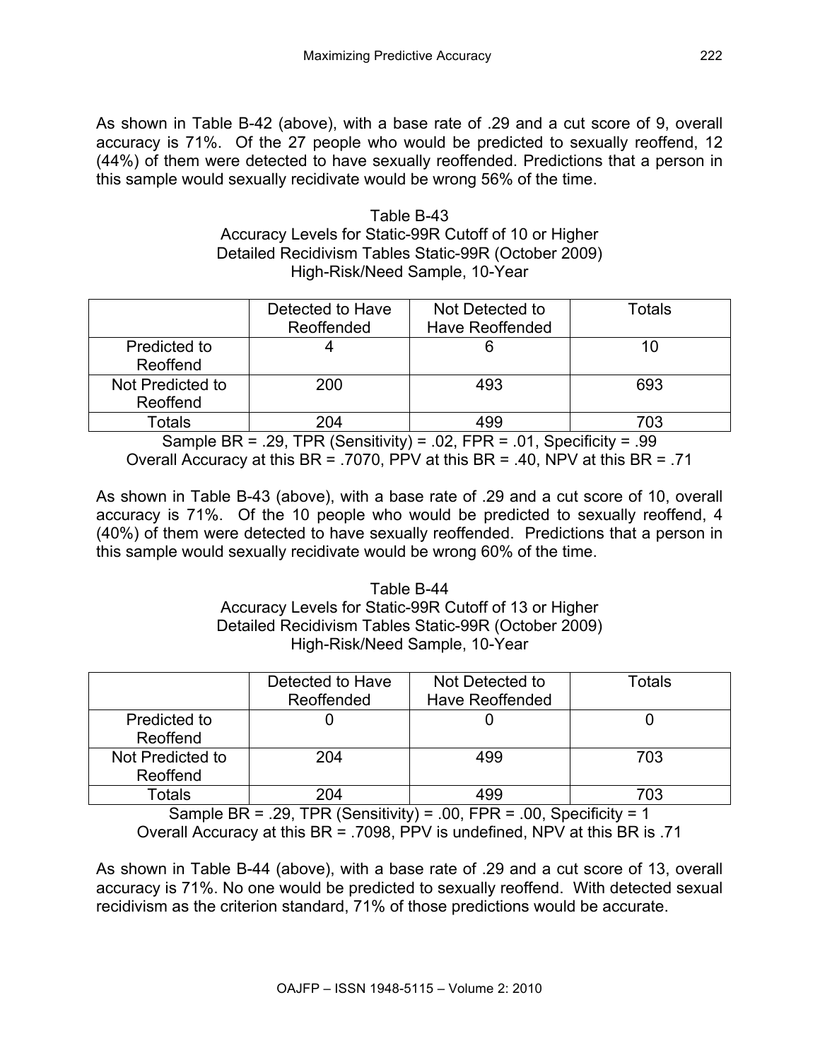As shown in Table B-42 (above), with a base rate of .29 and a cut score of 9, overall accuracy is 71%. Of the 27 people who would be predicted to sexually reoffend, 12 (44%) of them were detected to have sexually reoffended. Predictions that a person in this sample would sexually recidivate would be wrong 56% of the time.

Table B-43
Accuracy Levels for Static-99R Cutoff of 10 or Higher
Detailed Recidivism Tables Static-99R (October 2009)
High-Risk/Need Sample, 10-Year

| | Detected to Have Reoffended | Not Detected to Have Reoffended | Totals |
|---|---|---|---|
| Predicted to Reoffend | 4 | 6 | 10 |
| Not Predicted to Reoffend | 200 | 493 | 693 |
| Totals | 204 | 499 | 703 |

Sample BR = .29, TPR (Sensitivity) = .02, FPR = .01, Specificity = .99
Overall Accuracy at this BR = .7070, PPV at this BR = .40, NPV at this BR = .71

As shown in Table B-43 (above), with a base rate of .29 and a cut score of 10, overall accuracy is 71%. Of the 10 people who would be predicted to sexually reoffend, 4 (40%) of them were detected to have sexually reoffended. Predictions that a person in this sample would sexually recidivate would be wrong 60% of the time.

Table B-44
Accuracy Levels for Static-99R Cutoff of 13 or Higher
Detailed Recidivism Tables Static-99R (October 2009)
High-Risk/Need Sample, 10-Year

| | Detected to Have Reoffended | Not Detected to Have Reoffended | Totals |
|---|---|---|---|
| Predicted to Reoffend | 0 | 0 | 0 |
| Not Predicted to Reoffend | 204 | 499 | 703 |
| Totals | 204 | 499 | 703 |

Sample BR = .29, TPR (Sensitivity) = .00, FPR = .00, Specificity = 1
Overall Accuracy at this BR = .7098, PPV is undefined, NPV at this BR is .71

As shown in Table B-44 (above), with a base rate of .29 and a cut score of 13, overall accuracy is 71%. No one would be predicted to sexually reoffend. With detected sexual recidivism as the criterion standard, 71% of those predictions would be accurate.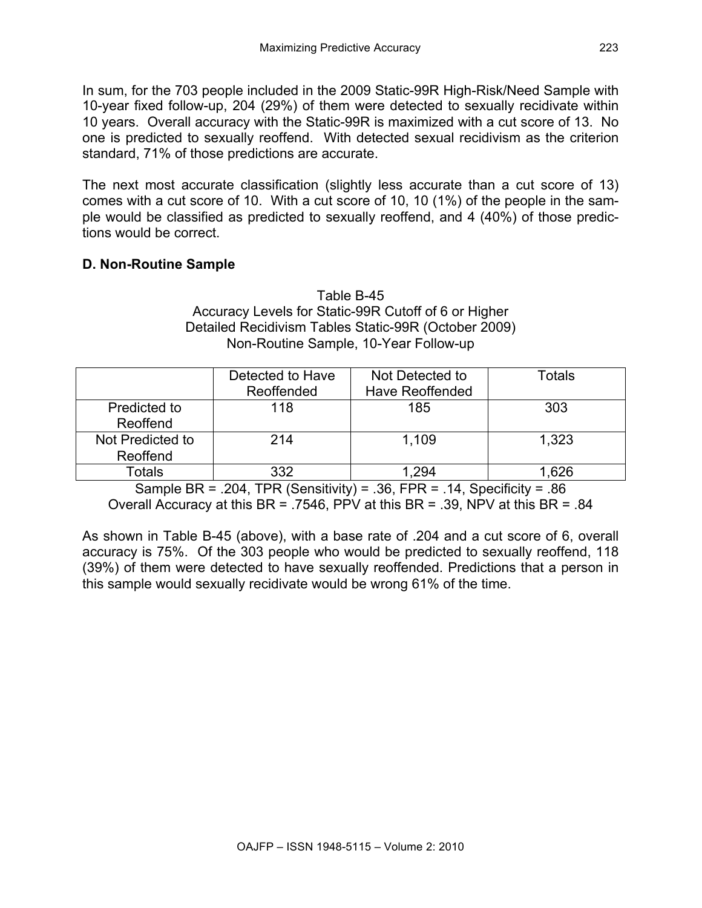In sum, for the 703 people included in the 2009 Static-99R High-Risk/Need Sample with 10-year fixed follow-up, 204 (29%) of them were detected to sexually recidivate within 10 years. Overall accuracy with the Static-99R is maximized with a cut score of 13. No one is predicted to sexually reoffend. With detected sexual recidivism as the criterion standard, 71% of those predictions are accurate.

The next most accurate classification (slightly less accurate than a cut score of 13) comes with a cut score of 10. With a cut score of 10, 10 (1%) of the people in the sample would be classified as predicted to sexually reoffend, and 4 (40%) of those predictions would be correct.

### D. Non-Routine Sample

Table B-45
Accuracy Levels for Static-99R Cutoff of 6 or Higher
Detailed Recidivism Tables Static-99R (October 2009)
Non-Routine Sample, 10-Year Follow-up

| | Detected to Have Reoffended | Not Detected to Have Reoffended | Totals |
|---|---|---|---|
| Predicted to Reoffend | 118 | 185 | 303 |
| Not Predicted to Reoffend | 214 | 1,109 | 1,323 |
| Totals | 332 | 1,294 | 1,626 |

Sample BR = .204, TPR (Sensitivity) = .36, FPR = .14, Specificity = .86
Overall Accuracy at this BR = .7546, PPV at this BR = .39, NPV at this BR = .84

As shown in Table B-45 (above), with a base rate of .204 and a cut score of 6, overall accuracy is 75%. Of the 303 people who would be predicted to sexually reoffend, 118 (39%) of them were detected to have sexually reoffended. Predictions that a person in this sample would sexually recidivate would be wrong 61% of the time.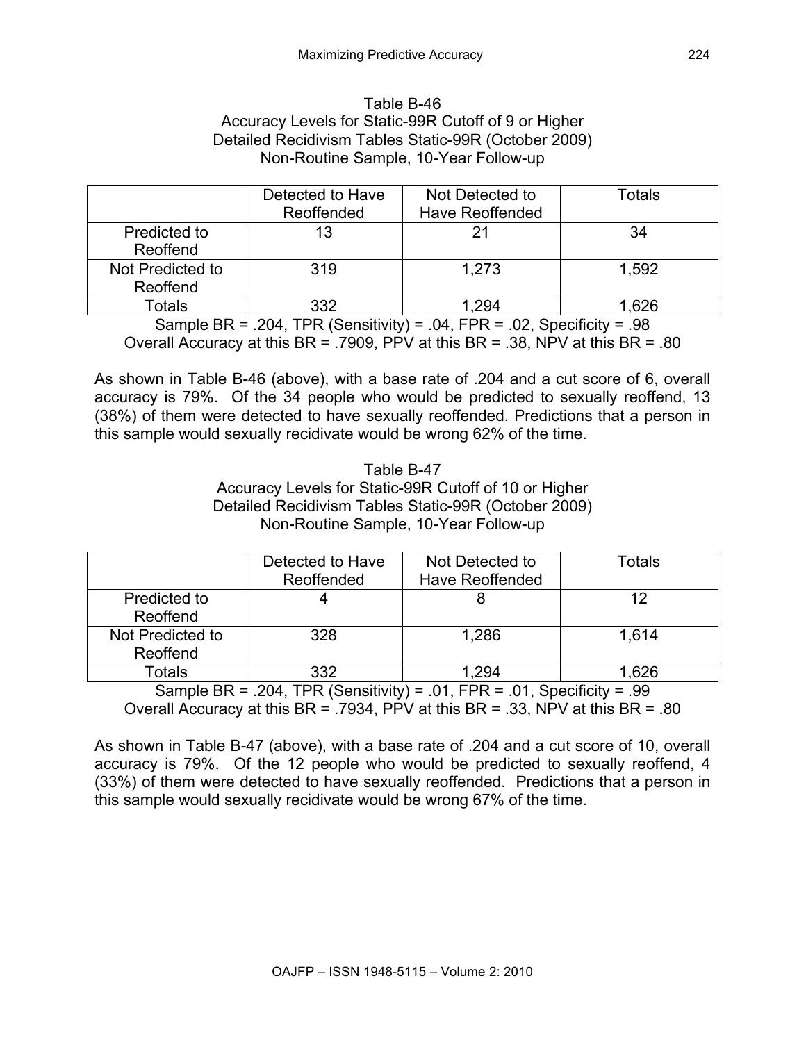Table B-46
Accuracy Levels for Static-99R Cutoff of 9 or Higher
Detailed Recidivism Tables Static-99R (October 2009)
Non-Routine Sample, 10-Year Follow-up

| | Detected to Have Reoffended | Not Detected to Have Reoffended | Totals |
|---|---|---|---|
| Predicted to Reoffend | 13 | 21 | 34 |
| Not Predicted to Reoffend | 319 | 1,273 | 1,592 |
| Totals | 332 | 1,294 | 1,626 |

Sample BR = .204, TPR (Sensitivity) = .04, FPR = .02, Specificity = .98
Overall Accuracy at this BR = .7909, PPV at this BR = .38, NPV at this BR = .80

As shown in Table B-46 (above), with a base rate of .204 and a cut score of 6, overall accuracy is 79%. Of the 34 people who would be predicted to sexually reoffend, 13 (38%) of them were detected to have sexually reoffended. Predictions that a person in this sample would sexually recidivate would be wrong 62% of the time.

Table B-47
Accuracy Levels for Static-99R Cutoff of 10 or Higher
Detailed Recidivism Tables Static-99R (October 2009)
Non-Routine Sample, 10-Year Follow-up

| | Detected to Have Reoffended | Not Detected to Have Reoffended | Totals |
|---|---|---|---|
| Predicted to Reoffend | 4 | 8 | 12 |
| Not Predicted to Reoffend | 328 | 1,286 | 1,614 |
| Totals | 332 | 1,294 | 1,626 |

Sample BR = .204, TPR (Sensitivity) = .01, FPR = .01, Specificity = .99
Overall Accuracy at this BR = .7934, PPV at this BR = .33, NPV at this BR = .80

As shown in Table B-47 (above), with a base rate of .204 and a cut score of 10, overall accuracy is 79%. Of the 12 people who would be predicted to sexually reoffend, 4 (33%) of them were detected to have sexually reoffended. Predictions that a person in this sample would sexually recidivate would be wrong 67% of the time.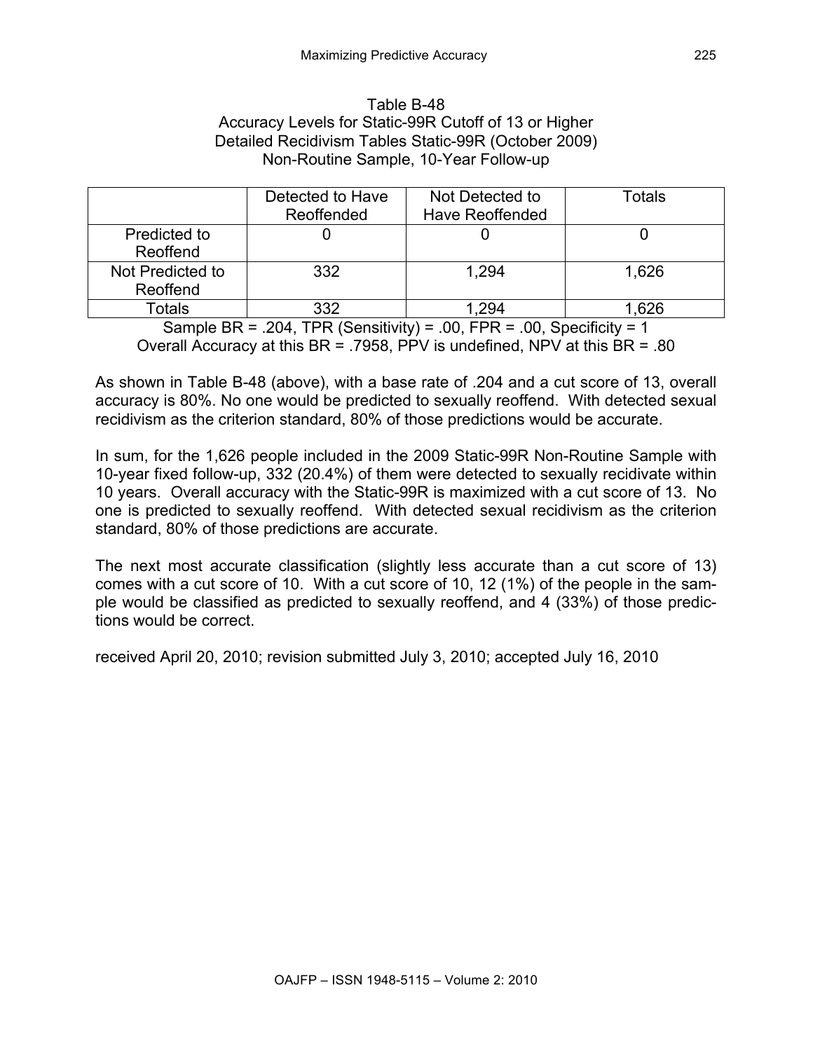Table B-48
Accuracy Levels for Static-99R Cutoff of 13 or Higher
Detailed Recidivism Tables Static-99R (October 2009)
Non-Routine Sample, 10-Year Follow-up

| | Detected to Have Reoffended | Not Detected to Have Reoffended | Totals |
|---|---|---|---|
| Predicted to Reoffend | 0 | 0 | 0 |
| Not Predicted to Reoffend | 332 | 1,294 | 1,626 |
| Totals | 332 | 1,294 | 1,626 |

Sample BR = .204, TPR (Sensitivity) = .00, FPR = .00, Specificity = 1
Overall Accuracy at this BR = .7958, PPV is undefined, NPV at this BR = .80

As shown in Table B-48 (above), with a base rate of .204 and a cut score of 13, overall accuracy is 80%. No one would be predicted to sexually reoffend. With detected sexual recidivism as the criterion standard, 80% of those predictions would be accurate.

In sum, for the 1,626 people included in the 2009 Static-99R Non-Routine Sample with 10-year fixed follow-up, 332 (20.4%) of them were detected to sexually recidivate within 10 years. Overall accuracy with the Static-99R is maximized with a cut score of 13. No one is predicted to sexually reoffend. With detected sexual recidivism as the criterion standard, 80% of those predictions are accurate.

The next most accurate classification (slightly less accurate than a cut score of 13) comes with a cut score of 10. With a cut score of 10, 12 (1%) of the people in the sample would be classified as predicted to sexually reoffend, and 4 (33%) of those predictions would be correct.

received April 20, 2010; revision submitted July 3, 2010; accepted July 16, 2010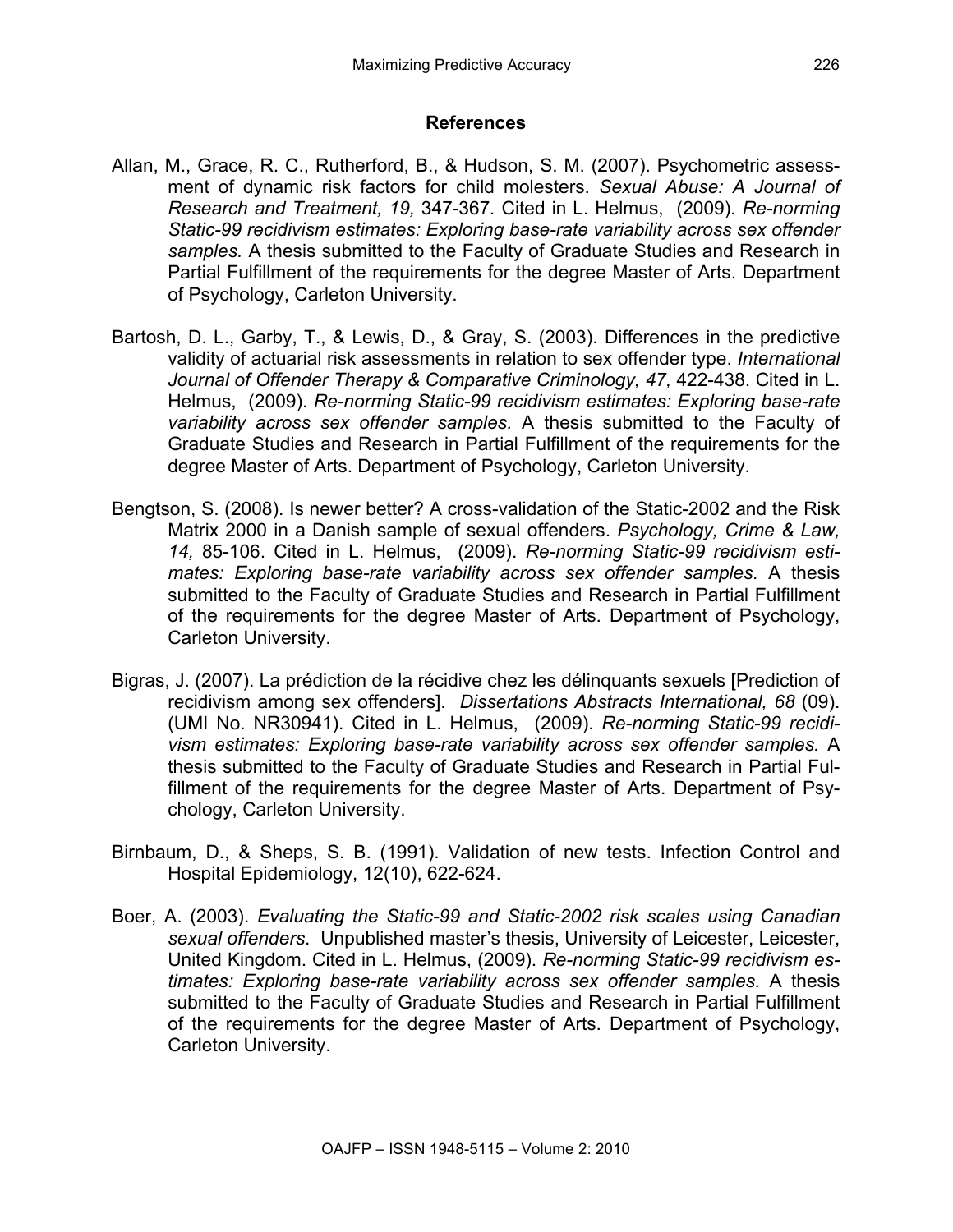## References

Allan, M., Grace, R. C., Rutherford, B., & Hudson, S. M. (2007). Psychometric assessment of dynamic risk factors for child molesters. *Sexual Abuse: A Journal of Research and Treatment, 19,* 347-367. Cited in L. Helmus, (2009). *Re-norming Static-99 recidivism estimates: Exploring base-rate variability across sex offender samples.* A thesis submitted to the Faculty of Graduate Studies and Research in Partial Fulfillment of the requirements for the degree Master of Arts. Department of Psychology, Carleton University.

Bartosh, D. L., Garby, T., & Lewis, D., & Gray, S. (2003). Differences in the predictive validity of actuarial risk assessments in relation to sex offender type. *International Journal of Offender Therapy & Comparative Criminology, 47,* 422-438. Cited in L. Helmus, (2009). *Re-norming Static-99 recidivism estimates: Exploring base-rate variability across sex offender samples.* A thesis submitted to the Faculty of Graduate Studies and Research in Partial Fulfillment of the requirements for the degree Master of Arts. Department of Psychology, Carleton University.

Bengtson, S. (2008). Is newer better? A cross-validation of the Static-2002 and the Risk Matrix 2000 in a Danish sample of sexual offenders. *Psychology, Crime & Law, 14,* 85-106. Cited in L. Helmus, (2009). *Re-norming Static-99 recidivism estimates: Exploring base-rate variability across sex offender samples.* A thesis submitted to the Faculty of Graduate Studies and Research in Partial Fulfillment of the requirements for the degree Master of Arts. Department of Psychology, Carleton University.

Bigras, J. (2007). La prédiction de la récidive chez les délinquants sexuels [Prediction of recidivism among sex offenders]. *Dissertations Abstracts International, 68* (09). (UMI No. NR30941). Cited in L. Helmus, (2009). *Re-norming Static-99 recidivism estimates: Exploring base-rate variability across sex offender samples.* A thesis submitted to the Faculty of Graduate Studies and Research in Partial Fulfillment of the requirements for the degree Master of Arts. Department of Psychology, Carleton University.

Birnbaum, D., & Sheps, S. B. (1991). Validation of new tests. Infection Control and Hospital Epidemiology, 12(10), 622-624.

Boer, A. (2003). *Evaluating the Static-99 and Static-2002 risk scales using Canadian sexual offenders.* Unpublished master's thesis, University of Leicester, Leicester, United Kingdom. Cited in L. Helmus, (2009). *Re-norming Static-99 recidivism estimates: Exploring base-rate variability across sex offender samples.* A thesis submitted to the Faculty of Graduate Studies and Research in Partial Fulfillment of the requirements for the degree Master of Arts. Department of Psychology, Carleton University.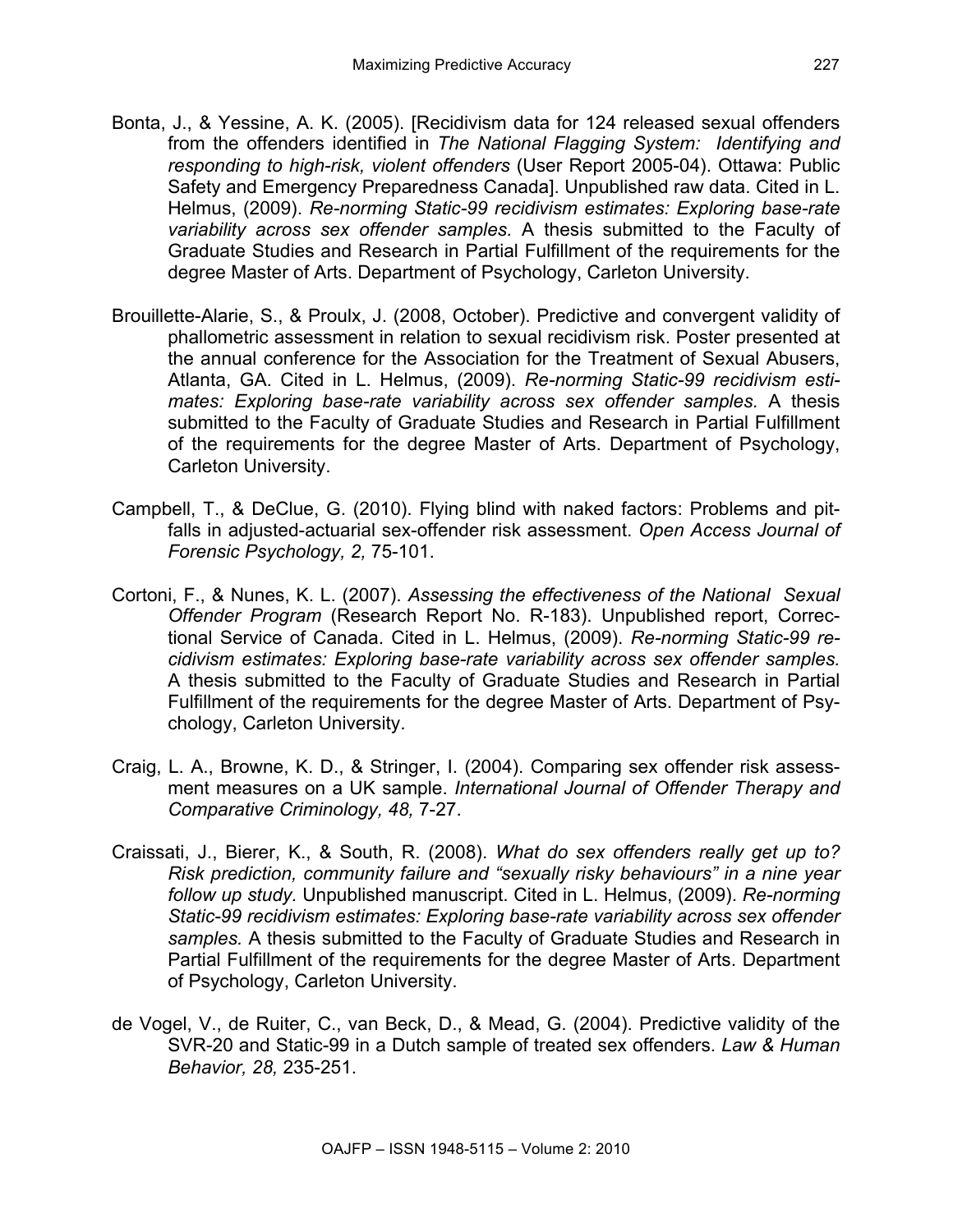Bonta, J., & Yessine, A. K. (2005). [Recidivism data for 124 released sexual offenders from the offenders identified in *The National Flagging System: Identifying and responding to high-risk, violent offenders* (User Report 2005-04). Ottawa: Public Safety and Emergency Preparedness Canada]. Unpublished raw data. Cited in L. Helmus, (2009). *Re-norming Static-99 recidivism estimates: Exploring base-rate variability across sex offender samples.* A thesis submitted to the Faculty of Graduate Studies and Research in Partial Fulfillment of the requirements for the degree Master of Arts. Department of Psychology, Carleton University.

Brouillette-Alarie, S., & Proulx, J. (2008, October). Predictive and convergent validity of phallometric assessment in relation to sexual recidivism risk. Poster presented at the annual conference for the Association for the Treatment of Sexual Abusers, Atlanta, GA. Cited in L. Helmus, (2009). *Re-norming Static-99 recidivism estimates: Exploring base-rate variability across sex offender samples.* A thesis submitted to the Faculty of Graduate Studies and Research in Partial Fulfillment of the requirements for the degree Master of Arts. Department of Psychology, Carleton University.

Campbell, T., & DeClue, G. (2010). Flying blind with naked factors: Problems and pitfalls in adjusted-actuarial sex-offender risk assessment. *Open Access Journal of Forensic Psychology, 2,* 75-101.

Cortoni, F., & Nunes, K. L. (2007). *Assessing the effectiveness of the National Sexual Offender Program* (Research Report No. R-183). Unpublished report, Correctional Service of Canada. Cited in L. Helmus, (2009). *Re-norming Static-99 recidivism estimates: Exploring base-rate variability across sex offender samples.* A thesis submitted to the Faculty of Graduate Studies and Research in Partial Fulfillment of the requirements for the degree Master of Arts. Department of Psychology, Carleton University.

Craig, L. A., Browne, K. D., & Stringer, I. (2004). Comparing sex offender risk assessment measures on a UK sample. *International Journal of Offender Therapy and Comparative Criminology, 48,* 7-27.

Craissati, J., Bierer, K., & South, R. (2008). *What do sex offenders really get up to? Risk prediction, community failure and "sexually risky behaviours" in a nine year follow up study.* Unpublished manuscript. Cited in L. Helmus, (2009). *Re-norming Static-99 recidivism estimates: Exploring base-rate variability across sex offender samples.* A thesis submitted to the Faculty of Graduate Studies and Research in Partial Fulfillment of the requirements for the degree Master of Arts. Department of Psychology, Carleton University.

de Vogel, V., de Ruiter, C., van Beck, D., & Mead, G. (2004). Predictive validity of the SVR-20 and Static-99 in a Dutch sample of treated sex offenders. *Law & Human Behavior, 28,* 235-251.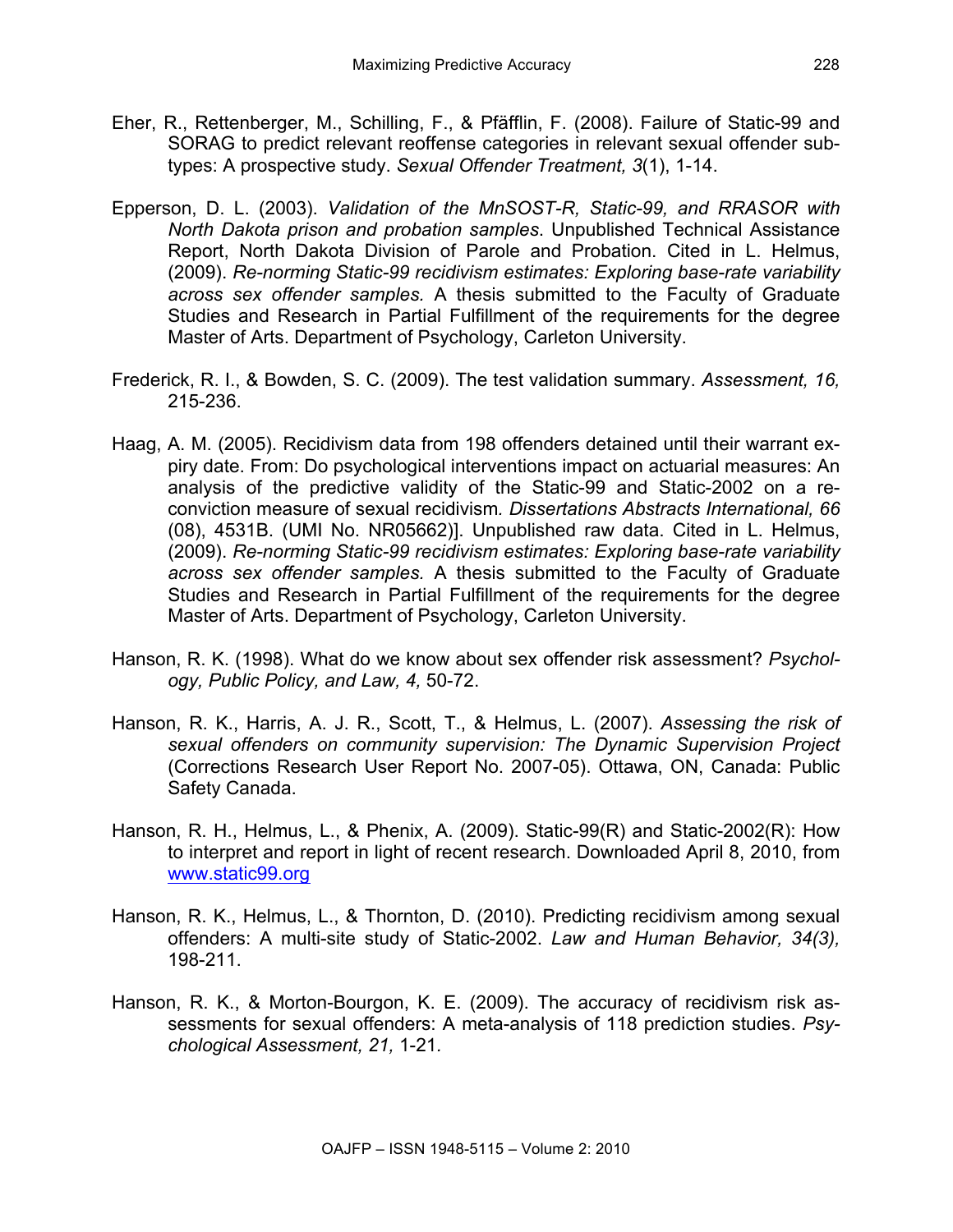Eher, R., Rettenberger, M., Schilling, F., & Pfäfflin, F. (2008). Failure of Static-99 and SORAG to predict relevant reoffense categories in relevant sexual offender sub-types: A prospective study. *Sexual Offender Treatment, 3*(1), 1-14.

Epperson, D. L. (2003). *Validation of the MnSOST-R, Static-99, and RRASOR with North Dakota prison and probation samples*. Unpublished Technical Assistance Report, North Dakota Division of Parole and Probation. Cited in L. Helmus, (2009). *Re-norming Static-99 recidivism estimates: Exploring base-rate variability across sex offender samples.* A thesis submitted to the Faculty of Graduate Studies and Research in Partial Fulfillment of the requirements for the degree Master of Arts. Department of Psychology, Carleton University.

Frederick, R. I., & Bowden, S. C. (2009). The test validation summary. *Assessment, 16,* 215-236.

Haag, A. M. (2005). Recidivism data from 198 offenders detained until their warrant expiry date. From: Do psychological interventions impact on actuarial measures: An analysis of the predictive validity of the Static-99 and Static-2002 on a re-conviction measure of sexual recidivism*. Dissertations Abstracts International, 66* (08), 4531B. (UMI No. NR05662)]. Unpublished raw data. Cited in L. Helmus, (2009). *Re-norming Static-99 recidivism estimates: Exploring base-rate variability across sex offender samples.* A thesis submitted to the Faculty of Graduate Studies and Research in Partial Fulfillment of the requirements for the degree Master of Arts. Department of Psychology, Carleton University.

Hanson, R. K. (1998). What do we know about sex offender risk assessment? *Psychology, Public Policy, and Law, 4,* 50-72.

Hanson, R. K., Harris, A. J. R., Scott, T., & Helmus, L. (2007). *Assessing the risk of sexual offenders on community supervision: The Dynamic Supervision Project* (Corrections Research User Report No. 2007-05). Ottawa, ON, Canada: Public Safety Canada.

Hanson, R. H., Helmus, L., & Phenix, A. (2009). Static-99(R) and Static-2002(R): How to interpret and report in light of recent research. Downloaded April 8, 2010, from www.static99.org

Hanson, R. K., Helmus, L., & Thornton, D. (2010). Predicting recidivism among sexual offenders: A multi-site study of Static-2002. *Law and Human Behavior, 34(3),* 198-211.

Hanson, R. K., & Morton-Bourgon, K. E. (2009). The accuracy of recidivism risk assessments for sexual offenders: A meta-analysis of 118 prediction studies. *Psychological Assessment, 21,* 1-21*.*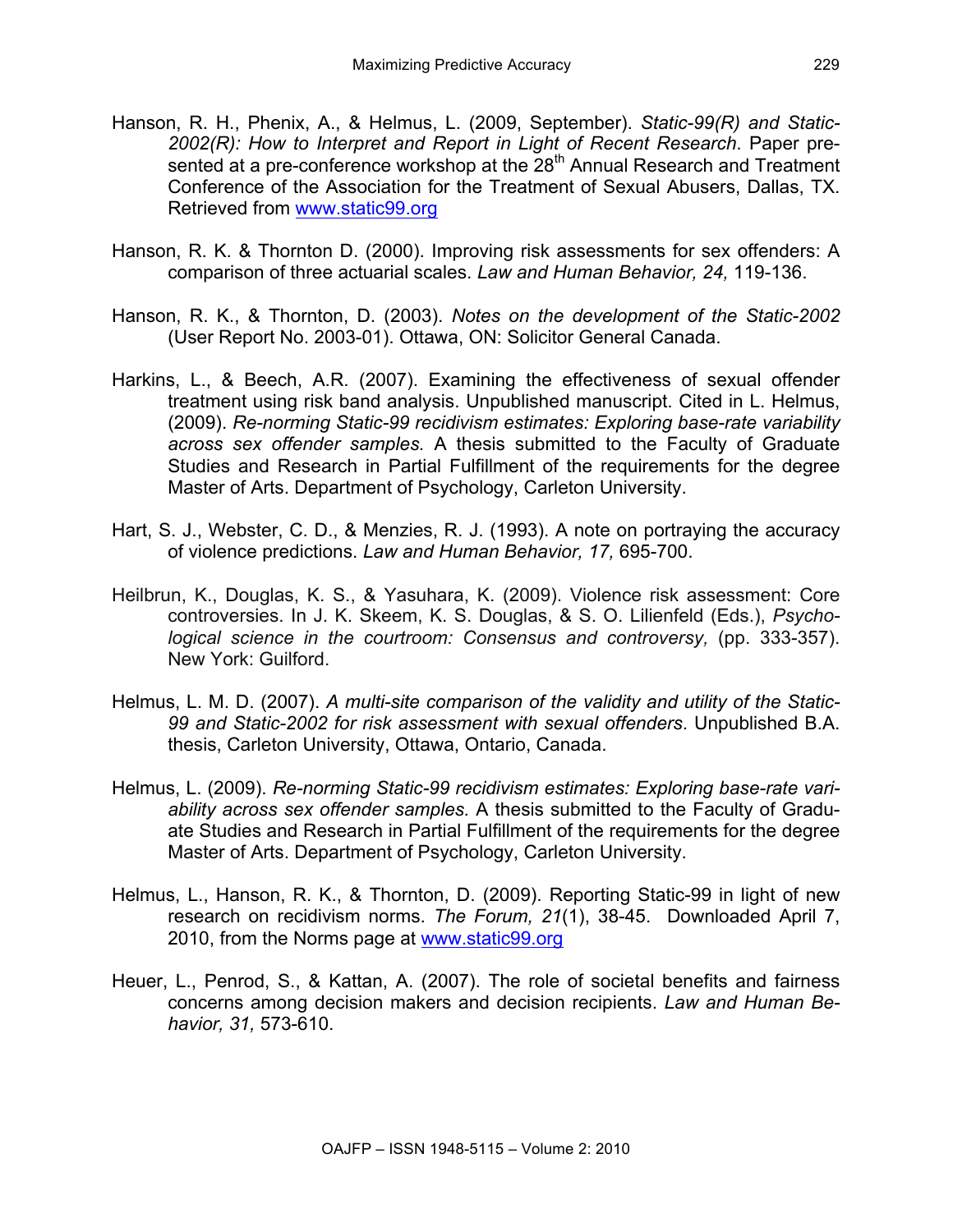Hanson, R. H., Phenix, A., & Helmus, L. (2009, September). *Static-99(R) and Static-2002(R): How to Interpret and Report in Light of Recent Research*. Paper presented at a pre-conference workshop at the 28th Annual Research and Treatment Conference of the Association for the Treatment of Sexual Abusers, Dallas, TX. Retrieved from www.static99.org

Hanson, R. K. & Thornton D. (2000). Improving risk assessments for sex offenders: A comparison of three actuarial scales. *Law and Human Behavior, 24,* 119-136.

Hanson, R. K., & Thornton, D. (2003). *Notes on the development of the Static-2002* (User Report No. 2003-01). Ottawa, ON: Solicitor General Canada.

Harkins, L., & Beech, A.R. (2007). Examining the effectiveness of sexual offender treatment using risk band analysis. Unpublished manuscript. Cited in L. Helmus, (2009). *Re-norming Static-99 recidivism estimates: Exploring base-rate variability across sex offender samples.* A thesis submitted to the Faculty of Graduate Studies and Research in Partial Fulfillment of the requirements for the degree Master of Arts. Department of Psychology, Carleton University.

Hart, S. J., Webster, C. D., & Menzies, R. J. (1993). A note on portraying the accuracy of violence predictions. *Law and Human Behavior, 17,* 695-700.

Heilbrun, K., Douglas, K. S., & Yasuhara, K. (2009). Violence risk assessment: Core controversies. In J. K. Skeem, K. S. Douglas, & S. O. Lilienfeld (Eds.), *Psychological science in the courtroom: Consensus and controversy,* (pp. 333-357). New York: Guilford.

Helmus, L. M. D. (2007). *A multi-site comparison of the validity and utility of the Static-99 and Static-2002 for risk assessment with sexual offenders*. Unpublished B.A. thesis, Carleton University, Ottawa, Ontario, Canada.

Helmus, L. (2009). *Re-norming Static-99 recidivism estimates: Exploring base-rate variability across sex offender samples.* A thesis submitted to the Faculty of Graduate Studies and Research in Partial Fulfillment of the requirements for the degree Master of Arts. Department of Psychology, Carleton University.

Helmus, L., Hanson, R. K., & Thornton, D. (2009). Reporting Static-99 in light of new research on recidivism norms. *The Forum, 21*(1), 38-45. Downloaded April 7, 2010, from the Norms page at www.static99.org

Heuer, L., Penrod, S., & Kattan, A. (2007). The role of societal benefits and fairness concerns among decision makers and decision recipients. *Law and Human Behavior, 31,* 573-610.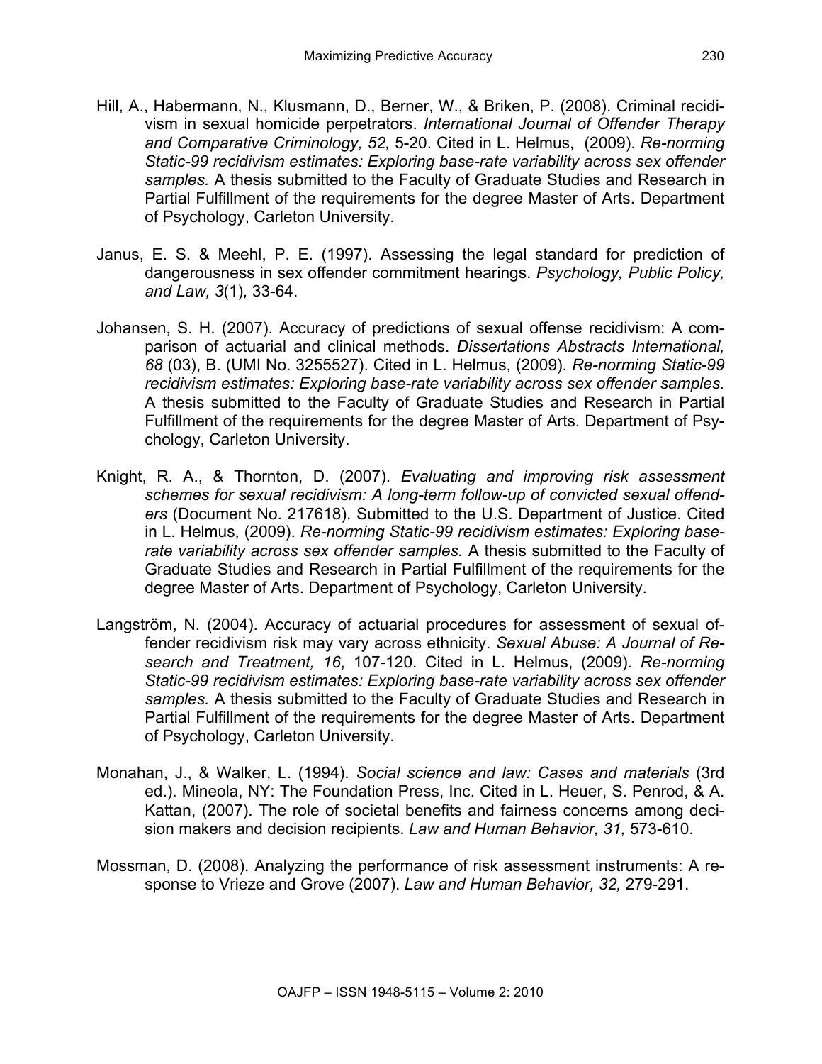Hill, A., Habermann, N., Klusmann, D., Berner, W., & Briken, P. (2008). Criminal recidivism in sexual homicide perpetrators. *International Journal of Offender Therapy and Comparative Criminology, 52,* 5-20. Cited in L. Helmus, (2009). *Re-norming Static-99 recidivism estimates: Exploring base-rate variability across sex offender samples.* A thesis submitted to the Faculty of Graduate Studies and Research in Partial Fulfillment of the requirements for the degree Master of Arts. Department of Psychology, Carleton University.

Janus, E. S. & Meehl, P. E. (1997). Assessing the legal standard for prediction of dangerousness in sex offender commitment hearings. *Psychology, Public Policy, and Law, 3*(1)*,* 33-64.

Johansen, S. H. (2007). Accuracy of predictions of sexual offense recidivism: A comparison of actuarial and clinical methods. *Dissertations Abstracts International, 68* (03), B. (UMI No. 3255527). Cited in L. Helmus, (2009). *Re-norming Static-99 recidivism estimates: Exploring base-rate variability across sex offender samples.* A thesis submitted to the Faculty of Graduate Studies and Research in Partial Fulfillment of the requirements for the degree Master of Arts. Department of Psychology, Carleton University.

Knight, R. A., & Thornton, D. (2007). *Evaluating and improving risk assessment schemes for sexual recidivism: A long-term follow-up of convicted sexual offenders* (Document No. 217618). Submitted to the U.S. Department of Justice. Cited in L. Helmus, (2009). *Re-norming Static-99 recidivism estimates: Exploring base-rate variability across sex offender samples.* A thesis submitted to the Faculty of Graduate Studies and Research in Partial Fulfillment of the requirements for the degree Master of Arts. Department of Psychology, Carleton University.

Langström, N. (2004). Accuracy of actuarial procedures for assessment of sexual offender recidivism risk may vary across ethnicity. *Sexual Abuse: A Journal of Research and Treatment, 16*, 107-120. Cited in L. Helmus, (2009). *Re-norming Static-99 recidivism estimates: Exploring base-rate variability across sex offender samples.* A thesis submitted to the Faculty of Graduate Studies and Research in Partial Fulfillment of the requirements for the degree Master of Arts. Department of Psychology, Carleton University.

Monahan, J., & Walker, L. (1994). *Social science and law: Cases and materials* (3rd ed.). Mineola, NY: The Foundation Press, Inc. Cited in L. Heuer, S. Penrod, & A. Kattan, (2007). The role of societal benefits and fairness concerns among decision makers and decision recipients. *Law and Human Behavior, 31,* 573-610.

Mossman, D. (2008). Analyzing the performance of risk assessment instruments: A response to Vrieze and Grove (2007). *Law and Human Behavior, 32,* 279-291.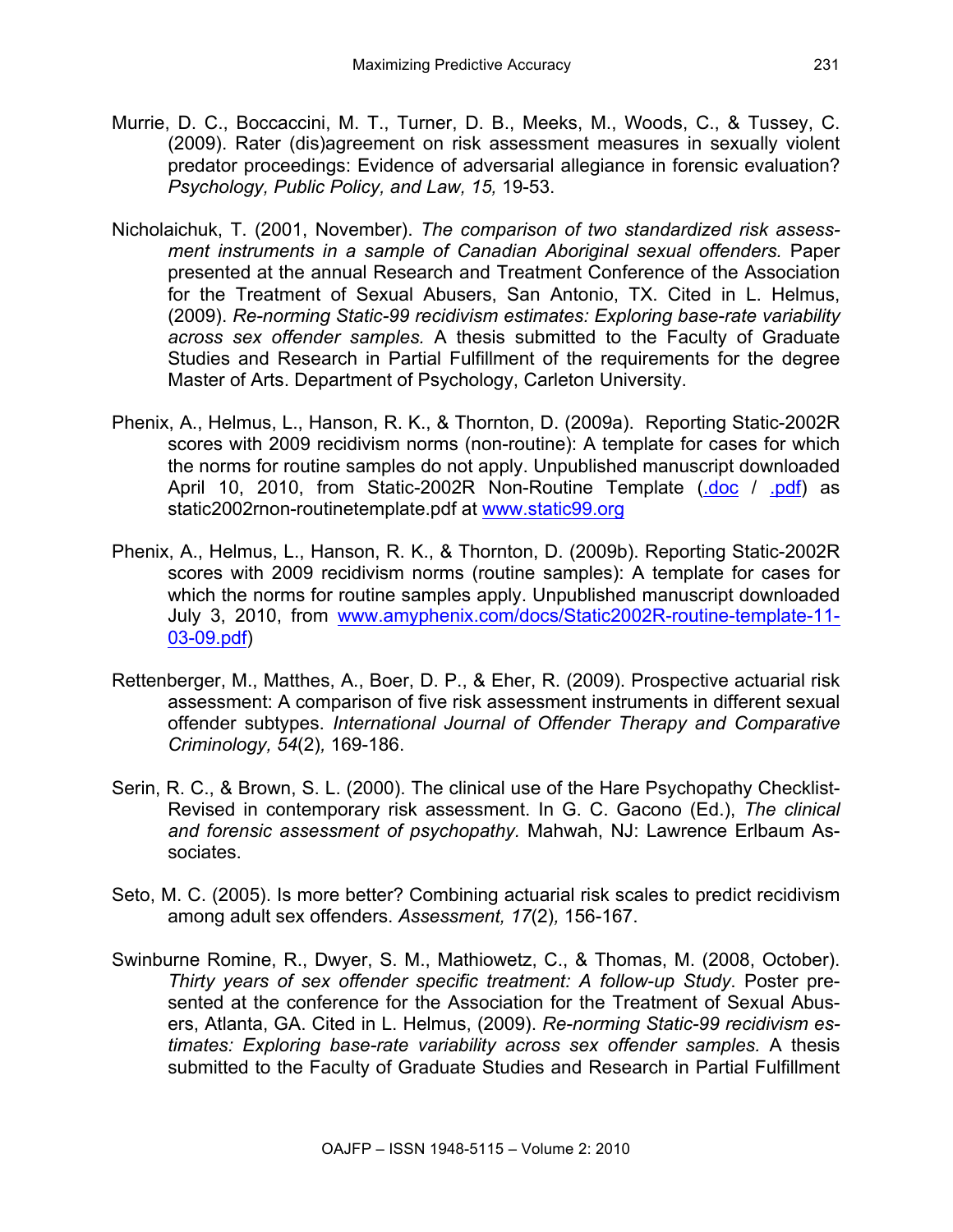Murrie, D. C., Boccaccini, M. T., Turner, D. B., Meeks, M., Woods, C., & Tussey, C. (2009). Rater (dis)agreement on risk assessment measures in sexually violent predator proceedings: Evidence of adversarial allegiance in forensic evaluation? *Psychology, Public Policy, and Law, 15,* 19-53.

Nicholaichuk, T. (2001, November). *The comparison of two standardized risk assessment instruments in a sample of Canadian Aboriginal sexual offenders.* Paper presented at the annual Research and Treatment Conference of the Association for the Treatment of Sexual Abusers, San Antonio, TX. Cited in L. Helmus, (2009). *Re-norming Static-99 recidivism estimates: Exploring base-rate variability across sex offender samples.* A thesis submitted to the Faculty of Graduate Studies and Research in Partial Fulfillment of the requirements for the degree Master of Arts. Department of Psychology, Carleton University.

Phenix, A., Helmus, L., Hanson, R. K., & Thornton, D. (2009a). Reporting Static-2002R scores with 2009 recidivism norms (non-routine): A template for cases for which the norms for routine samples do not apply. Unpublished manuscript downloaded April 10, 2010, from Static-2002R Non-Routine Template (.doc / .pdf) as static2002rnon-routinetemplate.pdf at www.static99.org

Phenix, A., Helmus, L., Hanson, R. K., & Thornton, D. (2009b). Reporting Static-2002R scores with 2009 recidivism norms (routine samples): A template for cases for which the norms for routine samples apply. Unpublished manuscript downloaded July 3, 2010, from www.amyphenix.com/docs/Static2002R-routine-template-11-03-09.pdf)

Rettenberger, M., Matthes, A., Boer, D. P., & Eher, R. (2009). Prospective actuarial risk assessment: A comparison of five risk assessment instruments in different sexual offender subtypes. *International Journal of Offender Therapy and Comparative Criminology, 54*(2)*,* 169-186.

Serin, R. C., & Brown, S. L. (2000). The clinical use of the Hare Psychopathy Checklist-Revised in contemporary risk assessment. In G. C. Gacono (Ed.), *The clinical and forensic assessment of psychopathy.* Mahwah, NJ: Lawrence Erlbaum Associates.

Seto, M. C. (2005). Is more better? Combining actuarial risk scales to predict recidivism among adult sex offenders. *Assessment, 17*(2)*,* 156-167.

Swinburne Romine, R., Dwyer, S. M., Mathiowetz, C., & Thomas, M. (2008, October). *Thirty years of sex offender specific treatment: A follow-up Study*. Poster presented at the conference for the Association for the Treatment of Sexual Abusers, Atlanta, GA. Cited in L. Helmus, (2009). *Re-norming Static-99 recidivism estimates: Exploring base-rate variability across sex offender samples.* A thesis submitted to the Faculty of Graduate Studies and Research in Partial Fulfillment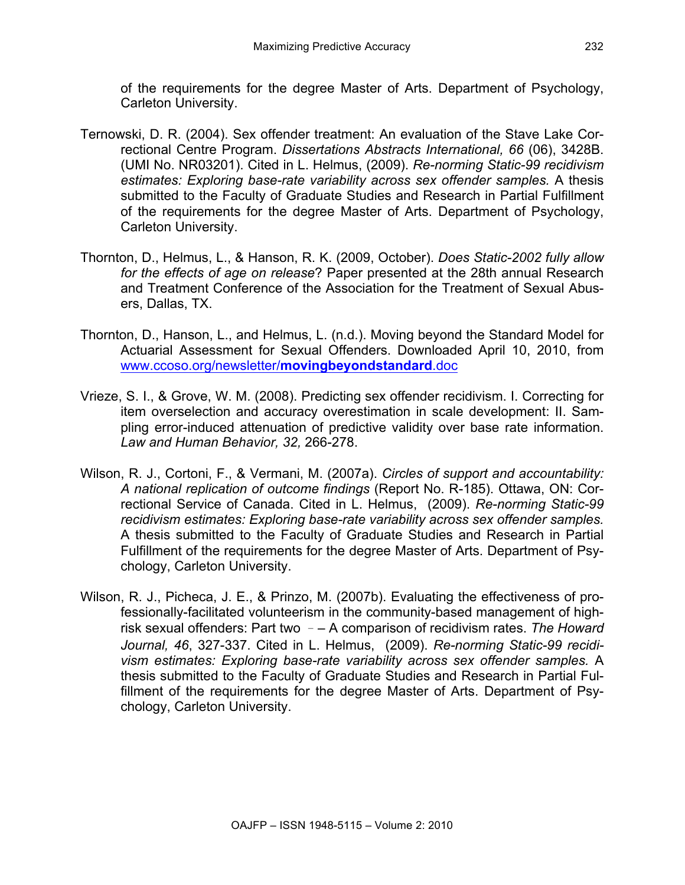of the requirements for the degree Master of Arts. Department of Psychology, Carleton University.

Ternowski, D. R. (2004). Sex offender treatment: An evaluation of the Stave Lake Correctional Centre Program. *Dissertations Abstracts International, 66* (06), 3428B. (UMI No. NR03201). Cited in L. Helmus, (2009). *Re-norming Static-99 recidivism estimates: Exploring base-rate variability across sex offender samples.* A thesis submitted to the Faculty of Graduate Studies and Research in Partial Fulfillment of the requirements for the degree Master of Arts. Department of Psychology, Carleton University.

Thornton, D., Helmus, L., & Hanson, R. K. (2009, October). *Does Static-2002 fully allow for the effects of age on release*? Paper presented at the 28th annual Research and Treatment Conference of the Association for the Treatment of Sexual Abusers, Dallas, TX.

Thornton, D., Hanson, L., and Helmus, L. (n.d.). Moving beyond the Standard Model for Actuarial Assessment for Sexual Offenders. Downloaded April 10, 2010, from www.ccoso.org/newsletter/**movingbeyondstandard**.doc

Vrieze, S. I., & Grove, W. M. (2008). Predicting sex offender recidivism. I. Correcting for item overselection and accuracy overestimation in scale development: II. Sampling error-induced attenuation of predictive validity over base rate information. *Law and Human Behavior, 32,* 266-278.

Wilson, R. J., Cortoni, F., & Vermani, M. (2007a). *Circles of support and accountability: A national replication of outcome findings* (Report No. R-185). Ottawa, ON: Correctional Service of Canada. Cited in L. Helmus, (2009). *Re-norming Static-99 recidivism estimates: Exploring base-rate variability across sex offender samples.* A thesis submitted to the Faculty of Graduate Studies and Research in Partial Fulfillment of the requirements for the degree Master of Arts. Department of Psychology, Carleton University.

Wilson, R. J., Picheca, J. E., & Prinzo, M. (2007b). Evaluating the effectiveness of professionally-facilitated volunteerism in the community-based management of high-risk sexual offenders: Part two – – A comparison of recidivism rates. *The Howard Journal, 46*, 327-337. Cited in L. Helmus, (2009). *Re-norming Static-99 recidivism estimates: Exploring base-rate variability across sex offender samples.* A thesis submitted to the Faculty of Graduate Studies and Research in Partial Fulfillment of the requirements for the degree Master of Arts. Department of Psychology, Carleton University.